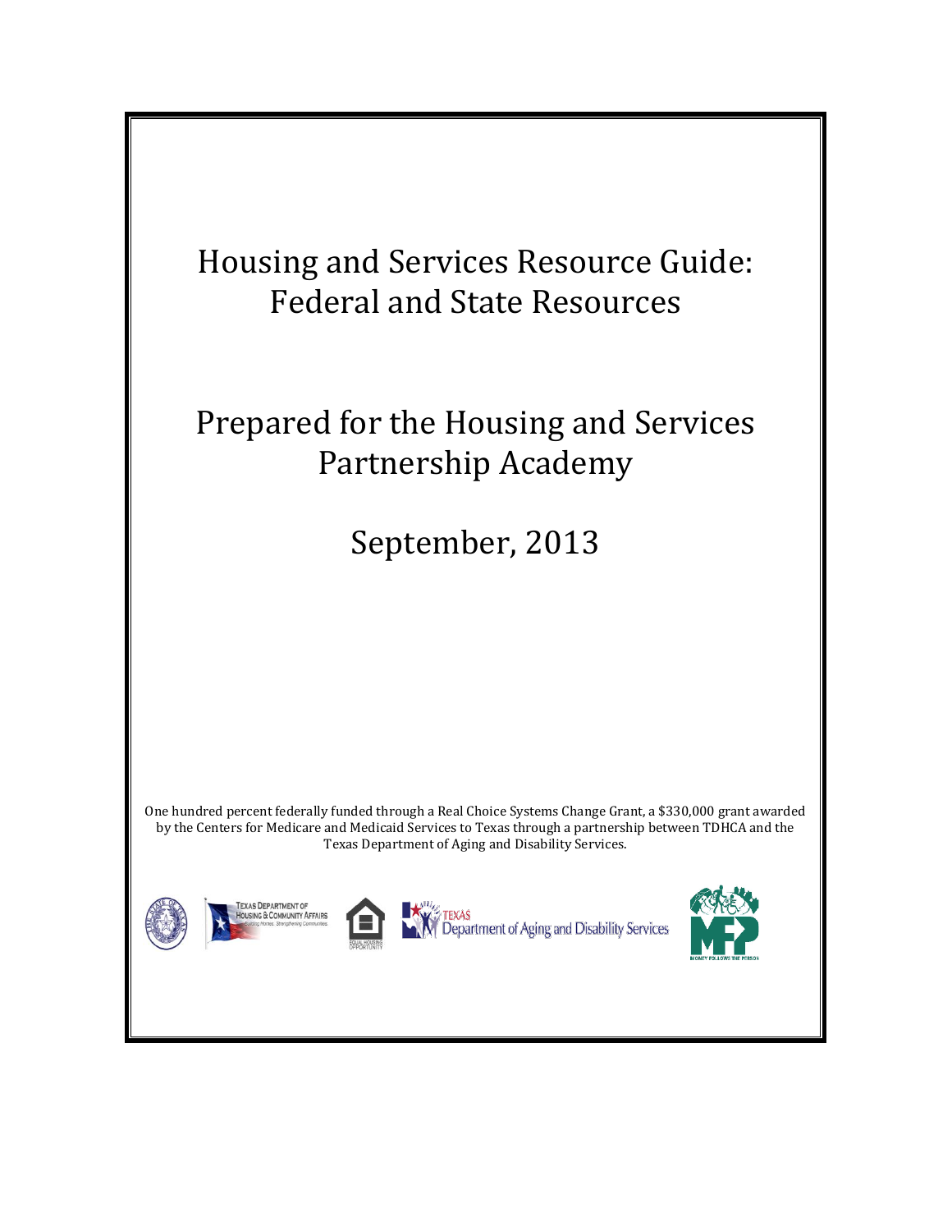# Housing and Services Resource Guide: Federal and State Resources

## Prepared for the Housing and Services Partnership Academy

## September, 2013

One hundred percent federally funded through a Real Choice Systems Change Grant, a $330,000 grant awarded by the Centers for Medicare and Medicaid Services to Texas through a partnership between TDHCA and the Texas Department of Aging and Disability Services.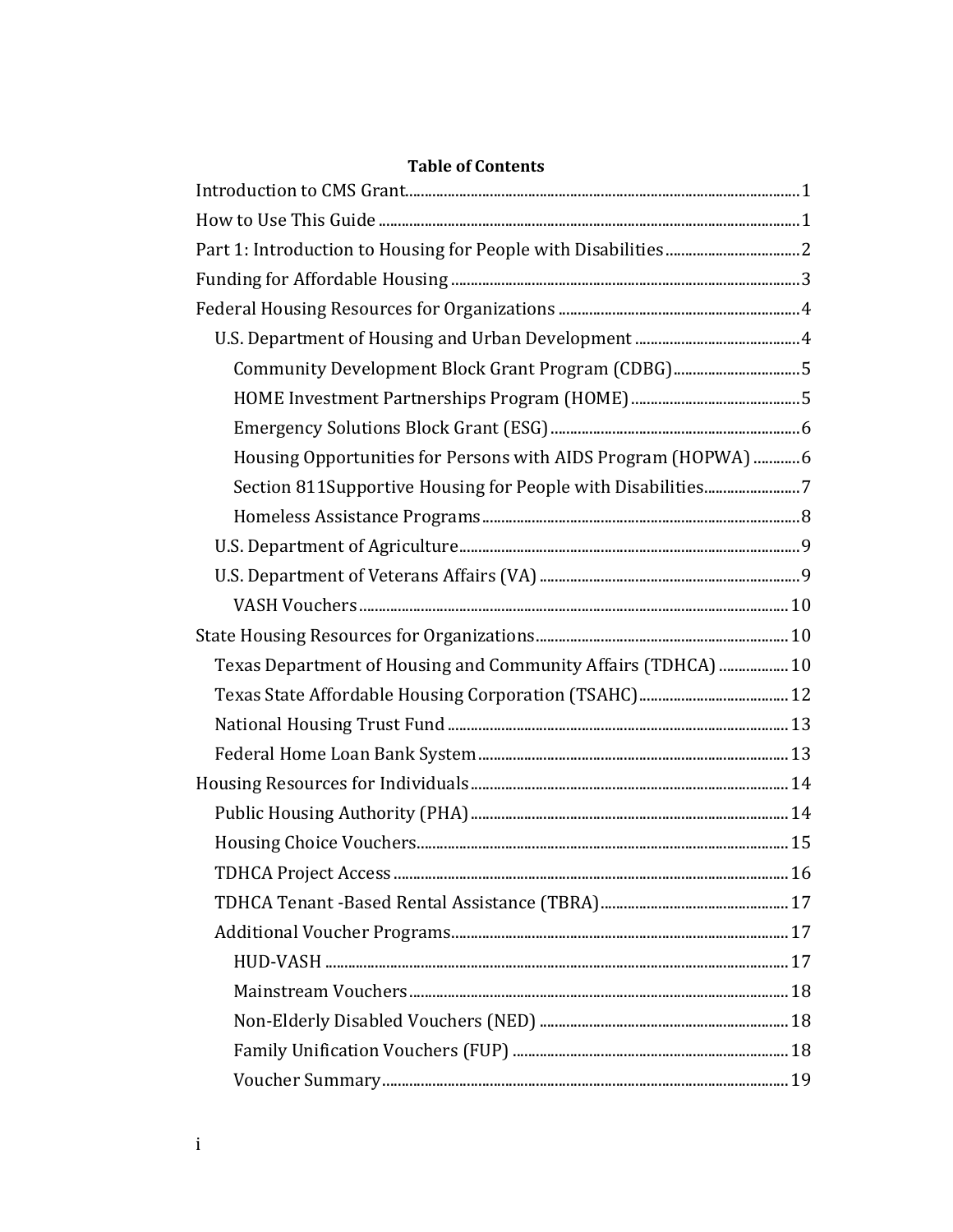**Table of Contents**

- Introduction to CMS Grant.......1
- How to Use This Guide.......1
- Part 1: Introduction to Housing for People with Disabilities.......2
- Funding for Affordable Housing.......3
- Federal Housing Resources for Organizations.......4
  - U.S. Department of Housing and Urban Development.......4
    - Community Development Block Grant Program (CDBG).......5
    - HOME Investment Partnerships Program (HOME).......5
    - Emergency Solutions Block Grant (ESG).......6
    - Housing Opportunities for Persons with AIDS Program (HOPWA).......6
    - Section 811Supportive Housing for People with Disabilities.......7
    - Homeless Assistance Programs.......8
  - U.S. Department of Agriculture.......9
  - U.S. Department of Veterans Affairs (VA).......9
    - VASH Vouchers.......10
- State Housing Resources for Organizations.......10
  - Texas Department of Housing and Community Affairs (TDHCA).......10
  - Texas State Affordable Housing Corporation (TSAHC).......12
  - National Housing Trust Fund.......13
  - Federal Home Loan Bank System.......13
- Housing Resources for Individuals.......14
  - Public Housing Authority (PHA).......14
  - Housing Choice Vouchers.......15
  - TDHCA Project Access.......16
  - TDHCA Tenant -Based Rental Assistance (TBRA).......17
  - Additional Voucher Programs.......17
    - HUD-VASH.......17
    - Mainstream Vouchers.......18
    - Non-Elderly Disabled Vouchers (NED).......18
    - Family Unification Vouchers (FUP).......18
    - Voucher Summary.......19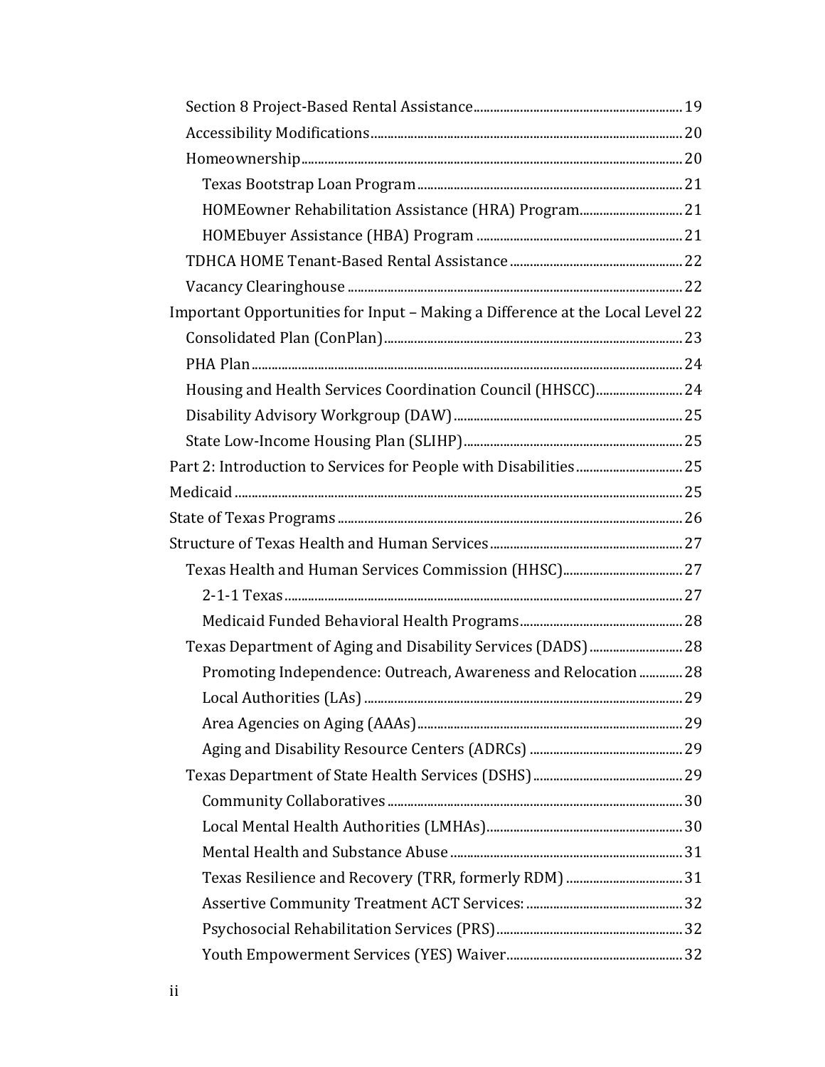- Section 8 Project-Based Rental Assistance ... 19
- Accessibility Modifications ... 20
- Homeownership ... 20
  - Texas Bootstrap Loan Program ... 21
  - HOMEowner Rehabilitation Assistance (HRA) Program ... 21
  - HOMEbuyer Assistance (HBA) Program ... 21
- TDHCA HOME Tenant-Based Rental Assistance ... 22
- Vacancy Clearinghouse ... 22

Important Opportunities for Input – Making a Difference at the Local Level 22

- Consolidated Plan (ConPlan) ... 23
- PHA Plan ... 24
- Housing and Health Services Coordination Council (HHSCC) ... 24
- Disability Advisory Workgroup (DAW) ... 25
- State Low-Income Housing Plan (SLIHP) ... 25

Part 2: Introduction to Services for People with Disabilities ... 25

Medicaid ... 25

State of Texas Programs ... 26

Structure of Texas Health and Human Services ... 27

- Texas Health and Human Services Commission (HHSC) ... 27
  - 2-1-1 Texas ... 27
  - Medicaid Funded Behavioral Health Programs ... 28
- Texas Department of Aging and Disability Services (DADS) ... 28
  - Promoting Independence: Outreach, Awareness and Relocation ... 28
  - Local Authorities (LAs) ... 29
  - Area Agencies on Aging (AAAs) ... 29
  - Aging and Disability Resource Centers (ADRCs) ... 29
- Texas Department of State Health Services (DSHS) ... 29
  - Community Collaboratives ... 30
  - Local Mental Health Authorities (LMHAs) ... 30
  - Mental Health and Substance Abuse ... 31
  - Texas Resilience and Recovery (TRR, formerly RDM) ... 31
  - Assertive Community Treatment ACT Services: ... 32
  - Psychosocial Rehabilitation Services (PRS) ... 32
  - Youth Empowerment Services (YES) Waiver ... 32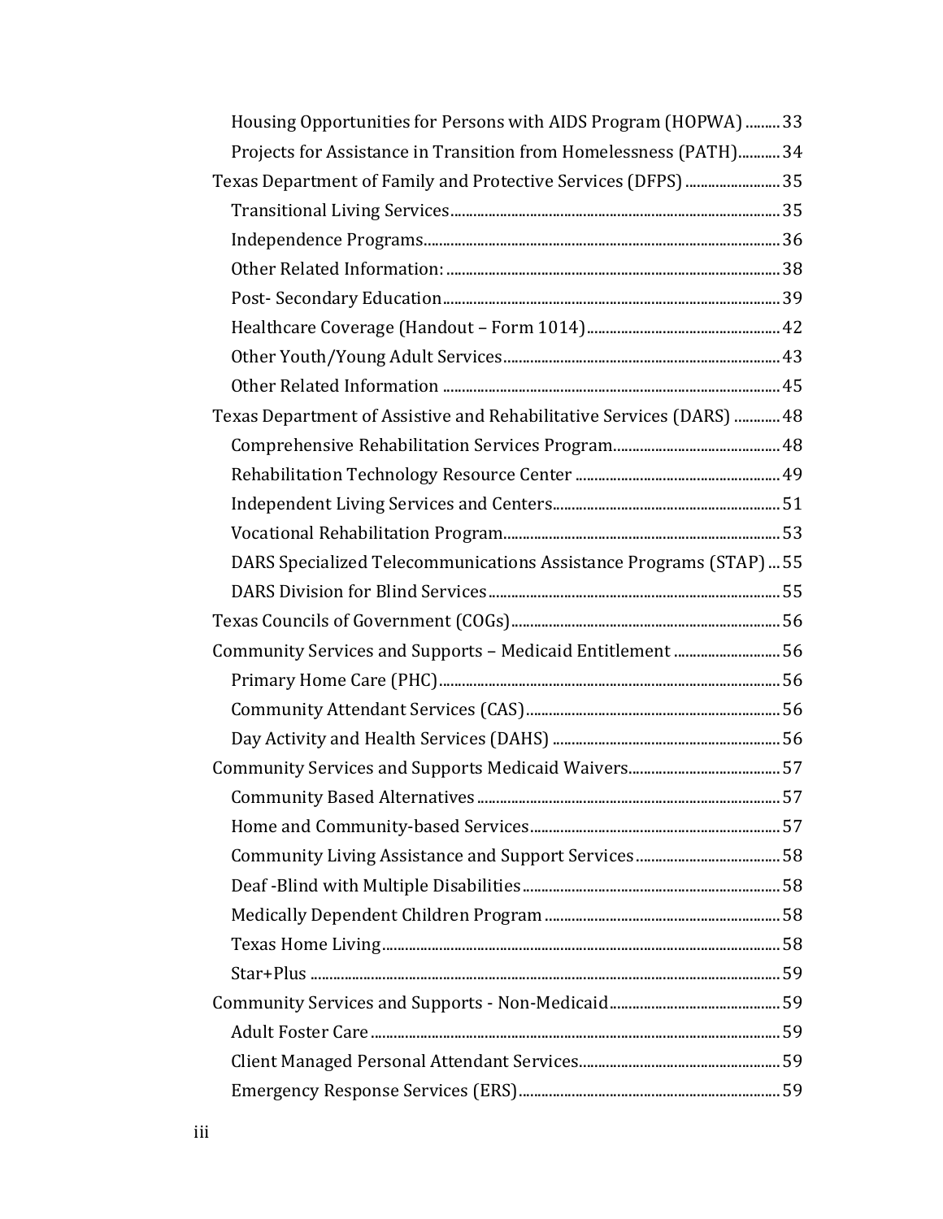- Housing Opportunities for Persons with AIDS Program (HOPWA) ......... 33
- Projects for Assistance in Transition from Homelessness (PATH)........... 34

Texas Department of Family and Protective Services (DFPS) ......................... 35

- Transitional Living Services ..................................................................................... 35
- Independence Programs............................................................................................ 36
- Other Related Information: ...................................................................................... 38
- Post- Secondary Education....................................................................................... 39
- Healthcare Coverage (Handout – Form 1014)................................................. 42
- Other Youth/Young Adult Services........................................................................ 43
- Other Related Information ....................................................................................... 45

Texas Department of Assistive and Rehabilitative Services (DARS) ............ 48

- Comprehensive Rehabilitation Services Program.......................................... 48
- Rehabilitation Technology Resource Center ..................................................... 49
- Independent Living Services and Centers.......................................................... 51
- Vocational Rehabilitation Program...................................................................... 53
- DARS Specialized Telecommunications Assistance Programs (STAP) ... 55
- DARS Division for Blind Services ........................................................................... 55

Texas Councils of Government (COGs)..................................................................... 56

Community Services and Supports – Medicaid Entitlement ........................... 56

- Primary Home Care (PHC)........................................................................................ 56
- Community Attendant Services (CAS).................................................................. 56
- Day Activity and Health Services (DAHS) .......................................................... 56

Community Services and Supports Medicaid Waivers........................................ 57

- Community Based Alternatives .............................................................................. 57
- Home and Community-based Services................................................................. 57
- Community Living Assistance and Support Services..................................... 58
- Deaf -Blind with Multiple Disabilities.................................................................. 58
- Medically Dependent Children Program ............................................................ 58
- Texas Home Living...................................................................................................... 58
- Star+Plus ......................................................................................................................... 59

Community Services and Supports - Non-Medicaid............................................ 59

- Adult Foster Care......................................................................................................... 59
- Client Managed Personal Attendant Services................................................... 59
- Emergency Response Services (ERS).................................................................. 59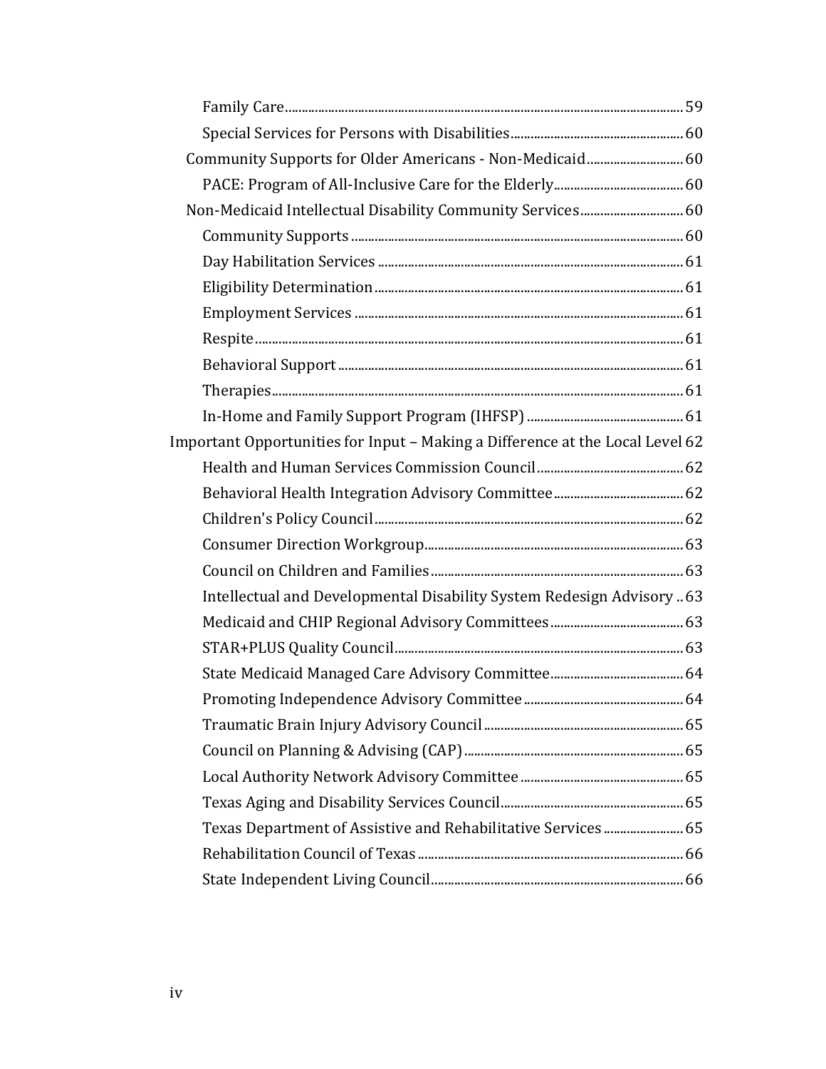- Family Care 59
- Special Services for Persons with Disabilities 60

Community Supports for Older Americans - Non-Medicaid 60

- PACE: Program of All-Inclusive Care for the Elderly 60

Non-Medicaid Intellectual Disability Community Services 60

- Community Supports 60
- Day Habilitation Services 61
- Eligibility Determination 61
- Employment Services 61
- Respite 61
- Behavioral Support 61
- Therapies 61
- In-Home and Family Support Program (IHFSP) 61

Important Opportunities for Input – Making a Difference at the Local Level 62

- Health and Human Services Commission Council 62
- Behavioral Health Integration Advisory Committee 62
- Children's Policy Council 62
- Consumer Direction Workgroup 63
- Council on Children and Families 63
- Intellectual and Developmental Disability System Redesign Advisory 63
- Medicaid and CHIP Regional Advisory Committees 63
- STAR+PLUS Quality Council 63
- State Medicaid Managed Care Advisory Committee 64
- Promoting Independence Advisory Committee 64
- Traumatic Brain Injury Advisory Council 65
- Council on Planning & Advising (CAP) 65
- Local Authority Network Advisory Committee 65
- Texas Aging and Disability Services Council 65
- Texas Department of Assistive and Rehabilitative Services 65
- Rehabilitation Council of Texas 66
- State Independent Living Council 66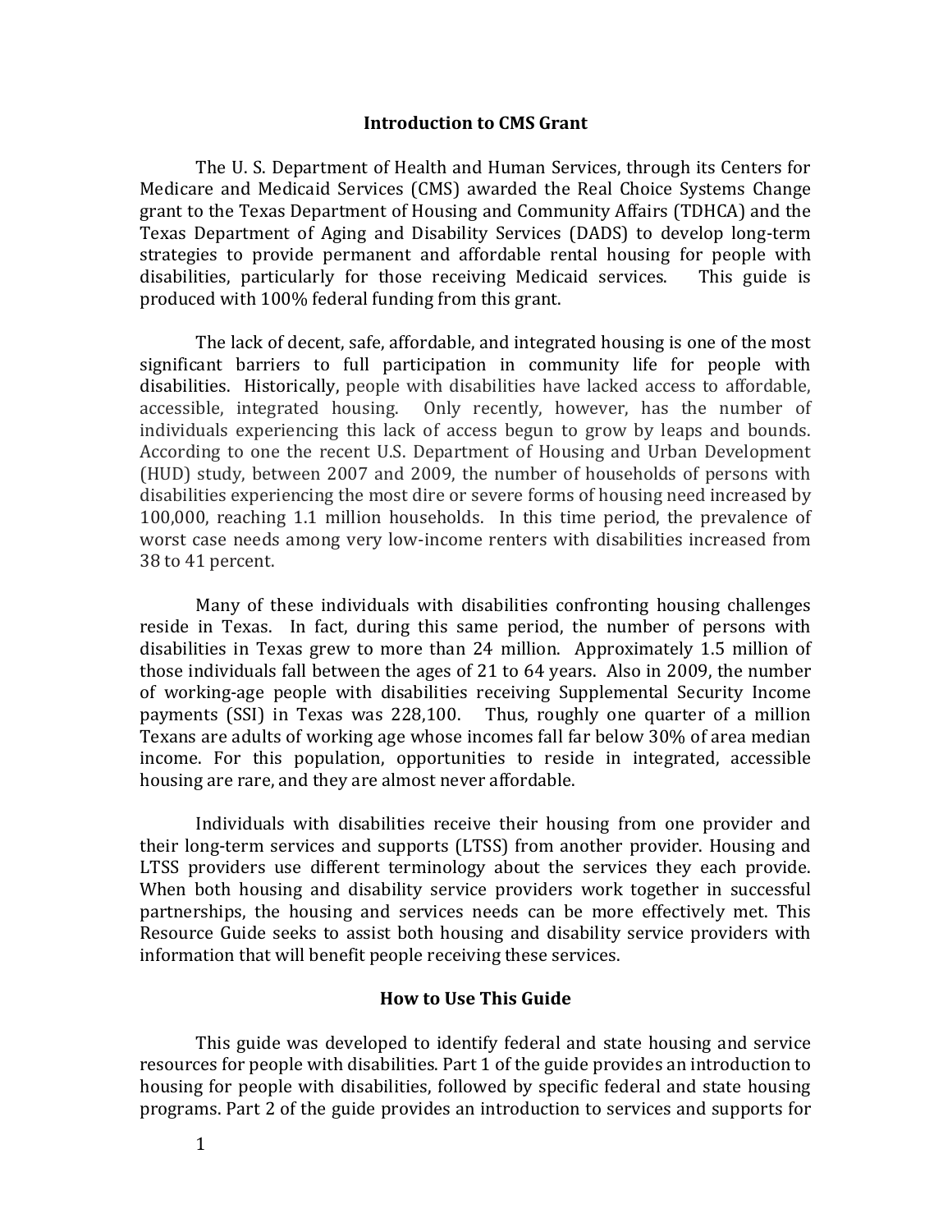## Introduction to CMS Grant

The U. S. Department of Health and Human Services, through its Centers for Medicare and Medicaid Services (CMS) awarded the Real Choice Systems Change grant to the Texas Department of Housing and Community Affairs (TDHCA) and the Texas Department of Aging and Disability Services (DADS) to develop long-term strategies to provide permanent and affordable rental housing for people with disabilities, particularly for those receiving Medicaid services. This guide is produced with 100% federal funding from this grant.

The lack of decent, safe, affordable, and integrated housing is one of the most significant barriers to full participation in community life for people with disabilities. Historically, people with disabilities have lacked access to affordable, accessible, integrated housing. Only recently, however, has the number of individuals experiencing this lack of access begun to grow by leaps and bounds. According to one the recent U.S. Department of Housing and Urban Development (HUD) study, between 2007 and 2009, the number of households of persons with disabilities experiencing the most dire or severe forms of housing need increased by 100,000, reaching 1.1 million households. In this time period, the prevalence of worst case needs among very low-income renters with disabilities increased from 38 to 41 percent.

Many of these individuals with disabilities confronting housing challenges reside in Texas. In fact, during this same period, the number of persons with disabilities in Texas grew to more than 24 million. Approximately 1.5 million of those individuals fall between the ages of 21 to 64 years. Also in 2009, the number of working-age people with disabilities receiving Supplemental Security Income payments (SSI) in Texas was 228,100. Thus, roughly one quarter of a million Texans are adults of working age whose incomes fall far below 30% of area median income. For this population, opportunities to reside in integrated, accessible housing are rare, and they are almost never affordable.

Individuals with disabilities receive their housing from one provider and their long-term services and supports (LTSS) from another provider. Housing and LTSS providers use different terminology about the services they each provide. When both housing and disability service providers work together in successful partnerships, the housing and services needs can be more effectively met. This Resource Guide seeks to assist both housing and disability service providers with information that will benefit people receiving these services.

## How to Use This Guide

This guide was developed to identify federal and state housing and service resources for people with disabilities. Part 1 of the guide provides an introduction to housing for people with disabilities, followed by specific federal and state housing programs. Part 2 of the guide provides an introduction to services and supports for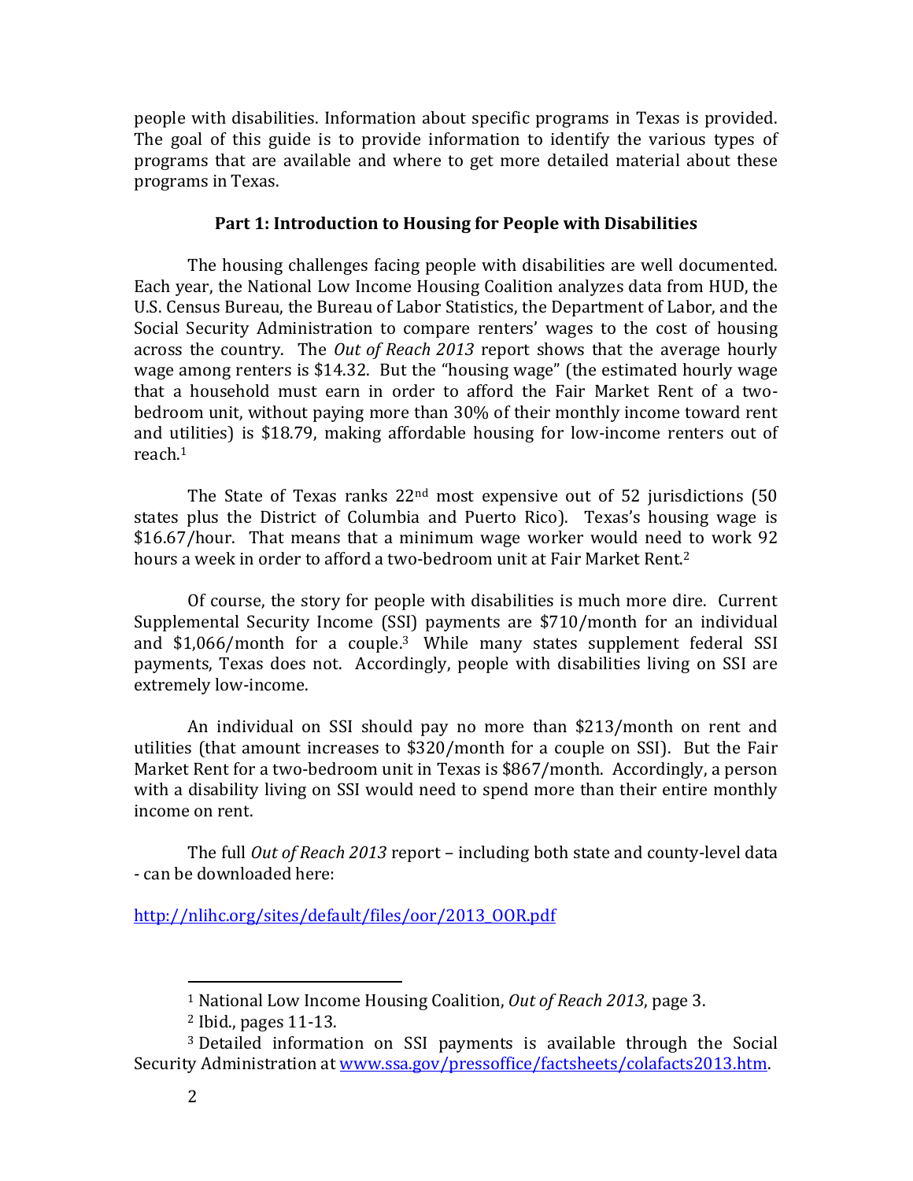people with disabilities. Information about specific programs in Texas is provided. The goal of this guide is to provide information to identify the various types of programs that are available and where to get more detailed material about these programs in Texas.

## Part 1: Introduction to Housing for People with Disabilities

The housing challenges facing people with disabilities are well documented. Each year, the National Low Income Housing Coalition analyzes data from HUD, the U.S. Census Bureau, the Bureau of Labor Statistics, the Department of Labor, and the Social Security Administration to compare renters' wages to the cost of housing across the country. The *Out of Reach 2013* report shows that the average hourly wage among renters is $14.32. But the "housing wage" (the estimated hourly wage that a household must earn in order to afford the Fair Market Rent of a two-bedroom unit, without paying more than 30% of their monthly income toward rent and utilities) is $18.79, making affordable housing for low-income renters out of reach.[1]

The State of Texas ranks 22nd most expensive out of 52 jurisdictions (50 states plus the District of Columbia and Puerto Rico). Texas's housing wage is $16.67/hour. That means that a minimum wage worker would need to work 92 hours a week in order to afford a two-bedroom unit at Fair Market Rent.[2]

Of course, the story for people with disabilities is much more dire. Current Supplemental Security Income (SSI) payments are $710/month for an individual and $1,066/month for a couple.[3] While many states supplement federal SSI payments, Texas does not. Accordingly, people with disabilities living on SSI are extremely low-income.

An individual on SSI should pay no more than $213/month on rent and utilities (that amount increases to $320/month for a couple on SSI). But the Fair Market Rent for a two-bedroom unit in Texas is $867/month. Accordingly, a person with a disability living on SSI would need to spend more than their entire monthly income on rent.

The full *Out of Reach 2013* report – including both state and county-level data - can be downloaded here:

http://nlihc.org/sites/default/files/oor/2013_OOR.pdf

---

[1] National Low Income Housing Coalition, *Out of Reach 2013*, page 3.

[2] Ibid., pages 11-13.

[3] Detailed information on SSI payments is available through the Social Security Administration at www.ssa.gov/pressoffice/factsheets/colafacts2013.htm.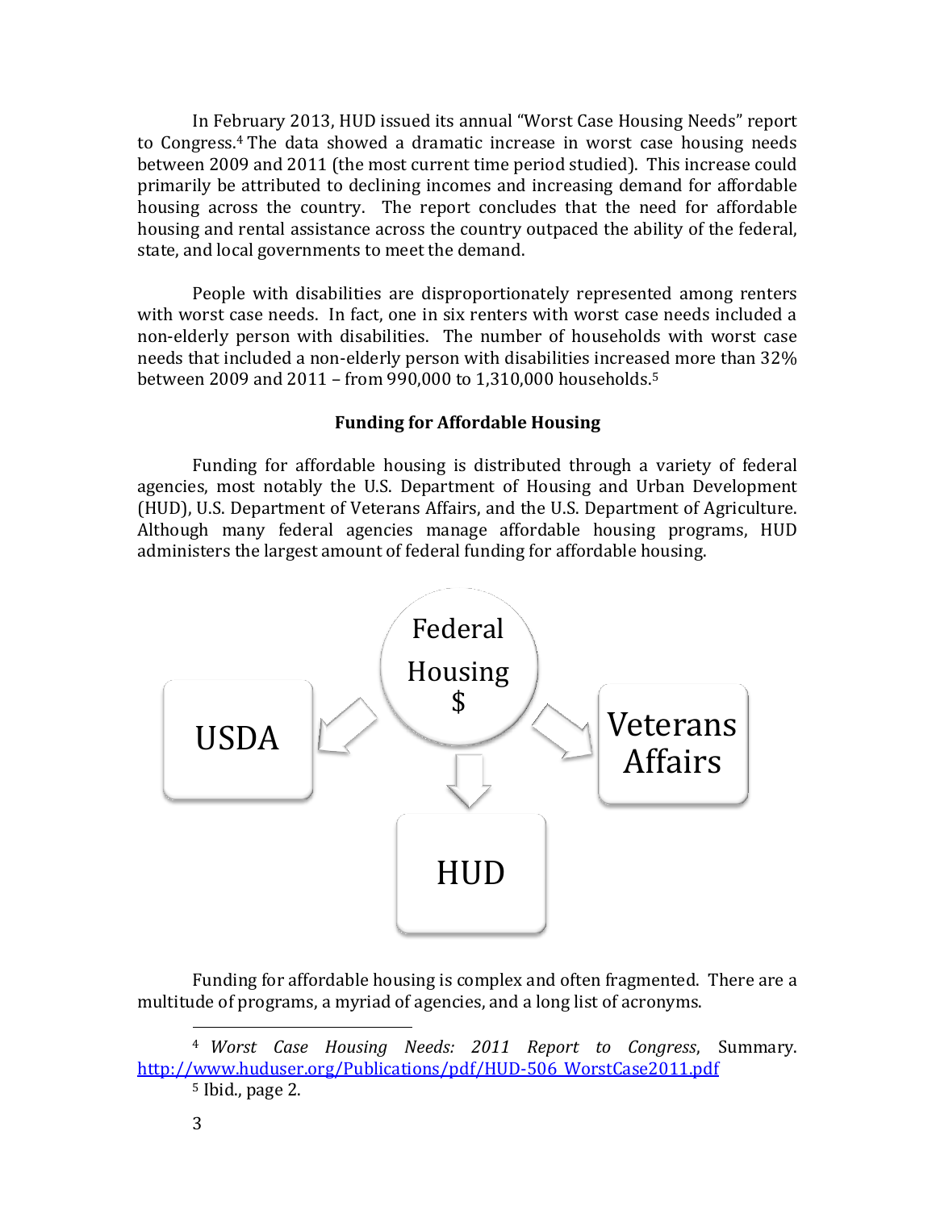In February 2013, HUD issued its annual "Worst Case Housing Needs" report to Congress.[4] The data showed a dramatic increase in worst case housing needs between 2009 and 2011 (the most current time period studied). This increase could primarily be attributed to declining incomes and increasing demand for affordable housing across the country. The report concludes that the need for affordable housing and rental assistance across the country outpaced the ability of the federal, state, and local governments to meet the demand.

People with disabilities are disproportionately represented among renters with worst case needs. In fact, one in six renters with worst case needs included a non-elderly person with disabilities. The number of households with worst case needs that included a non-elderly person with disabilities increased more than 32% between 2009 and 2011 – from 990,000 to 1,310,000 households.[5]

### Funding for Affordable Housing

Funding for affordable housing is distributed through a variety of federal agencies, most notably the U.S. Department of Housing and Urban Development (HUD), U.S. Department of Veterans Affairs, and the U.S. Department of Agriculture. Although many federal agencies manage affordable housing programs, HUD administers the largest amount of federal funding for affordable housing.

Federal Housing $

USDA

Veterans Affairs

HUD

Funding for affordable housing is complex and often fragmented. There are a multitude of programs, a myriad of agencies, and a long list of acronyms.

---

[4] *Worst Case Housing Needs: 2011 Report to Congress*, Summary. http://www.huduser.org/Publications/pdf/HUD-506_WorstCase2011.pdf

[5] Ibid., page 2.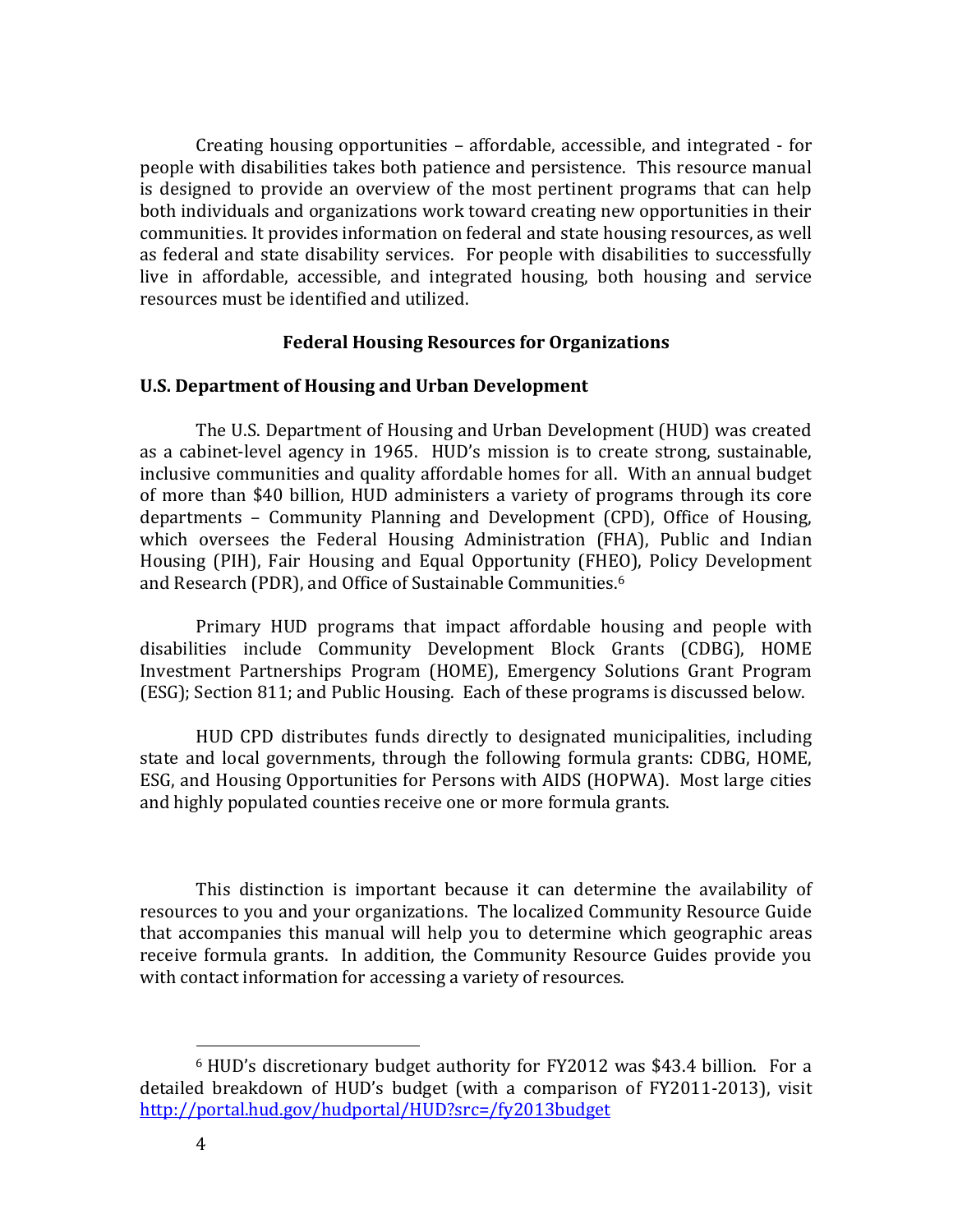Creating housing opportunities – affordable, accessible, and integrated - for people with disabilities takes both patience and persistence. This resource manual is designed to provide an overview of the most pertinent programs that can help both individuals and organizations work toward creating new opportunities in their communities. It provides information on federal and state housing resources, as well as federal and state disability services. For people with disabilities to successfully live in affordable, accessible, and integrated housing, both housing and service resources must be identified and utilized.

## Federal Housing Resources for Organizations

### U.S. Department of Housing and Urban Development

The U.S. Department of Housing and Urban Development (HUD) was created as a cabinet-level agency in 1965. HUD's mission is to create strong, sustainable, inclusive communities and quality affordable homes for all. With an annual budget of more than $40 billion, HUD administers a variety of programs through its core departments – Community Planning and Development (CPD), Office of Housing, which oversees the Federal Housing Administration (FHA), Public and Indian Housing (PIH), Fair Housing and Equal Opportunity (FHEO), Policy Development and Research (PDR), and Office of Sustainable Communities.[6]

Primary HUD programs that impact affordable housing and people with disabilities include Community Development Block Grants (CDBG), HOME Investment Partnerships Program (HOME), Emergency Solutions Grant Program (ESG); Section 811; and Public Housing. Each of these programs is discussed below.

HUD CPD distributes funds directly to designated municipalities, including state and local governments, through the following formula grants: CDBG, HOME, ESG, and Housing Opportunities for Persons with AIDS (HOPWA). Most large cities and highly populated counties receive one or more formula grants.

This distinction is important because it can determine the availability of resources to you and your organizations. The localized Community Resource Guide that accompanies this manual will help you to determine which geographic areas receive formula grants. In addition, the Community Resource Guides provide you with contact information for accessing a variety of resources.

---

[6] HUD's discretionary budget authority for FY2012 was $43.4 billion. For a detailed breakdown of HUD's budget (with a comparison of FY2011-2013), visit http://portal.hud.gov/hudportal/HUD?src=/fy2013budget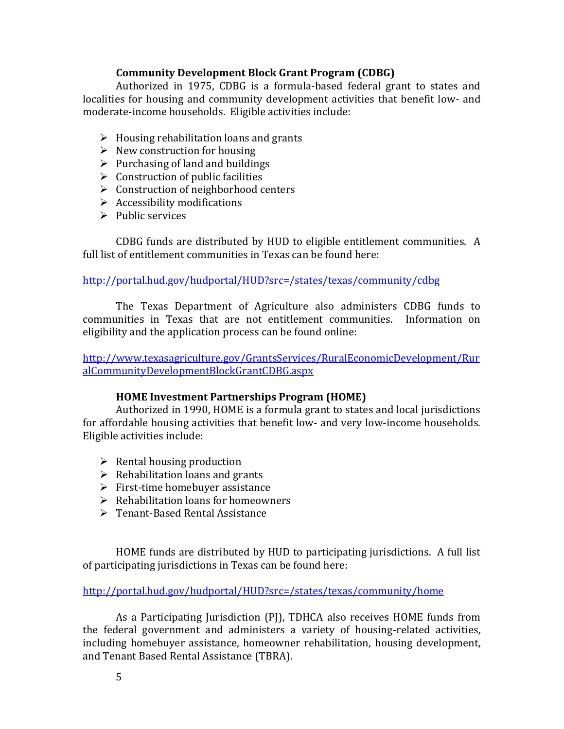### Community Development Block Grant Program (CDBG)

Authorized in 1975, CDBG is a formula-based federal grant to states and localities for housing and community development activities that benefit low- and moderate-income households. Eligible activities include:

- Housing rehabilitation loans and grants
- New construction for housing
- Purchasing of land and buildings
- Construction of public facilities
- Construction of neighborhood centers
- Accessibility modifications
- Public services

CDBG funds are distributed by HUD to eligible entitlement communities. A full list of entitlement communities in Texas can be found here:

http://portal.hud.gov/hudportal/HUD?src=/states/texas/community/cdbg

The Texas Department of Agriculture also administers CDBG funds to communities in Texas that are not entitlement communities. Information on eligibility and the application process can be found online:

http://www.texasagriculture.gov/GrantsServices/RuralEconomicDevelopment/RuralCommunityDevelopmentBlockGrantCDBG.aspx

### HOME Investment Partnerships Program (HOME)

Authorized in 1990, HOME is a formula grant to states and local jurisdictions for affordable housing activities that benefit low- and very low-income households. Eligible activities include:

- Rental housing production
- Rehabilitation loans and grants
- First-time homebuyer assistance
- Rehabilitation loans for homeowners
- Tenant-Based Rental Assistance

HOME funds are distributed by HUD to participating jurisdictions. A full list of participating jurisdictions in Texas can be found here:

http://portal.hud.gov/hudportal/HUD?src=/states/texas/community/home

As a Participating Jurisdiction (PJ), TDHCA also receives HOME funds from the federal government and administers a variety of housing-related activities, including homebuyer assistance, homeowner rehabilitation, housing development, and Tenant Based Rental Assistance (TBRA).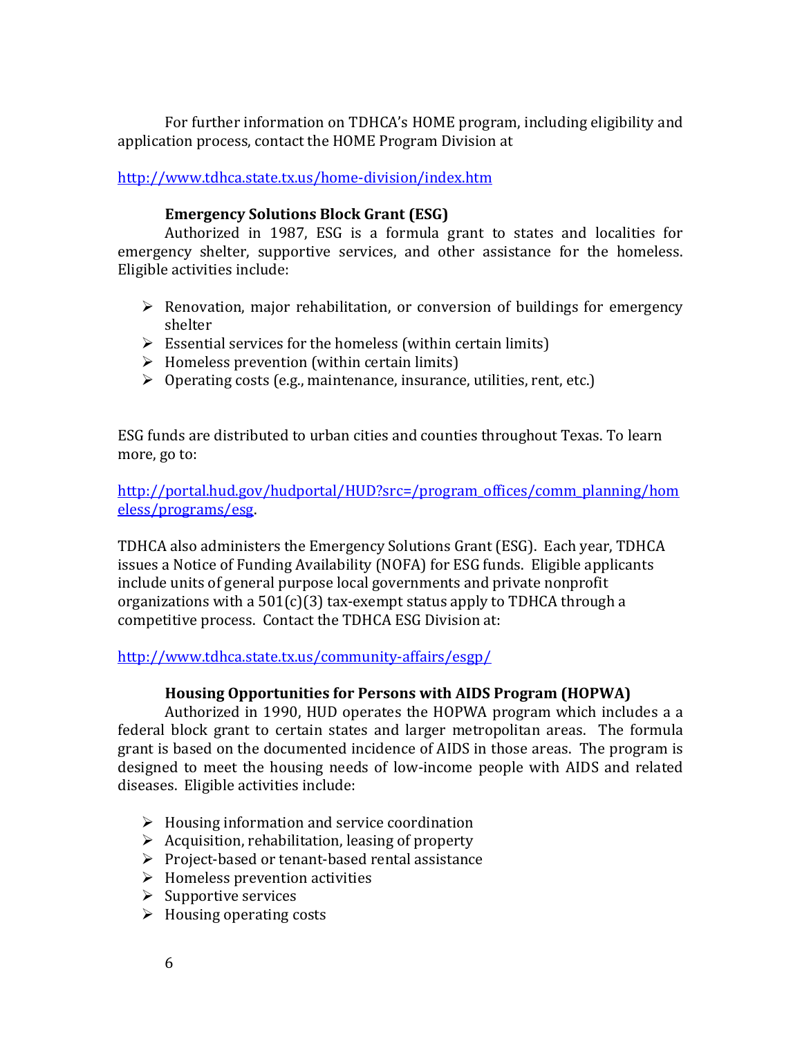For further information on TDHCA's HOME program, including eligibility and application process, contact the HOME Program Division at

http://www.tdhca.state.tx.us/home-division/index.htm

### Emergency Solutions Block Grant (ESG)

Authorized in 1987, ESG is a formula grant to states and localities for emergency shelter, supportive services, and other assistance for the homeless. Eligible activities include:

- Renovation, major rehabilitation, or conversion of buildings for emergency shelter
- Essential services for the homeless (within certain limits)
- Homeless prevention (within certain limits)
- Operating costs (e.g., maintenance, insurance, utilities, rent, etc.)

ESG funds are distributed to urban cities and counties throughout Texas. To learn more, go to:

http://portal.hud.gov/hudportal/HUD?src=/program_offices/comm_planning/homeless/programs/esg.

TDHCA also administers the Emergency Solutions Grant (ESG). Each year, TDHCA issues a Notice of Funding Availability (NOFA) for ESG funds. Eligible applicants include units of general purpose local governments and private nonprofit organizations with a 501(c)(3) tax-exempt status apply to TDHCA through a competitive process. Contact the TDHCA ESG Division at:

http://www.tdhca.state.tx.us/community-affairs/esgp/

### Housing Opportunities for Persons with AIDS Program (HOPWA)

Authorized in 1990, HUD operates the HOPWA program which includes a a federal block grant to certain states and larger metropolitan areas. The formula grant is based on the documented incidence of AIDS in those areas. The program is designed to meet the housing needs of low-income people with AIDS and related diseases. Eligible activities include:

- Housing information and service coordination
- Acquisition, rehabilitation, leasing of property
- Project-based or tenant-based rental assistance
- Homeless prevention activities
- Supportive services
- Housing operating costs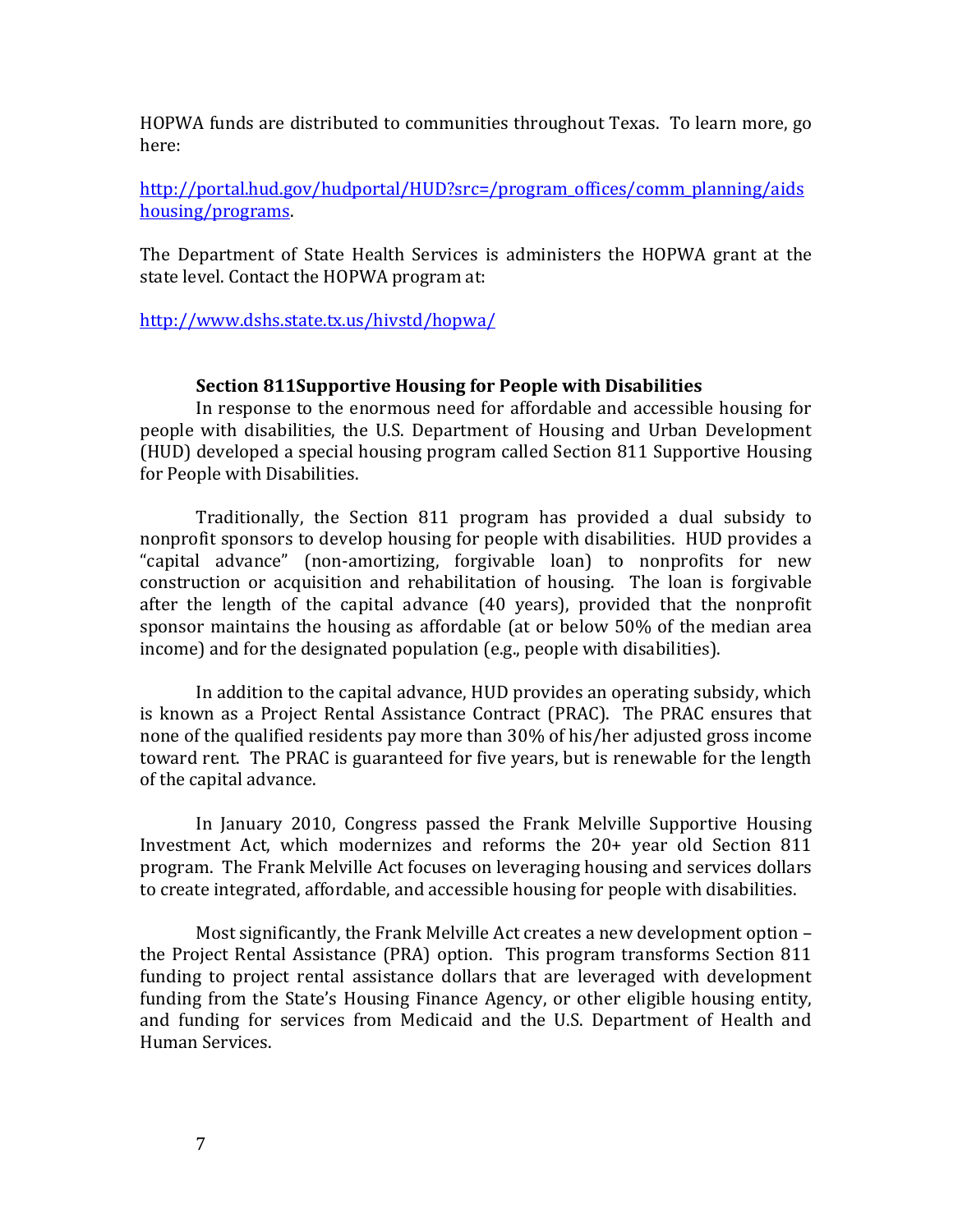HOPWA funds are distributed to communities throughout Texas. To learn more, go here:

http://portal.hud.gov/hudportal/HUD?src=/program_offices/comm_planning/aidshousing/programs.

The Department of State Health Services is administers the HOPWA grant at the state level. Contact the HOPWA program at:

http://www.dshs.state.tx.us/hivstd/hopwa/

### Section 811Supportive Housing for People with Disabilities

In response to the enormous need for affordable and accessible housing for people with disabilities, the U.S. Department of Housing and Urban Development (HUD) developed a special housing program called Section 811 Supportive Housing for People with Disabilities.

Traditionally, the Section 811 program has provided a dual subsidy to nonprofit sponsors to develop housing for people with disabilities. HUD provides a "capital advance" (non-amortizing, forgivable loan) to nonprofits for new construction or acquisition and rehabilitation of housing. The loan is forgivable after the length of the capital advance (40 years), provided that the nonprofit sponsor maintains the housing as affordable (at or below 50% of the median area income) and for the designated population (e.g., people with disabilities).

In addition to the capital advance, HUD provides an operating subsidy, which is known as a Project Rental Assistance Contract (PRAC). The PRAC ensures that none of the qualified residents pay more than 30% of his/her adjusted gross income toward rent. The PRAC is guaranteed for five years, but is renewable for the length of the capital advance.

In January 2010, Congress passed the Frank Melville Supportive Housing Investment Act, which modernizes and reforms the 20+ year old Section 811 program. The Frank Melville Act focuses on leveraging housing and services dollars to create integrated, affordable, and accessible housing for people with disabilities.

Most significantly, the Frank Melville Act creates a new development option – the Project Rental Assistance (PRA) option. This program transforms Section 811 funding to project rental assistance dollars that are leveraged with development funding from the State's Housing Finance Agency, or other eligible housing entity, and funding for services from Medicaid and the U.S. Department of Health and Human Services.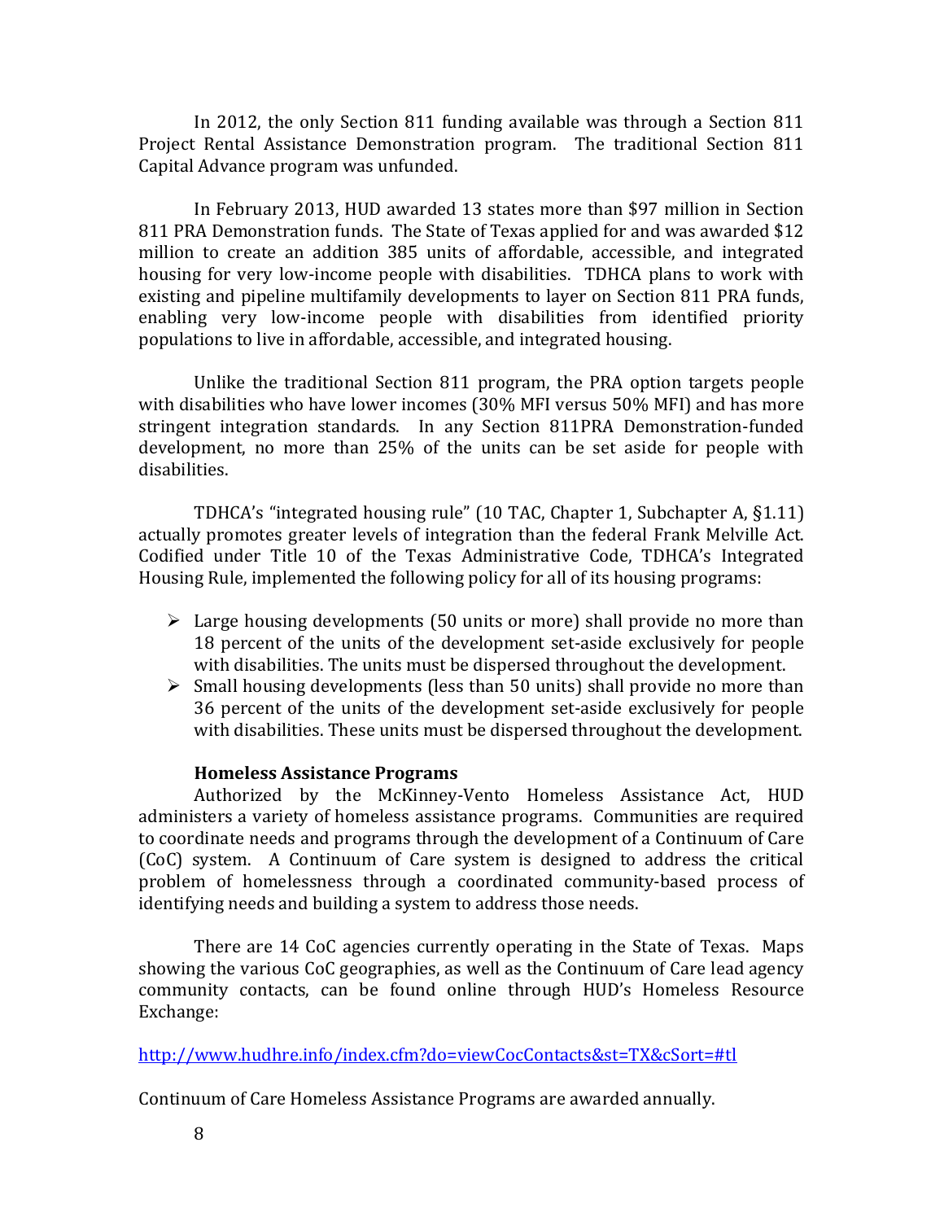In 2012, the only Section 811 funding available was through a Section 811 Project Rental Assistance Demonstration program. The traditional Section 811 Capital Advance program was unfunded.

In February 2013, HUD awarded 13 states more than $97 million in Section 811 PRA Demonstration funds. The State of Texas applied for and was awarded $12 million to create an addition 385 units of affordable, accessible, and integrated housing for very low-income people with disabilities. TDHCA plans to work with existing and pipeline multifamily developments to layer on Section 811 PRA funds, enabling very low-income people with disabilities from identified priority populations to live in affordable, accessible, and integrated housing.

Unlike the traditional Section 811 program, the PRA option targets people with disabilities who have lower incomes (30% MFI versus 50% MFI) and has more stringent integration standards. In any Section 811PRA Demonstration-funded development, no more than 25% of the units can be set aside for people with disabilities.

TDHCA's "integrated housing rule" (10 TAC, Chapter 1, Subchapter A, §1.11) actually promotes greater levels of integration than the federal Frank Melville Act. Codified under Title 10 of the Texas Administrative Code, TDHCA's Integrated Housing Rule, implemented the following policy for all of its housing programs:

- Large housing developments (50 units or more) shall provide no more than 18 percent of the units of the development set-aside exclusively for people with disabilities. The units must be dispersed throughout the development.
- Small housing developments (less than 50 units) shall provide no more than 36 percent of the units of the development set-aside exclusively for people with disabilities. These units must be dispersed throughout the development.

**Homeless Assistance Programs**

Authorized by the McKinney-Vento Homeless Assistance Act, HUD administers a variety of homeless assistance programs. Communities are required to coordinate needs and programs through the development of a Continuum of Care (CoC) system. A Continuum of Care system is designed to address the critical problem of homelessness through a coordinated community-based process of identifying needs and building a system to address those needs.

There are 14 CoC agencies currently operating in the State of Texas. Maps showing the various CoC geographies, as well as the Continuum of Care lead agency community contacts, can be found online through HUD's Homeless Resource Exchange:

http://www.hudhre.info/index.cfm?do=viewCocContacts&st=TX&cSort=#tl

Continuum of Care Homeless Assistance Programs are awarded annually.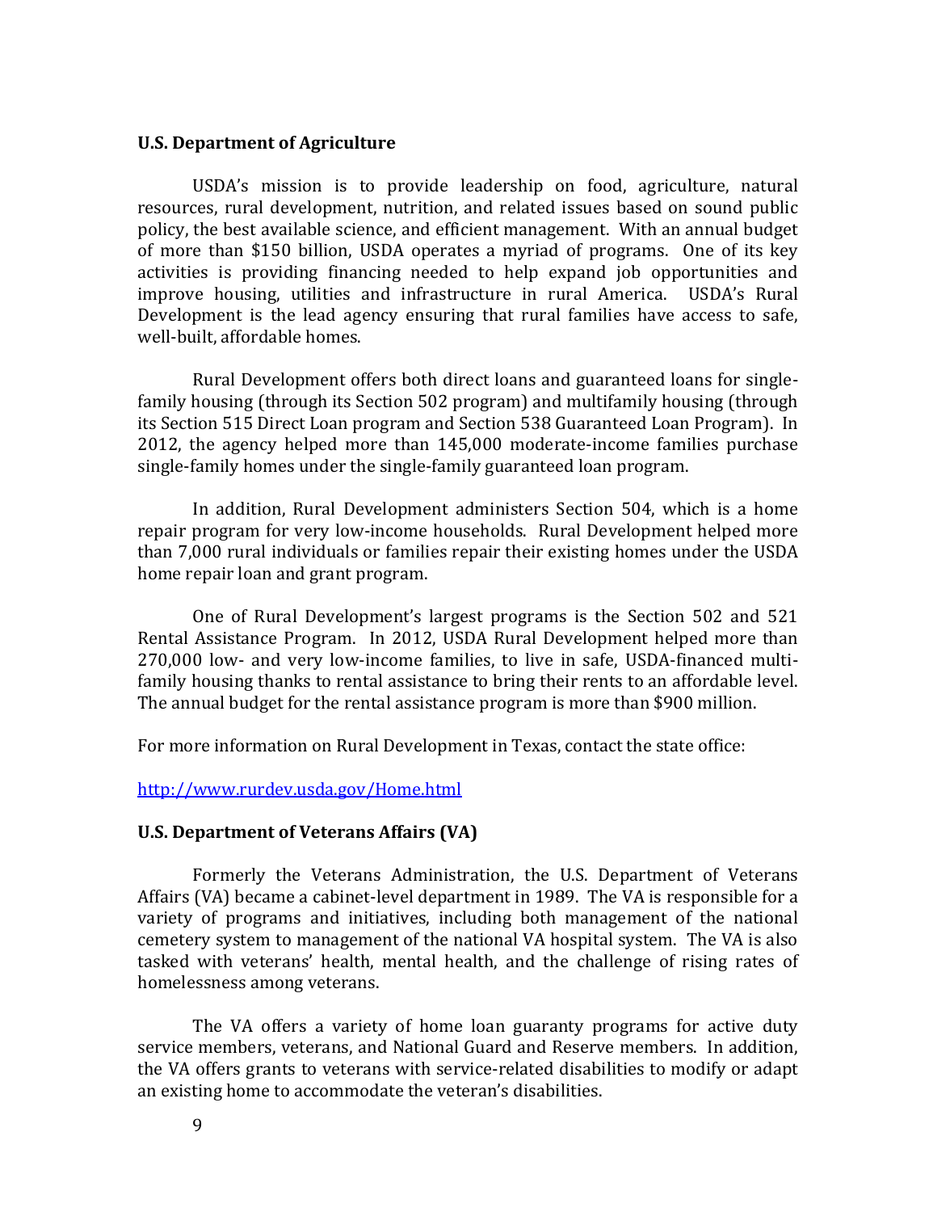**U.S. Department of Agriculture**

USDA's mission is to provide leadership on food, agriculture, natural resources, rural development, nutrition, and related issues based on sound public policy, the best available science, and efficient management. With an annual budget of more than $150 billion, USDA operates a myriad of programs. One of its key activities is providing financing needed to help expand job opportunities and improve housing, utilities and infrastructure in rural America. USDA's Rural Development is the lead agency ensuring that rural families have access to safe, well-built, affordable homes.

Rural Development offers both direct loans and guaranteed loans for single-family housing (through its Section 502 program) and multifamily housing (through its Section 515 Direct Loan program and Section 538 Guaranteed Loan Program). In 2012, the agency helped more than 145,000 moderate-income families purchase single-family homes under the single-family guaranteed loan program.

In addition, Rural Development administers Section 504, which is a home repair program for very low-income households. Rural Development helped more than 7,000 rural individuals or families repair their existing homes under the USDA home repair loan and grant program.

One of Rural Development's largest programs is the Section 502 and 521 Rental Assistance Program. In 2012, USDA Rural Development helped more than 270,000 low- and very low-income families, to live in safe, USDA-financed multi-family housing thanks to rental assistance to bring their rents to an affordable level. The annual budget for the rental assistance program is more than $900 million.

For more information on Rural Development in Texas, contact the state office:

http://www.rurdev.usda.gov/Home.html

**U.S. Department of Veterans Affairs (VA)**

Formerly the Veterans Administration, the U.S. Department of Veterans Affairs (VA) became a cabinet-level department in 1989. The VA is responsible for a variety of programs and initiatives, including both management of the national cemetery system to management of the national VA hospital system. The VA is also tasked with veterans' health, mental health, and the challenge of rising rates of homelessness among veterans.

The VA offers a variety of home loan guaranty programs for active duty service members, veterans, and National Guard and Reserve members. In addition, the VA offers grants to veterans with service-related disabilities to modify or adapt an existing home to accommodate the veteran's disabilities.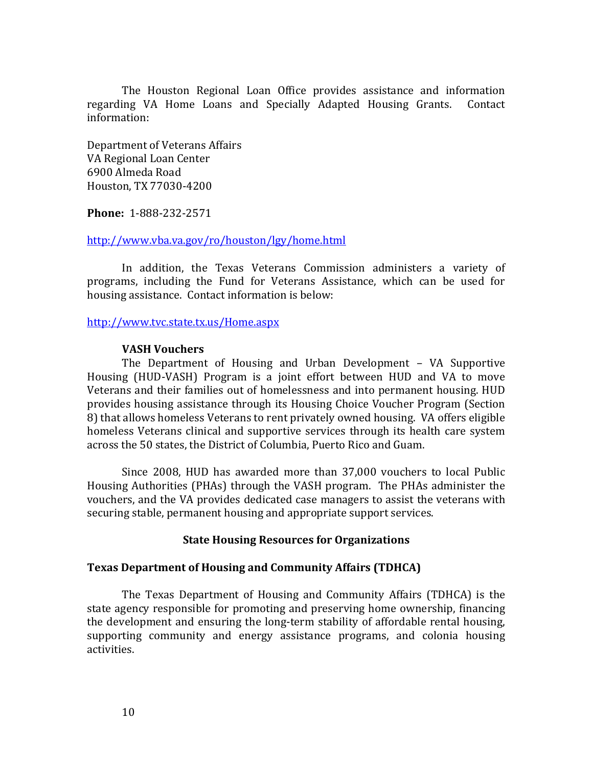The Houston Regional Loan Office provides assistance and information regarding VA Home Loans and Specially Adapted Housing Grants. Contact information:

Department of Veterans Affairs
VA Regional Loan Center
6900 Almeda Road
Houston, TX 77030-4200

**Phone:** 1-888-232-2571

http://www.vba.va.gov/ro/houston/lgy/home.html

In addition, the Texas Veterans Commission administers a variety of programs, including the Fund for Veterans Assistance, which can be used for housing assistance. Contact information is below:

http://www.tvc.state.tx.us/Home.aspx

**VASH Vouchers**

The Department of Housing and Urban Development – VA Supportive Housing (HUD-VASH) Program is a joint effort between HUD and VA to move Veterans and their families out of homelessness and into permanent housing. HUD provides housing assistance through its Housing Choice Voucher Program (Section 8) that allows homeless Veterans to rent privately owned housing. VA offers eligible homeless Veterans clinical and supportive services through its health care system across the 50 states, the District of Columbia, Puerto Rico and Guam.

Since 2008, HUD has awarded more than 37,000 vouchers to local Public Housing Authorities (PHAs) through the VASH program. The PHAs administer the vouchers, and the VA provides dedicated case managers to assist the veterans with securing stable, permanent housing and appropriate support services.

## State Housing Resources for Organizations

### Texas Department of Housing and Community Affairs (TDHCA)

The Texas Department of Housing and Community Affairs (TDHCA) is the state agency responsible for promoting and preserving home ownership, financing the development and ensuring the long-term stability of affordable rental housing, supporting community and energy assistance programs, and colonia housing activities.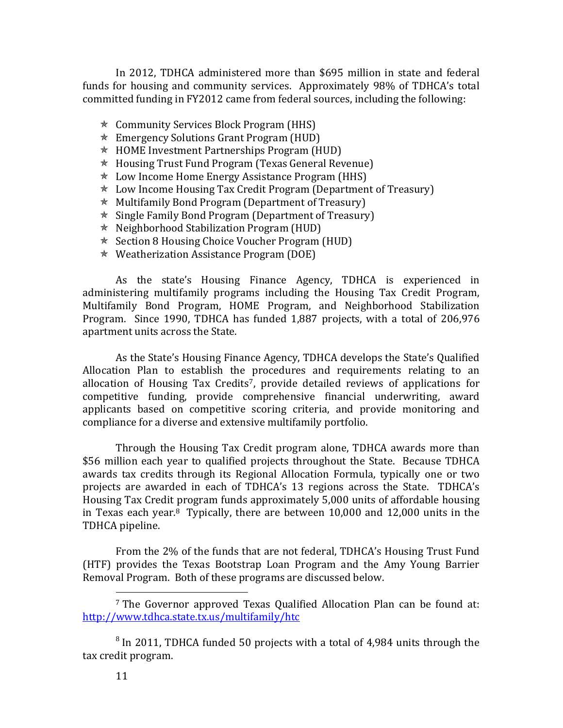In 2012, TDHCA administered more than $695 million in state and federal funds for housing and community services. Approximately 98% of TDHCA's total committed funding in FY2012 came from federal sources, including the following:

- Community Services Block Program (HHS)
- Emergency Solutions Grant Program (HUD)
- HOME Investment Partnerships Program (HUD)
- Housing Trust Fund Program (Texas General Revenue)
- Low Income Home Energy Assistance Program (HHS)
- Low Income Housing Tax Credit Program (Department of Treasury)
- Multifamily Bond Program (Department of Treasury)
- Single Family Bond Program (Department of Treasury)
- Neighborhood Stabilization Program (HUD)
- Section 8 Housing Choice Voucher Program (HUD)
- Weatherization Assistance Program (DOE)

As the state's Housing Finance Agency, TDHCA is experienced in administering multifamily programs including the Housing Tax Credit Program, Multifamily Bond Program, HOME Program, and Neighborhood Stabilization Program. Since 1990, TDHCA has funded 1,887 projects, with a total of 206,976 apartment units across the State.

As the State's Housing Finance Agency, TDHCA develops the State's Qualified Allocation Plan to establish the procedures and requirements relating to an allocation of Housing Tax Credits[7], provide detailed reviews of applications for competitive funding, provide comprehensive financial underwriting, award applicants based on competitive scoring criteria, and provide monitoring and compliance for a diverse and extensive multifamily portfolio.

Through the Housing Tax Credit program alone, TDHCA awards more than $56 million each year to qualified projects throughout the State. Because TDHCA awards tax credits through its Regional Allocation Formula, typically one or two projects are awarded in each of TDHCA's 13 regions across the State. TDHCA's Housing Tax Credit program funds approximately 5,000 units of affordable housing in Texas each year.[8] Typically, there are between 10,000 and 12,000 units in the TDHCA pipeline.

From the 2% of the funds that are not federal, TDHCA's Housing Trust Fund (HTF) provides the Texas Bootstrap Loan Program and the Amy Young Barrier Removal Program. Both of these programs are discussed below.

[7] The Governor approved Texas Qualified Allocation Plan can be found at: http://www.tdhca.state.tx.us/multifamily/htc

[8] In 2011, TDHCA funded 50 projects with a total of 4,984 units through the tax credit program.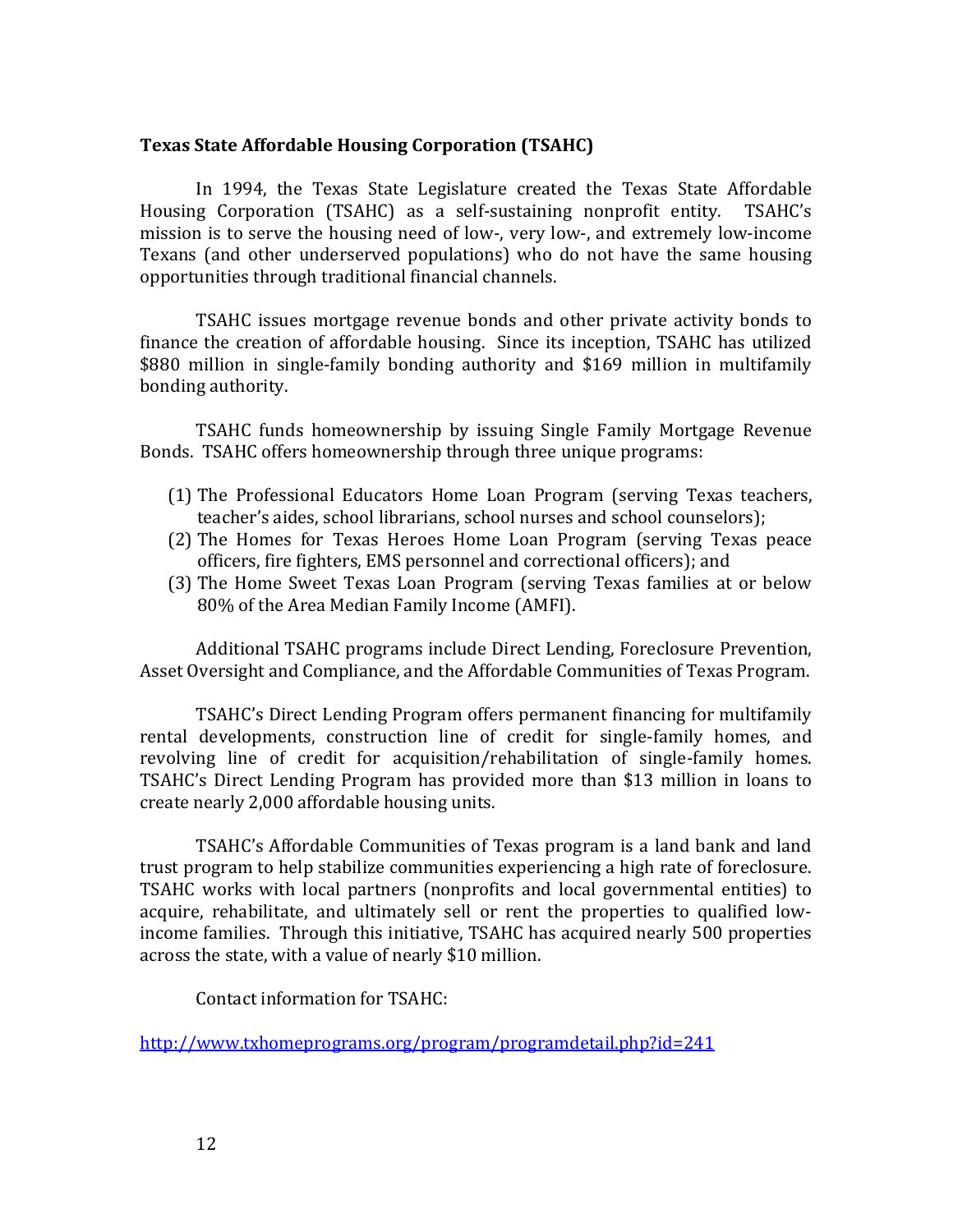**Texas State Affordable Housing Corporation (TSAHC)**

In 1994, the Texas State Legislature created the Texas State Affordable Housing Corporation (TSAHC) as a self-sustaining nonprofit entity. TSAHC's mission is to serve the housing need of low-, very low-, and extremely low-income Texans (and other underserved populations) who do not have the same housing opportunities through traditional financial channels.

TSAHC issues mortgage revenue bonds and other private activity bonds to finance the creation of affordable housing. Since its inception, TSAHC has utilized $880 million in single-family bonding authority and $169 million in multifamily bonding authority.

TSAHC funds homeownership by issuing Single Family Mortgage Revenue Bonds. TSAHC offers homeownership through three unique programs:

(1) The Professional Educators Home Loan Program (serving Texas teachers, teacher's aides, school librarians, school nurses and school counselors);
(2) The Homes for Texas Heroes Home Loan Program (serving Texas peace officers, fire fighters, EMS personnel and correctional officers); and
(3) The Home Sweet Texas Loan Program (serving Texas families at or below 80% of the Area Median Family Income (AMFI).

Additional TSAHC programs include Direct Lending, Foreclosure Prevention, Asset Oversight and Compliance, and the Affordable Communities of Texas Program.

TSAHC's Direct Lending Program offers permanent financing for multifamily rental developments, construction line of credit for single-family homes, and revolving line of credit for acquisition/rehabilitation of single-family homes. TSAHC's Direct Lending Program has provided more than $13 million in loans to create nearly 2,000 affordable housing units.

TSAHC's Affordable Communities of Texas program is a land bank and land trust program to help stabilize communities experiencing a high rate of foreclosure. TSAHC works with local partners (nonprofits and local governmental entities) to acquire, rehabilitate, and ultimately sell or rent the properties to qualified low-income families. Through this initiative, TSAHC has acquired nearly 500 properties across the state, with a value of nearly $10 million.

Contact information for TSAHC:

http://www.txhomeprograms.org/program/programdetail.php?id=241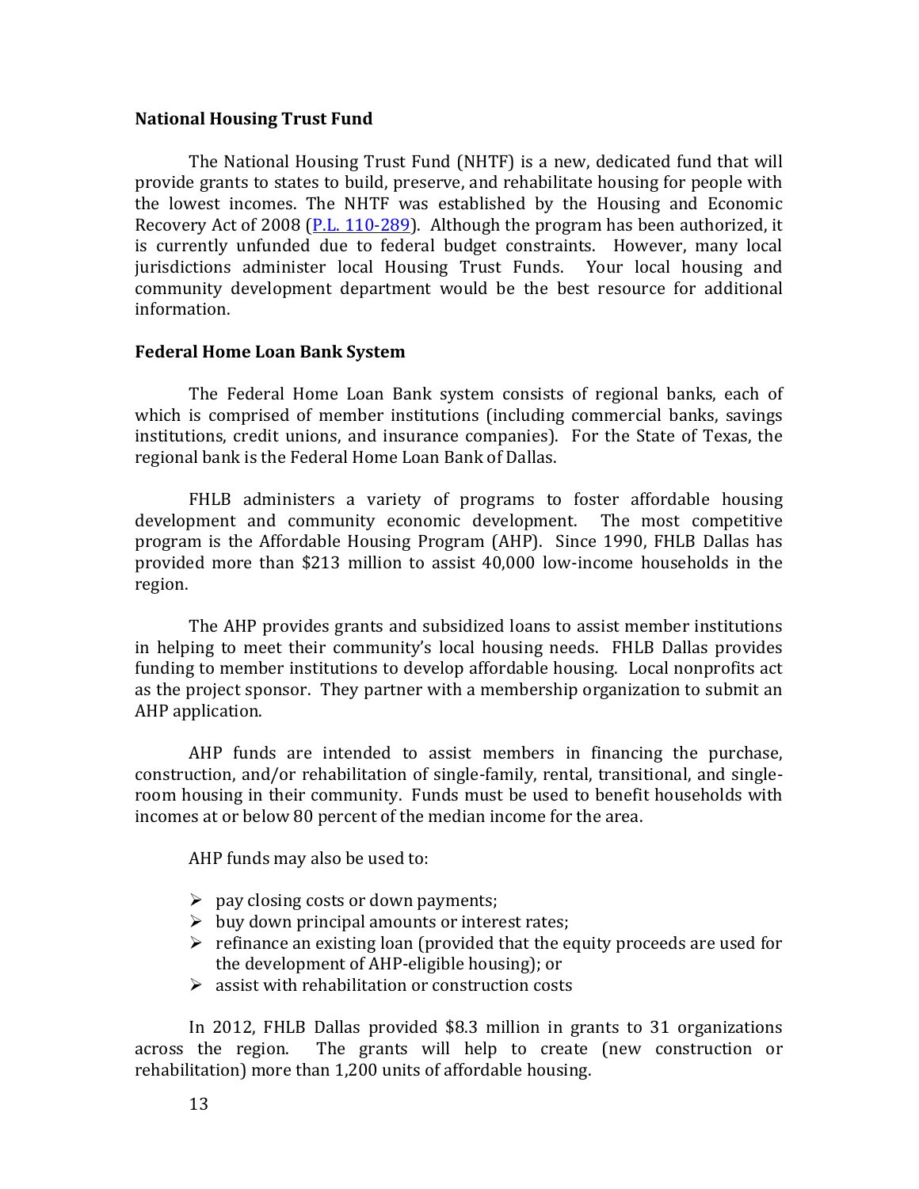**National Housing Trust Fund**

The National Housing Trust Fund (NHTF) is a new, dedicated fund that will provide grants to states to build, preserve, and rehabilitate housing for people with the lowest incomes. The NHTF was established by the Housing and Economic Recovery Act of 2008 (P.L. 110-289). Although the program has been authorized, it is currently unfunded due to federal budget constraints. However, many local jurisdictions administer local Housing Trust Funds. Your local housing and community development department would be the best resource for additional information.

**Federal Home Loan Bank System**

The Federal Home Loan Bank system consists of regional banks, each of which is comprised of member institutions (including commercial banks, savings institutions, credit unions, and insurance companies). For the State of Texas, the regional bank is the Federal Home Loan Bank of Dallas.

FHLB administers a variety of programs to foster affordable housing development and community economic development. The most competitive program is the Affordable Housing Program (AHP). Since 1990, FHLB Dallas has provided more than $213 million to assist 40,000 low-income households in the region.

The AHP provides grants and subsidized loans to assist member institutions in helping to meet their community's local housing needs. FHLB Dallas provides funding to member institutions to develop affordable housing. Local nonprofits act as the project sponsor. They partner with a membership organization to submit an AHP application.

AHP funds are intended to assist members in financing the purchase, construction, and/or rehabilitation of single-family, rental, transitional, and single-room housing in their community. Funds must be used to benefit households with incomes at or below 80 percent of the median income for the area.

AHP funds may also be used to:

- pay closing costs or down payments;
- buy down principal amounts or interest rates;
- refinance an existing loan (provided that the equity proceeds are used for the development of AHP-eligible housing); or
- assist with rehabilitation or construction costs

In 2012, FHLB Dallas provided $8.3 million in grants to 31 organizations across the region. The grants will help to create (new construction or rehabilitation) more than 1,200 units of affordable housing.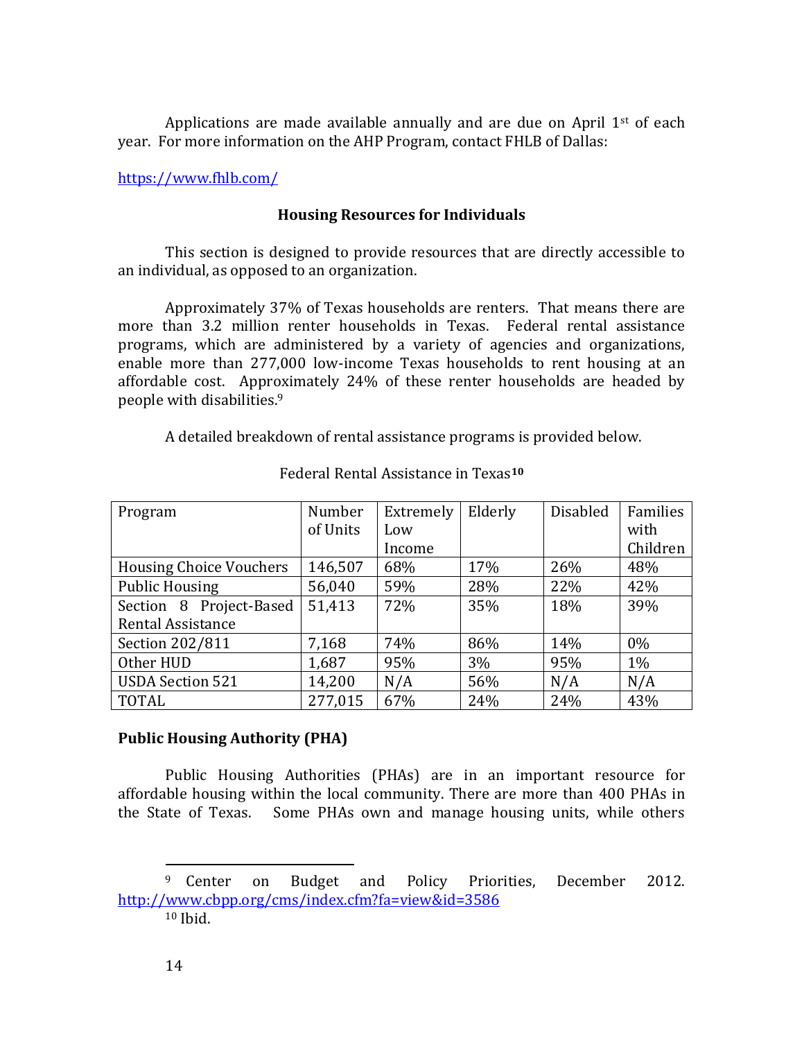Applications are made available annually and are due on April 1st of each year. For more information on the AHP Program, contact FHLB of Dallas:

https://www.fhlb.com/

## Housing Resources for Individuals

This section is designed to provide resources that are directly accessible to an individual, as opposed to an organization.

Approximately 37% of Texas households are renters. That means there are more than 3.2 million renter households in Texas. Federal rental assistance programs, which are administered by a variety of agencies and organizations, enable more than 277,000 low-income Texas households to rent housing at an affordable cost. Approximately 24% of these renter households are headed by people with disabilities.[9]

A detailed breakdown of rental assistance programs is provided below.

Federal Rental Assistance in Texas[10]

| Program | Number of Units | Extremely Low Income | Elderly | Disabled | Families with Children |
|---|---|---|---|---|---|
| Housing Choice Vouchers | 146,507 | 68% | 17% | 26% | 48% |
| Public Housing | 56,040 | 59% | 28% | 22% | 42% |
| Section 8 Project-Based Rental Assistance | 51,413 | 72% | 35% | 18% | 39% |
| Section 202/811 | 7,168 | 74% | 86% | 14% | 0% |
| Other HUD | 1,687 | 95% | 3% | 95% | 1% |
| USDA Section 521 | 14,200 | N/A | 56% | N/A | N/A |
| TOTAL | 277,015 | 67% | 24% | 24% | 43% |

### Public Housing Authority (PHA)

Public Housing Authorities (PHAs) are in an important resource for affordable housing within the local community. There are more than 400 PHAs in the State of Texas. Some PHAs own and manage housing units, while others

---

[9] Center on Budget and Policy Priorities, December 2012. http://www.cbpp.org/cms/index.cfm?fa=view&id=3586

[10] Ibid.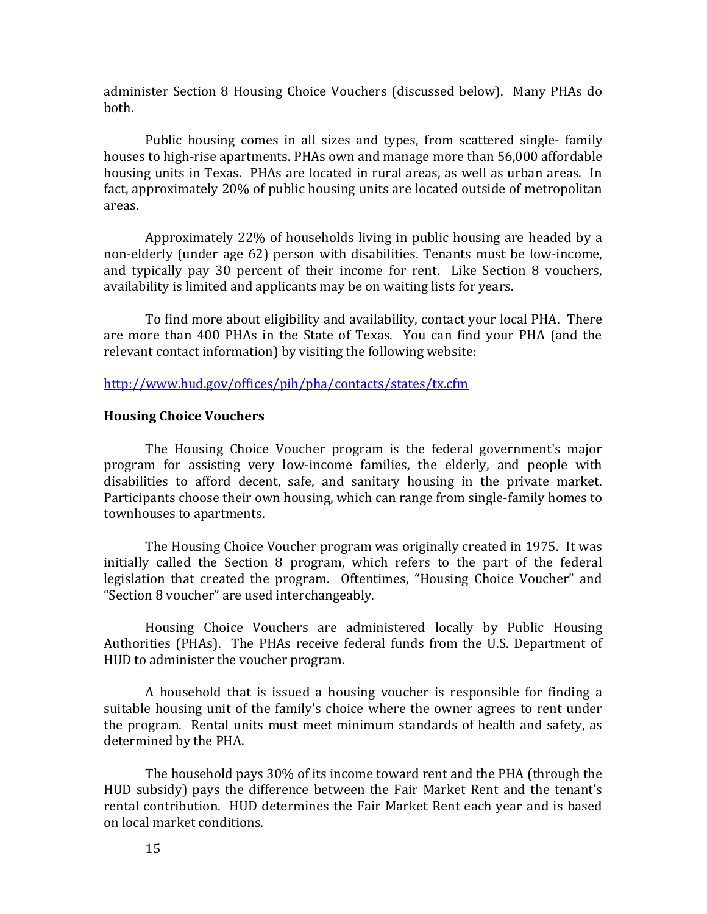administer Section 8 Housing Choice Vouchers (discussed below). Many PHAs do both.

Public housing comes in all sizes and types, from scattered single- family houses to high-rise apartments. PHAs own and manage more than 56,000 affordable housing units in Texas. PHAs are located in rural areas, as well as urban areas. In fact, approximately 20% of public housing units are located outside of metropolitan areas.

Approximately 22% of households living in public housing are headed by a non-elderly (under age 62) person with disabilities. Tenants must be low-income, and typically pay 30 percent of their income for rent. Like Section 8 vouchers, availability is limited and applicants may be on waiting lists for years.

To find more about eligibility and availability, contact your local PHA. There are more than 400 PHAs in the State of Texas. You can find your PHA (and the relevant contact information) by visiting the following website:

http://www.hud.gov/offices/pih/pha/contacts/states/tx.cfm

**Housing Choice Vouchers**

The Housing Choice Voucher program is the federal government's major program for assisting very low-income families, the elderly, and people with disabilities to afford decent, safe, and sanitary housing in the private market. Participants choose their own housing, which can range from single-family homes to townhouses to apartments.

The Housing Choice Voucher program was originally created in 1975. It was initially called the Section 8 program, which refers to the part of the federal legislation that created the program. Oftentimes, "Housing Choice Voucher" and "Section 8 voucher" are used interchangeably.

Housing Choice Vouchers are administered locally by Public Housing Authorities (PHAs). The PHAs receive federal funds from the U.S. Department of HUD to administer the voucher program.

A household that is issued a housing voucher is responsible for finding a suitable housing unit of the family's choice where the owner agrees to rent under the program. Rental units must meet minimum standards of health and safety, as determined by the PHA.

The household pays 30% of its income toward rent and the PHA (through the HUD subsidy) pays the difference between the Fair Market Rent and the tenant's rental contribution. HUD determines the Fair Market Rent each year and is based on local market conditions.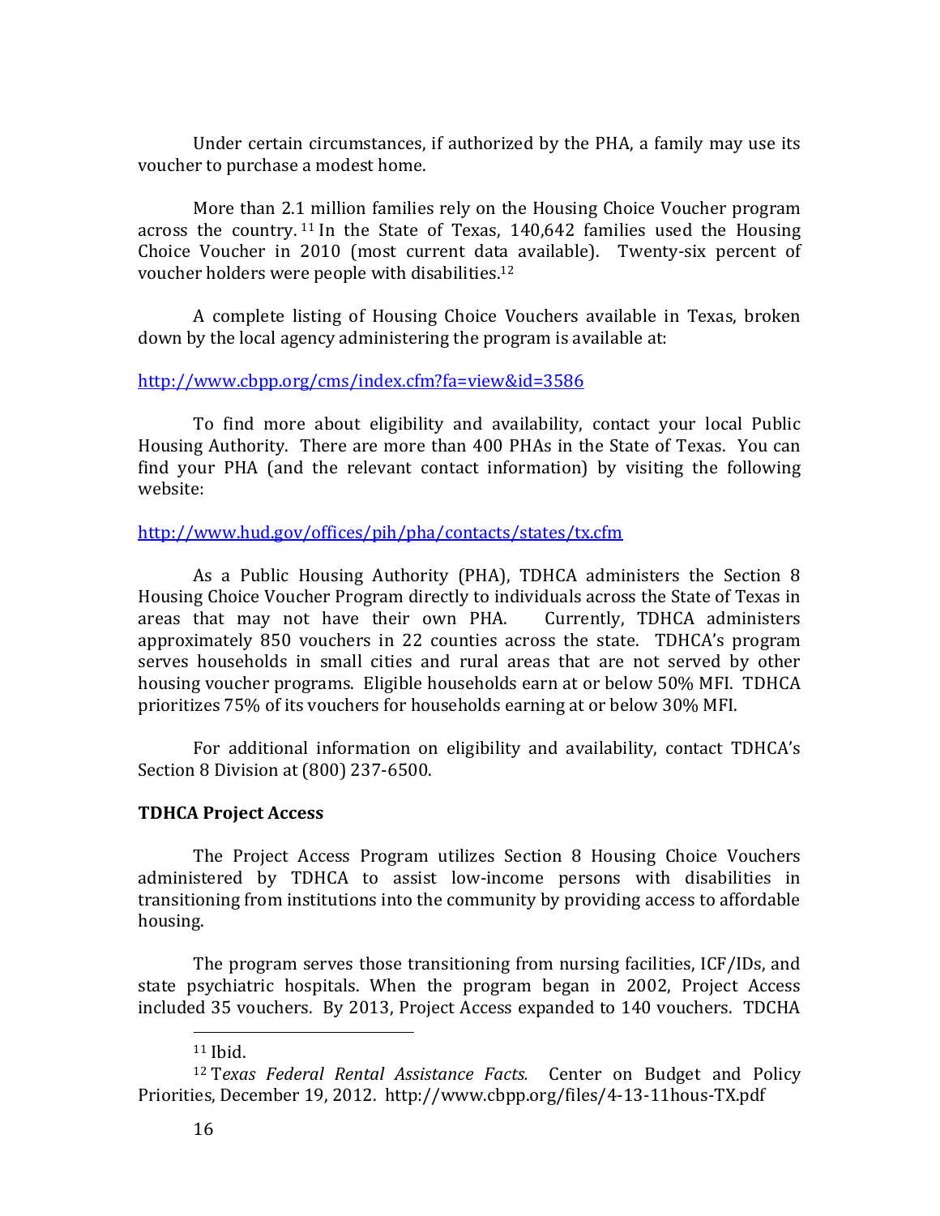Under certain circumstances, if authorized by the PHA, a family may use its voucher to purchase a modest home.

More than 2.1 million families rely on the Housing Choice Voucher program across the country. [11] In the State of Texas, 140,642 families used the Housing Choice Voucher in 2010 (most current data available). Twenty-six percent of voucher holders were people with disabilities.[12]

A complete listing of Housing Choice Vouchers available in Texas, broken down by the local agency administering the program is available at:

http://www.cbpp.org/cms/index.cfm?fa=view&id=3586

To find more about eligibility and availability, contact your local Public Housing Authority. There are more than 400 PHAs in the State of Texas. You can find your PHA (and the relevant contact information) by visiting the following website:

http://www.hud.gov/offices/pih/pha/contacts/states/tx.cfm

As a Public Housing Authority (PHA), TDHCA administers the Section 8 Housing Choice Voucher Program directly to individuals across the State of Texas in areas that may not have their own PHA. Currently, TDHCA administers approximately 850 vouchers in 22 counties across the state. TDHCA's program serves households in small cities and rural areas that are not served by other housing voucher programs. Eligible households earn at or below 50% MFI. TDHCA prioritizes 75% of its vouchers for households earning at or below 30% MFI.

For additional information on eligibility and availability, contact TDHCA's Section 8 Division at (800) 237-6500.

**TDHCA Project Access**

The Project Access Program utilizes Section 8 Housing Choice Vouchers administered by TDHCA to assist low-income persons with disabilities in transitioning from institutions into the community by providing access to affordable housing.

The program serves those transitioning from nursing facilities, ICF/IDs, and state psychiatric hospitals. When the program began in 2002, Project Access included 35 vouchers. By 2013, Project Access expanded to 140 vouchers. TDCHA

---

[11] Ibid.

[12] *Texas Federal Rental Assistance Facts.* Center on Budget and Policy Priorities, December 19, 2012. http://www.cbpp.org/files/4-13-11hous-TX.pdf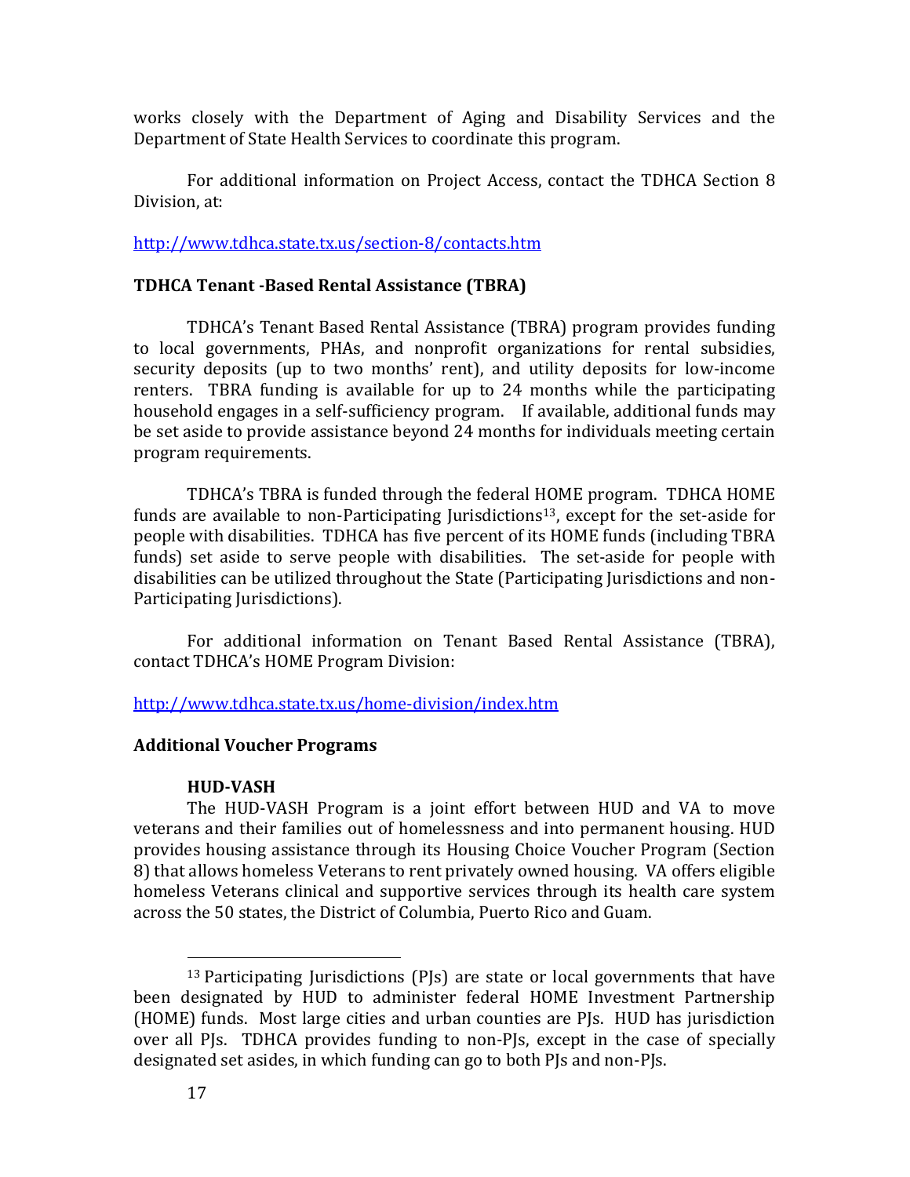works closely with the Department of Aging and Disability Services and the Department of State Health Services to coordinate this program.

For additional information on Project Access, contact the TDHCA Section 8 Division, at:

http://www.tdhca.state.tx.us/section-8/contacts.htm

### TDHCA Tenant -Based Rental Assistance (TBRA)

TDHCA's Tenant Based Rental Assistance (TBRA) program provides funding to local governments, PHAs, and nonprofit organizations for rental subsidies, security deposits (up to two months' rent), and utility deposits for low-income renters. TBRA funding is available for up to 24 months while the participating household engages in a self-sufficiency program. If available, additional funds may be set aside to provide assistance beyond 24 months for individuals meeting certain program requirements.

TDHCA's TBRA is funded through the federal HOME program. TDHCA HOME funds are available to non-Participating Jurisdictions[13], except for the set-aside for people with disabilities. TDHCA has five percent of its HOME funds (including TBRA funds) set aside to serve people with disabilities. The set-aside for people with disabilities can be utilized throughout the State (Participating Jurisdictions and non-Participating Jurisdictions).

For additional information on Tenant Based Rental Assistance (TBRA), contact TDHCA's HOME Program Division:

http://www.tdhca.state.tx.us/home-division/index.htm

### Additional Voucher Programs

#### HUD-VASH

The HUD-VASH Program is a joint effort between HUD and VA to move veterans and their families out of homelessness and into permanent housing. HUD provides housing assistance through its Housing Choice Voucher Program (Section 8) that allows homeless Veterans to rent privately owned housing. VA offers eligible homeless Veterans clinical and supportive services through its health care system across the 50 states, the District of Columbia, Puerto Rico and Guam.

---

[13] Participating Jurisdictions (PJs) are state or local governments that have been designated by HUD to administer federal HOME Investment Partnership (HOME) funds. Most large cities and urban counties are PJs. HUD has jurisdiction over all PJs. TDHCA provides funding to non-PJs, except in the case of specially designated set asides, in which funding can go to both PJs and non-PJs.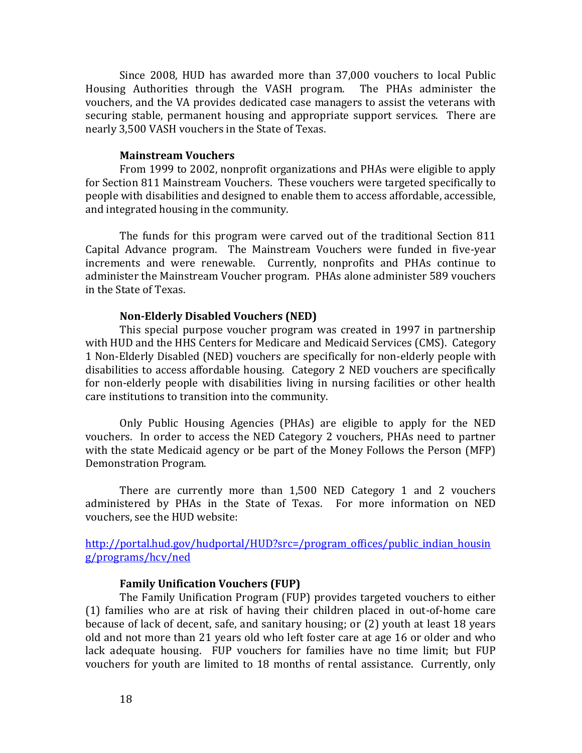Since 2008, HUD has awarded more than 37,000 vouchers to local Public Housing Authorities through the VASH program. The PHAs administer the vouchers, and the VA provides dedicated case managers to assist the veterans with securing stable, permanent housing and appropriate support services. There are nearly 3,500 VASH vouchers in the State of Texas.

**Mainstream Vouchers**

From 1999 to 2002, nonprofit organizations and PHAs were eligible to apply for Section 811 Mainstream Vouchers. These vouchers were targeted specifically to people with disabilities and designed to enable them to access affordable, accessible, and integrated housing in the community.

The funds for this program were carved out of the traditional Section 811 Capital Advance program. The Mainstream Vouchers were funded in five-year increments and were renewable. Currently, nonprofits and PHAs continue to administer the Mainstream Voucher program. PHAs alone administer 589 vouchers in the State of Texas.

**Non-Elderly Disabled Vouchers (NED)**

This special purpose voucher program was created in 1997 in partnership with HUD and the HHS Centers for Medicare and Medicaid Services (CMS). Category 1 Non-Elderly Disabled (NED) vouchers are specifically for non-elderly people with disabilities to access affordable housing. Category 2 NED vouchers are specifically for non-elderly people with disabilities living in nursing facilities or other health care institutions to transition into the community.

Only Public Housing Agencies (PHAs) are eligible to apply for the NED vouchers. In order to access the NED Category 2 vouchers, PHAs need to partner with the state Medicaid agency or be part of the Money Follows the Person (MFP) Demonstration Program.

There are currently more than 1,500 NED Category 1 and 2 vouchers administered by PHAs in the State of Texas. For more information on NED vouchers, see the HUD website:

http://portal.hud.gov/hudportal/HUD?src=/program_offices/public_indian_housing/programs/hcv/ned

**Family Unification Vouchers (FUP)**

The Family Unification Program (FUP) provides targeted vouchers to either (1) families who are at risk of having their children placed in out-of-home care because of lack of decent, safe, and sanitary housing; or (2) youth at least 18 years old and not more than 21 years old who left foster care at age 16 or older and who lack adequate housing. FUP vouchers for families have no time limit; but FUP vouchers for youth are limited to 18 months of rental assistance. Currently, only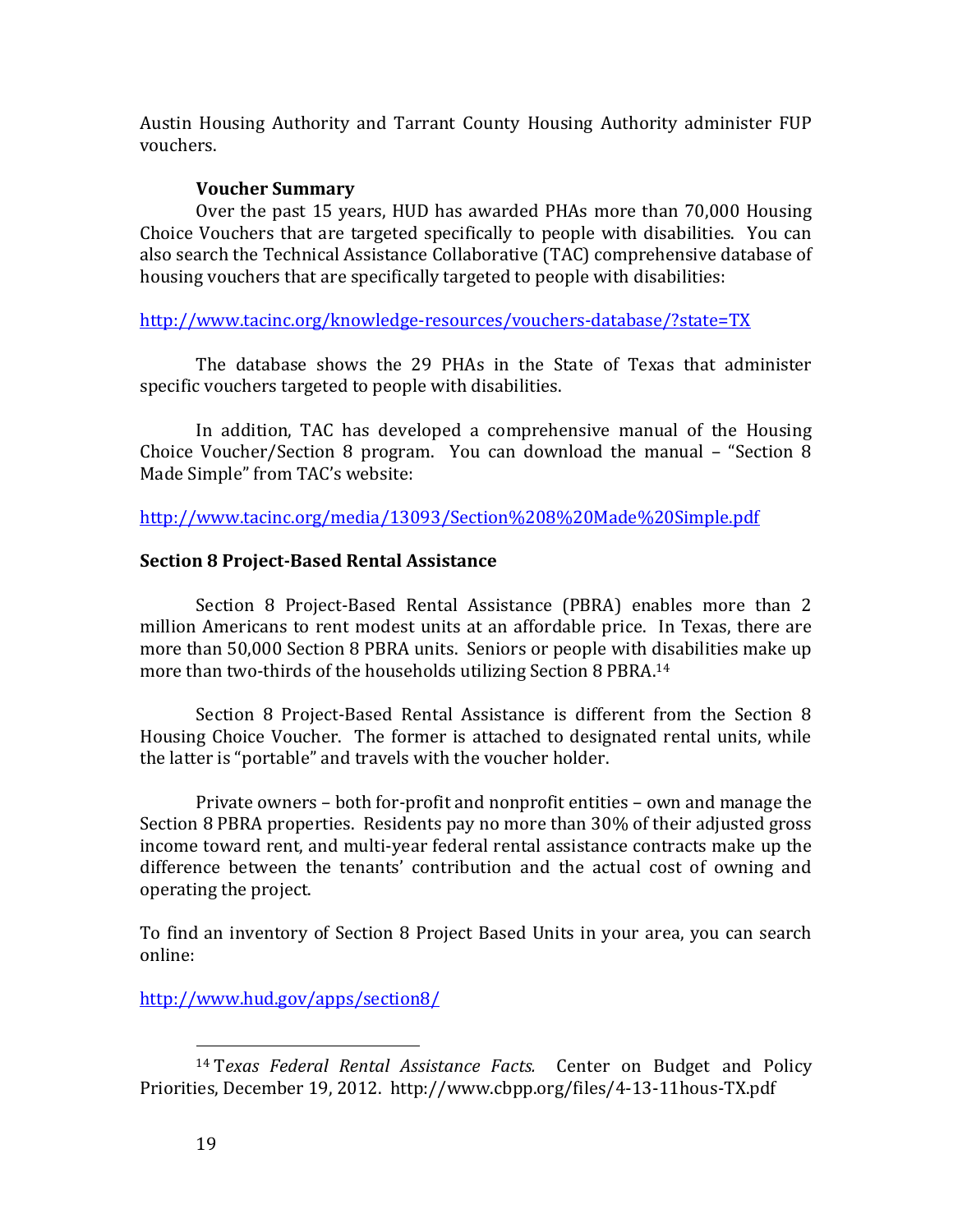Austin Housing Authority and Tarrant County Housing Authority administer FUP vouchers.

### Voucher Summary

Over the past 15 years, HUD has awarded PHAs more than 70,000 Housing Choice Vouchers that are targeted specifically to people with disabilities. You can also search the Technical Assistance Collaborative (TAC) comprehensive database of housing vouchers that are specifically targeted to people with disabilities:

http://www.tacinc.org/knowledge-resources/vouchers-database/?state=TX

The database shows the 29 PHAs in the State of Texas that administer specific vouchers targeted to people with disabilities.

In addition, TAC has developed a comprehensive manual of the Housing Choice Voucher/Section 8 program. You can download the manual – "Section 8 Made Simple" from TAC's website:

http://www.tacinc.org/media/13093/Section%208%20Made%20Simple.pdf

## Section 8 Project-Based Rental Assistance

Section 8 Project-Based Rental Assistance (PBRA) enables more than 2 million Americans to rent modest units at an affordable price. In Texas, there are more than 50,000 Section 8 PBRA units. Seniors or people with disabilities make up more than two-thirds of the households utilizing Section 8 PBRA.[14]

Section 8 Project-Based Rental Assistance is different from the Section 8 Housing Choice Voucher. The former is attached to designated rental units, while the latter is "portable" and travels with the voucher holder.

Private owners – both for-profit and nonprofit entities – own and manage the Section 8 PBRA properties. Residents pay no more than 30% of their adjusted gross income toward rent, and multi-year federal rental assistance contracts make up the difference between the tenants' contribution and the actual cost of owning and operating the project.

To find an inventory of Section 8 Project Based Units in your area, you can search online:

http://www.hud.gov/apps/section8/

---

[14] *Texas Federal Rental Assistance Facts.* Center on Budget and Policy Priorities, December 19, 2012. http://www.cbpp.org/files/4-13-11hous-TX.pdf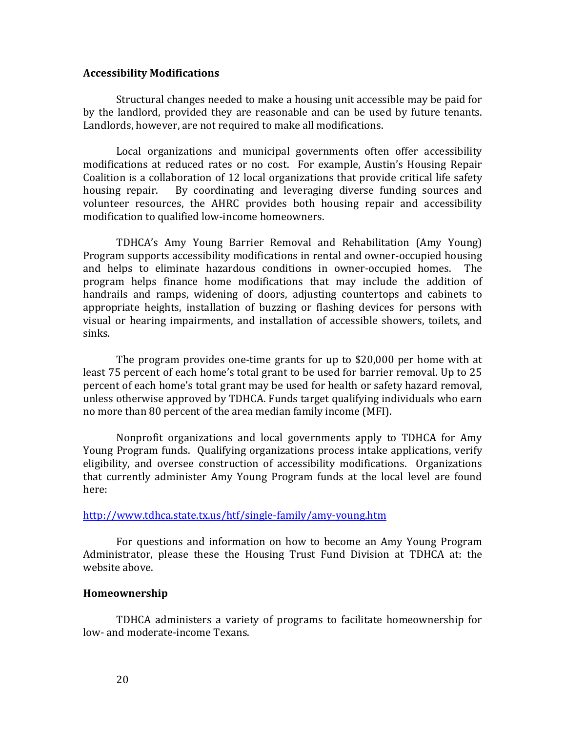**Accessibility Modifications**

Structural changes needed to make a housing unit accessible may be paid for by the landlord, provided they are reasonable and can be used by future tenants. Landlords, however, are not required to make all modifications.

Local organizations and municipal governments often offer accessibility modifications at reduced rates or no cost. For example, Austin's Housing Repair Coalition is a collaboration of 12 local organizations that provide critical life safety housing repair. By coordinating and leveraging diverse funding sources and volunteer resources, the AHRC provides both housing repair and accessibility modification to qualified low-income homeowners.

TDHCA's Amy Young Barrier Removal and Rehabilitation (Amy Young) Program supports accessibility modifications in rental and owner-occupied housing and helps to eliminate hazardous conditions in owner-occupied homes. The program helps finance home modifications that may include the addition of handrails and ramps, widening of doors, adjusting countertops and cabinets to appropriate heights, installation of buzzing or flashing devices for persons with visual or hearing impairments, and installation of accessible showers, toilets, and sinks.

The program provides one-time grants for up to $20,000 per home with at least 75 percent of each home's total grant to be used for barrier removal. Up to 25 percent of each home's total grant may be used for health or safety hazard removal, unless otherwise approved by TDHCA. Funds target qualifying individuals who earn no more than 80 percent of the area median family income (MFI).

Nonprofit organizations and local governments apply to TDHCA for Amy Young Program funds. Qualifying organizations process intake applications, verify eligibility, and oversee construction of accessibility modifications. Organizations that currently administer Amy Young Program funds at the local level are found here:

http://www.tdhca.state.tx.us/htf/single-family/amy-young.htm

For questions and information on how to become an Amy Young Program Administrator, please these the Housing Trust Fund Division at TDHCA at: the website above.

**Homeownership**

TDHCA administers a variety of programs to facilitate homeownership for low- and moderate-income Texans.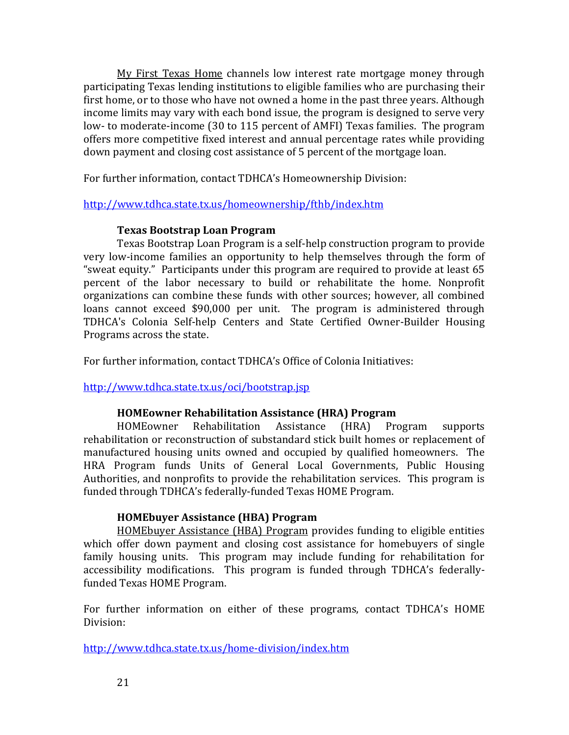My First Texas Home channels low interest rate mortgage money through participating Texas lending institutions to eligible families who are purchasing their first home, or to those who have not owned a home in the past three years. Although income limits may vary with each bond issue, the program is designed to serve very low- to moderate-income (30 to 115 percent of AMFI) Texas families. The program offers more competitive fixed interest and annual percentage rates while providing down payment and closing cost assistance of 5 percent of the mortgage loan.

For further information, contact TDHCA's Homeownership Division:

http://www.tdhca.state.tx.us/homeownership/fthb/index.htm

**Texas Bootstrap Loan Program**

Texas Bootstrap Loan Program is a self-help construction program to provide very low-income families an opportunity to help themselves through the form of "sweat equity." Participants under this program are required to provide at least 65 percent of the labor necessary to build or rehabilitate the home. Nonprofit organizations can combine these funds with other sources; however, all combined loans cannot exceed $90,000 per unit. The program is administered through TDHCA's Colonia Self-help Centers and State Certified Owner-Builder Housing Programs across the state.

For further information, contact TDHCA's Office of Colonia Initiatives:

http://www.tdhca.state.tx.us/oci/bootstrap.jsp

**HOMEowner Rehabilitation Assistance (HRA) Program**

HOMEowner Rehabilitation Assistance (HRA) Program supports rehabilitation or reconstruction of substandard stick built homes or replacement of manufactured housing units owned and occupied by qualified homeowners. The HRA Program funds Units of General Local Governments, Public Housing Authorities, and nonprofits to provide the rehabilitation services. This program is funded through TDHCA's federally-funded Texas HOME Program.

**HOMEbuyer Assistance (HBA) Program**

HOMEbuyer Assistance (HBA) Program provides funding to eligible entities which offer down payment and closing cost assistance for homebuyers of single family housing units. This program may include funding for rehabilitation for accessibility modifications. This program is funded through TDHCA's federally-funded Texas HOME Program.

For further information on either of these programs, contact TDHCA's HOME Division:

http://www.tdhca.state.tx.us/home-division/index.htm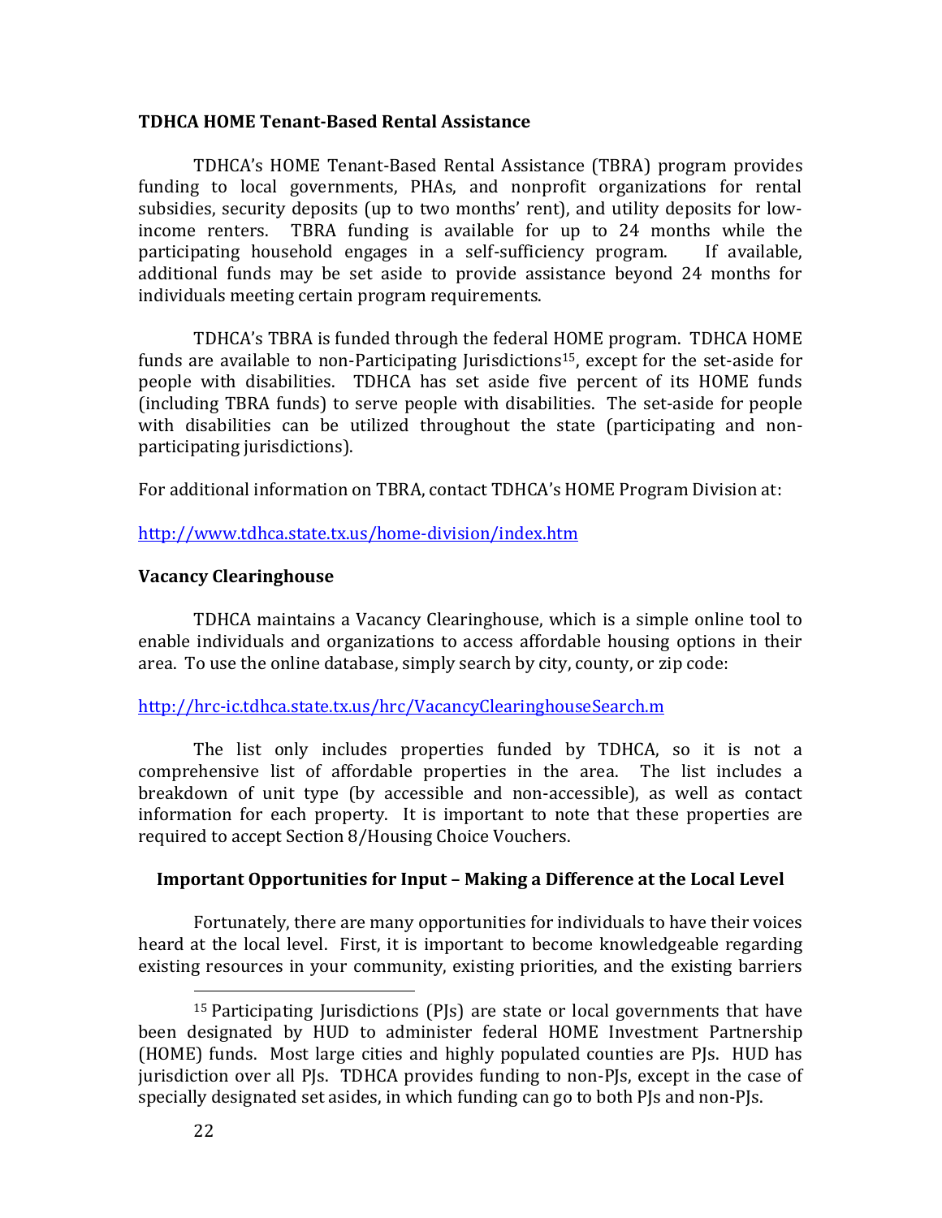### TDHCA HOME Tenant-Based Rental Assistance

TDHCA's HOME Tenant-Based Rental Assistance (TBRA) program provides funding to local governments, PHAs, and nonprofit organizations for rental subsidies, security deposits (up to two months' rent), and utility deposits for low-income renters. TBRA funding is available for up to 24 months while the participating household engages in a self-sufficiency program. If available, additional funds may be set aside to provide assistance beyond 24 months for individuals meeting certain program requirements.

TDHCA's TBRA is funded through the federal HOME program. TDHCA HOME funds are available to non-Participating Jurisdictions[15], except for the set-aside for people with disabilities. TDHCA has set aside five percent of its HOME funds (including TBRA funds) to serve people with disabilities. The set-aside for people with disabilities can be utilized throughout the state (participating and non-participating jurisdictions).

For additional information on TBRA, contact TDHCA's HOME Program Division at:

http://www.tdhca.state.tx.us/home-division/index.htm

### Vacancy Clearinghouse

TDHCA maintains a Vacancy Clearinghouse, which is a simple online tool to enable individuals and organizations to access affordable housing options in their area. To use the online database, simply search by city, county, or zip code:

http://hrc-ic.tdhca.state.tx.us/hrc/VacancyClearinghouseSearch.m

The list only includes properties funded by TDHCA, so it is not a comprehensive list of affordable properties in the area. The list includes a breakdown of unit type (by accessible and non-accessible), as well as contact information for each property. It is important to note that these properties are required to accept Section 8/Housing Choice Vouchers.

### Important Opportunities for Input – Making a Difference at the Local Level

Fortunately, there are many opportunities for individuals to have their voices heard at the local level. First, it is important to become knowledgeable regarding existing resources in your community, existing priorities, and the existing barriers

[15] Participating Jurisdictions (PJs) are state or local governments that have been designated by HUD to administer federal HOME Investment Partnership (HOME) funds. Most large cities and highly populated counties are PJs. HUD has jurisdiction over all PJs. TDHCA provides funding to non-PJs, except in the case of specially designated set asides, in which funding can go to both PJs and non-PJs.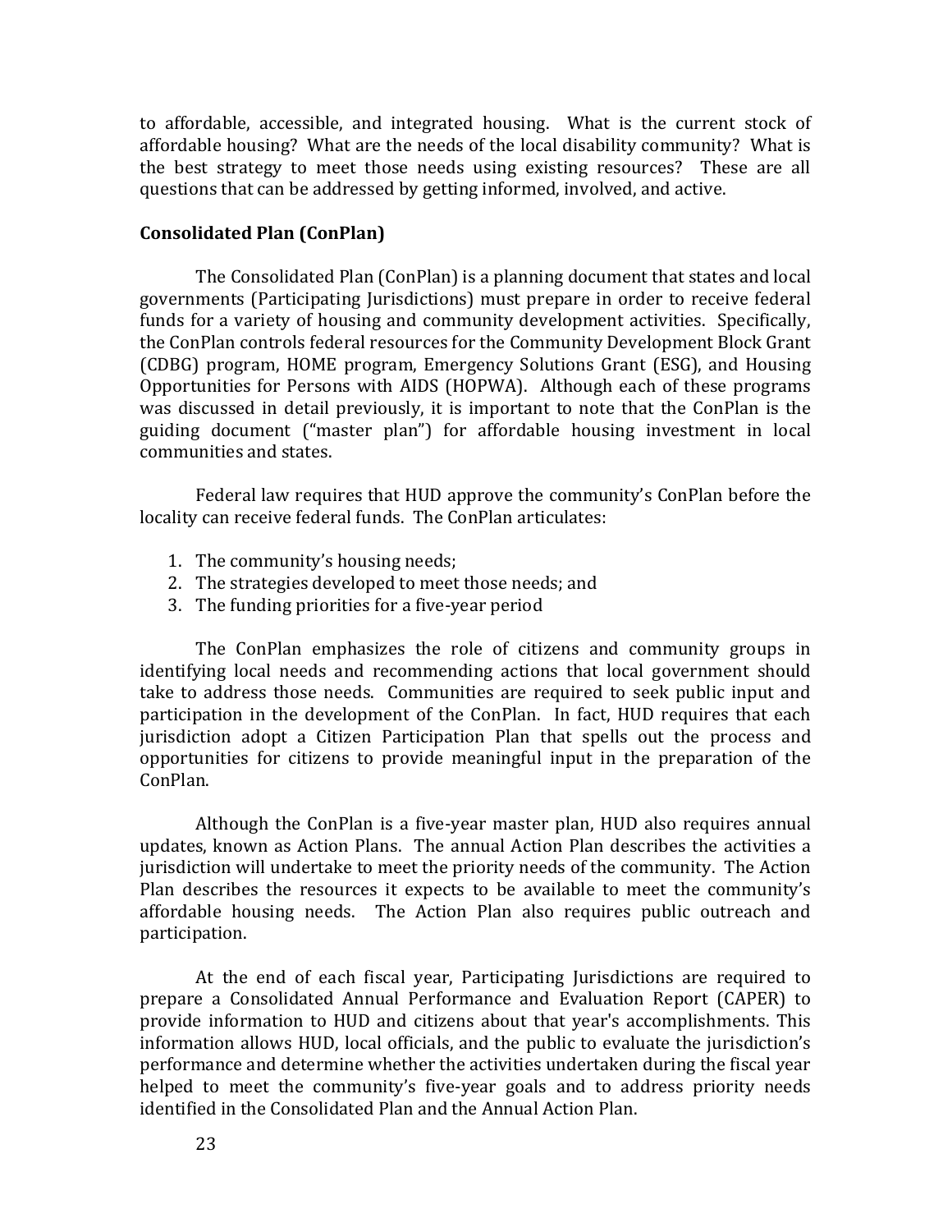to affordable, accessible, and integrated housing. What is the current stock of affordable housing? What are the needs of the local disability community? What is the best strategy to meet those needs using existing resources? These are all questions that can be addressed by getting informed, involved, and active.

**Consolidated Plan (ConPlan)**

The Consolidated Plan (ConPlan) is a planning document that states and local governments (Participating Jurisdictions) must prepare in order to receive federal funds for a variety of housing and community development activities. Specifically, the ConPlan controls federal resources for the Community Development Block Grant (CDBG) program, HOME program, Emergency Solutions Grant (ESG), and Housing Opportunities for Persons with AIDS (HOPWA). Although each of these programs was discussed in detail previously, it is important to note that the ConPlan is the guiding document ("master plan") for affordable housing investment in local communities and states.

Federal law requires that HUD approve the community's ConPlan before the locality can receive federal funds. The ConPlan articulates:

1. The community's housing needs;
2. The strategies developed to meet those needs; and
3. The funding priorities for a five-year period

The ConPlan emphasizes the role of citizens and community groups in identifying local needs and recommending actions that local government should take to address those needs. Communities are required to seek public input and participation in the development of the ConPlan. In fact, HUD requires that each jurisdiction adopt a Citizen Participation Plan that spells out the process and opportunities for citizens to provide meaningful input in the preparation of the ConPlan.

Although the ConPlan is a five-year master plan, HUD also requires annual updates, known as Action Plans. The annual Action Plan describes the activities a jurisdiction will undertake to meet the priority needs of the community. The Action Plan describes the resources it expects to be available to meet the community's affordable housing needs. The Action Plan also requires public outreach and participation.

At the end of each fiscal year, Participating Jurisdictions are required to prepare a Consolidated Annual Performance and Evaluation Report (CAPER) to provide information to HUD and citizens about that year's accomplishments. This information allows HUD, local officials, and the public to evaluate the jurisdiction's performance and determine whether the activities undertaken during the fiscal year helped to meet the community's five-year goals and to address priority needs identified in the Consolidated Plan and the Annual Action Plan.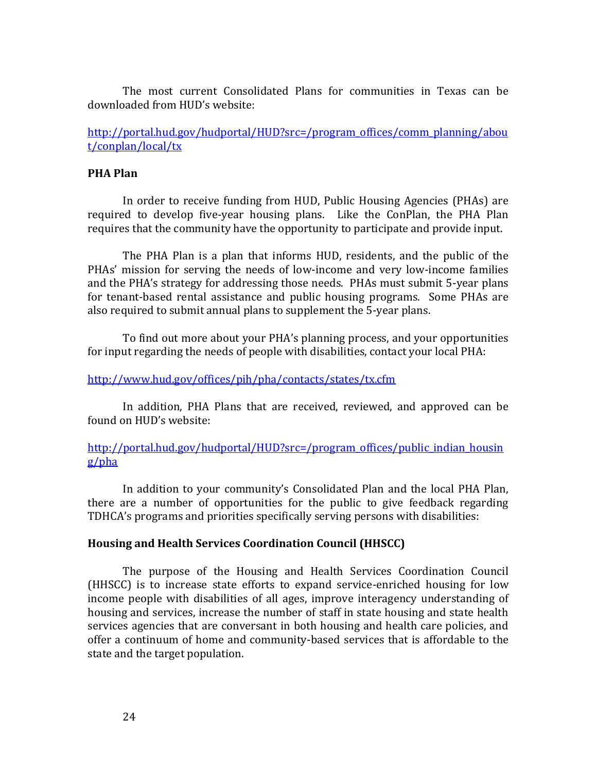The most current Consolidated Plans for communities in Texas can be downloaded from HUD's website:

http://portal.hud.gov/hudportal/HUD?src=/program_offices/comm_planning/about/conplan/local/tx

**PHA Plan**

In order to receive funding from HUD, Public Housing Agencies (PHAs) are required to develop five-year housing plans. Like the ConPlan, the PHA Plan requires that the community have the opportunity to participate and provide input.

The PHA Plan is a plan that informs HUD, residents, and the public of the PHAs' mission for serving the needs of low-income and very low-income families and the PHA's strategy for addressing those needs. PHAs must submit 5-year plans for tenant-based rental assistance and public housing programs. Some PHAs are also required to submit annual plans to supplement the 5-year plans.

To find out more about your PHA's planning process, and your opportunities for input regarding the needs of people with disabilities, contact your local PHA:

http://www.hud.gov/offices/pih/pha/contacts/states/tx.cfm

In addition, PHA Plans that are received, reviewed, and approved can be found on HUD's website:

http://portal.hud.gov/hudportal/HUD?src=/program_offices/public_indian_housing/pha

In addition to your community's Consolidated Plan and the local PHA Plan, there are a number of opportunities for the public to give feedback regarding TDHCA's programs and priorities specifically serving persons with disabilities:

**Housing and Health Services Coordination Council (HHSCC)**

The purpose of the Housing and Health Services Coordination Council (HHSCC) is to increase state efforts to expand service-enriched housing for low income people with disabilities of all ages, improve interagency understanding of housing and services, increase the number of staff in state housing and state health services agencies that are conversant in both housing and health care policies, and offer a continuum of home and community-based services that is affordable to the state and the target population.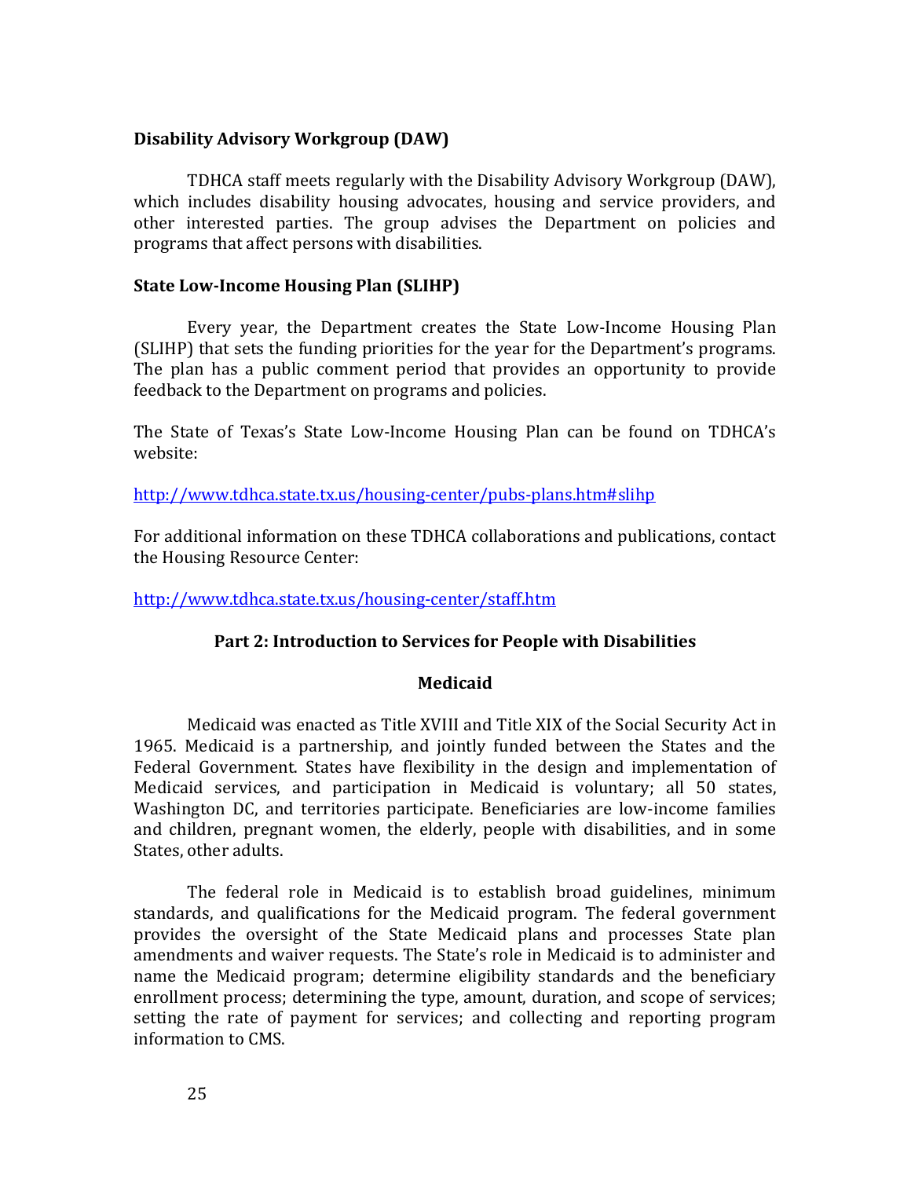### Disability Advisory Workgroup (DAW)

TDHCA staff meets regularly with the Disability Advisory Workgroup (DAW), which includes disability housing advocates, housing and service providers, and other interested parties. The group advises the Department on policies and programs that affect persons with disabilities.

### State Low-Income Housing Plan (SLIHP)

Every year, the Department creates the State Low-Income Housing Plan (SLIHP) that sets the funding priorities for the year for the Department's programs. The plan has a public comment period that provides an opportunity to provide feedback to the Department on programs and policies.

The State of Texas's State Low-Income Housing Plan can be found on TDHCA's website:

http://www.tdhca.state.tx.us/housing-center/pubs-plans.htm#slihp

For additional information on these TDHCA collaborations and publications, contact the Housing Resource Center:

http://www.tdhca.state.tx.us/housing-center/staff.htm

## Part 2: Introduction to Services for People with Disabilities

### Medicaid

Medicaid was enacted as Title XVIII and Title XIX of the Social Security Act in 1965. Medicaid is a partnership, and jointly funded between the States and the Federal Government. States have flexibility in the design and implementation of Medicaid services, and participation in Medicaid is voluntary; all 50 states, Washington DC, and territories participate. Beneficiaries are low-income families and children, pregnant women, the elderly, people with disabilities, and in some States, other adults.

The federal role in Medicaid is to establish broad guidelines, minimum standards, and qualifications for the Medicaid program. The federal government provides the oversight of the State Medicaid plans and processes State plan amendments and waiver requests. The State's role in Medicaid is to administer and name the Medicaid program; determine eligibility standards and the beneficiary enrollment process; determining the type, amount, duration, and scope of services; setting the rate of payment for services; and collecting and reporting program information to CMS.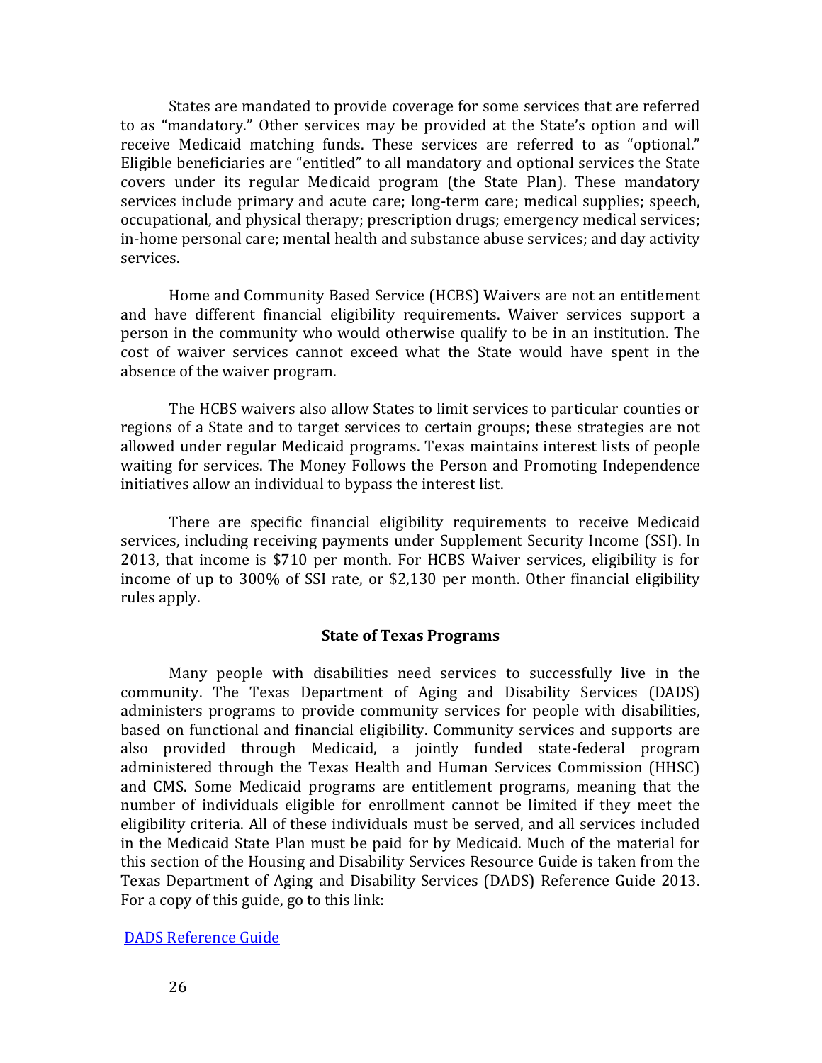States are mandated to provide coverage for some services that are referred to as "mandatory." Other services may be provided at the State's option and will receive Medicaid matching funds. These services are referred to as "optional." Eligible beneficiaries are "entitled" to all mandatory and optional services the State covers under its regular Medicaid program (the State Plan). These mandatory services include primary and acute care; long-term care; medical supplies; speech, occupational, and physical therapy; prescription drugs; emergency medical services; in-home personal care; mental health and substance abuse services; and day activity services.

Home and Community Based Service (HCBS) Waivers are not an entitlement and have different financial eligibility requirements. Waiver services support a person in the community who would otherwise qualify to be in an institution. The cost of waiver services cannot exceed what the State would have spent in the absence of the waiver program.

The HCBS waivers also allow States to limit services to particular counties or regions of a State and to target services to certain groups; these strategies are not allowed under regular Medicaid programs. Texas maintains interest lists of people waiting for services. The Money Follows the Person and Promoting Independence initiatives allow an individual to bypass the interest list.

There are specific financial eligibility requirements to receive Medicaid services, including receiving payments under Supplement Security Income (SSI). In 2013, that income is $710 per month. For HCBS Waiver services, eligibility is for income of up to 300% of SSI rate, or $2,130 per month. Other financial eligibility rules apply.

## State of Texas Programs

Many people with disabilities need services to successfully live in the community. The Texas Department of Aging and Disability Services (DADS) administers programs to provide community services for people with disabilities, based on functional and financial eligibility. Community services and supports are also provided through Medicaid, a jointly funded state-federal program administered through the Texas Health and Human Services Commission (HHSC) and CMS. Some Medicaid programs are entitlement programs, meaning that the number of individuals eligible for enrollment cannot be limited if they meet the eligibility criteria. All of these individuals must be served, and all services included in the Medicaid State Plan must be paid for by Medicaid. Much of the material for this section of the Housing and Disability Services Resource Guide is taken from the Texas Department of Aging and Disability Services (DADS) Reference Guide 2013. For a copy of this guide, go to this link:

DADS Reference Guide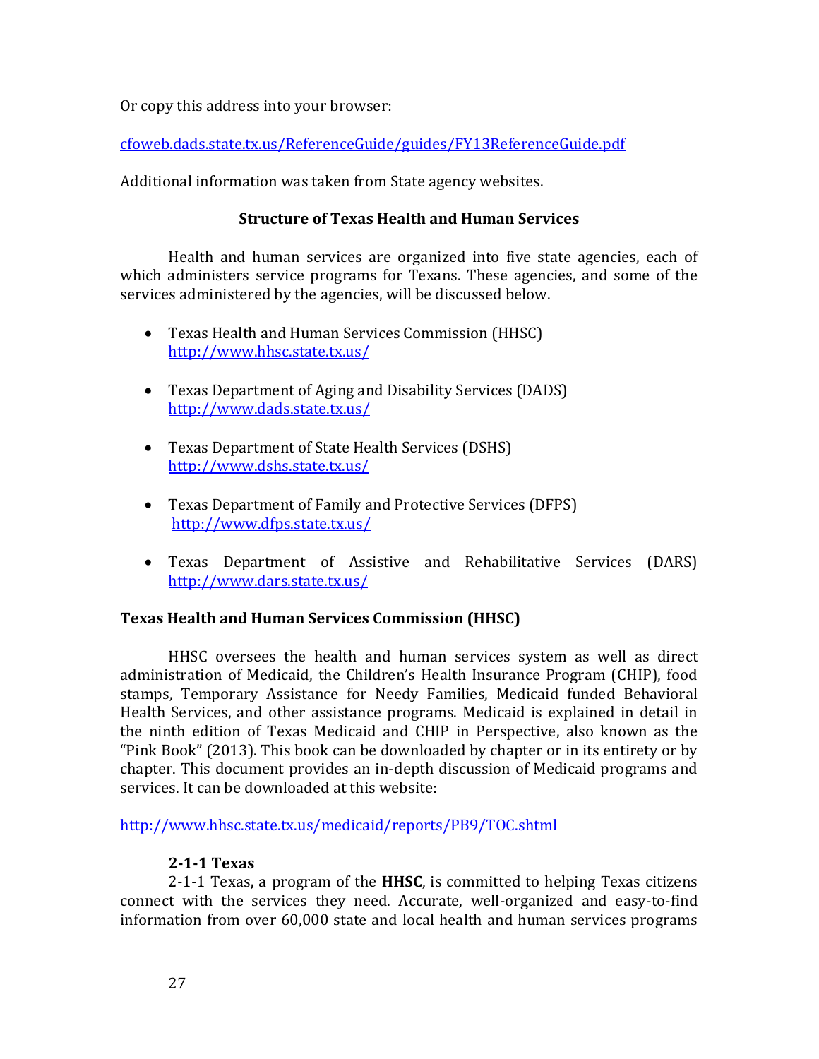Or copy this address into your browser:

cfoweb.dads.state.tx.us/ReferenceGuide/guides/FY13ReferenceGuide.pdf

Additional information was taken from State agency websites.

## Structure of Texas Health and Human Services

Health and human services are organized into five state agencies, each of which administers service programs for Texans. These agencies, and some of the services administered by the agencies, will be discussed below.

- Texas Health and Human Services Commission (HHSC) http://www.hhsc.state.tx.us/
- Texas Department of Aging and Disability Services (DADS) http://www.dads.state.tx.us/
- Texas Department of State Health Services (DSHS) http://www.dshs.state.tx.us/
- Texas Department of Family and Protective Services (DFPS) http://www.dfps.state.tx.us/
- Texas Department of Assistive and Rehabilitative Services (DARS) http://www.dars.state.tx.us/

## Texas Health and Human Services Commission (HHSC)

HHSC oversees the health and human services system as well as direct administration of Medicaid, the Children's Health Insurance Program (CHIP), food stamps, Temporary Assistance for Needy Families, Medicaid funded Behavioral Health Services, and other assistance programs. Medicaid is explained in detail in the ninth edition of Texas Medicaid and CHIP in Perspective, also known as the "Pink Book" (2013). This book can be downloaded by chapter or in its entirety or by chapter. This document provides an in-depth discussion of Medicaid programs and services. It can be downloaded at this website:

http://www.hhsc.state.tx.us/medicaid/reports/PB9/TOC.shtml

### 2-1-1 Texas

2-1-1 Texas**,** a program of the **HHSC**, is committed to helping Texas citizens connect with the services they need. Accurate, well-organized and easy-to-find information from over 60,000 state and local health and human services programs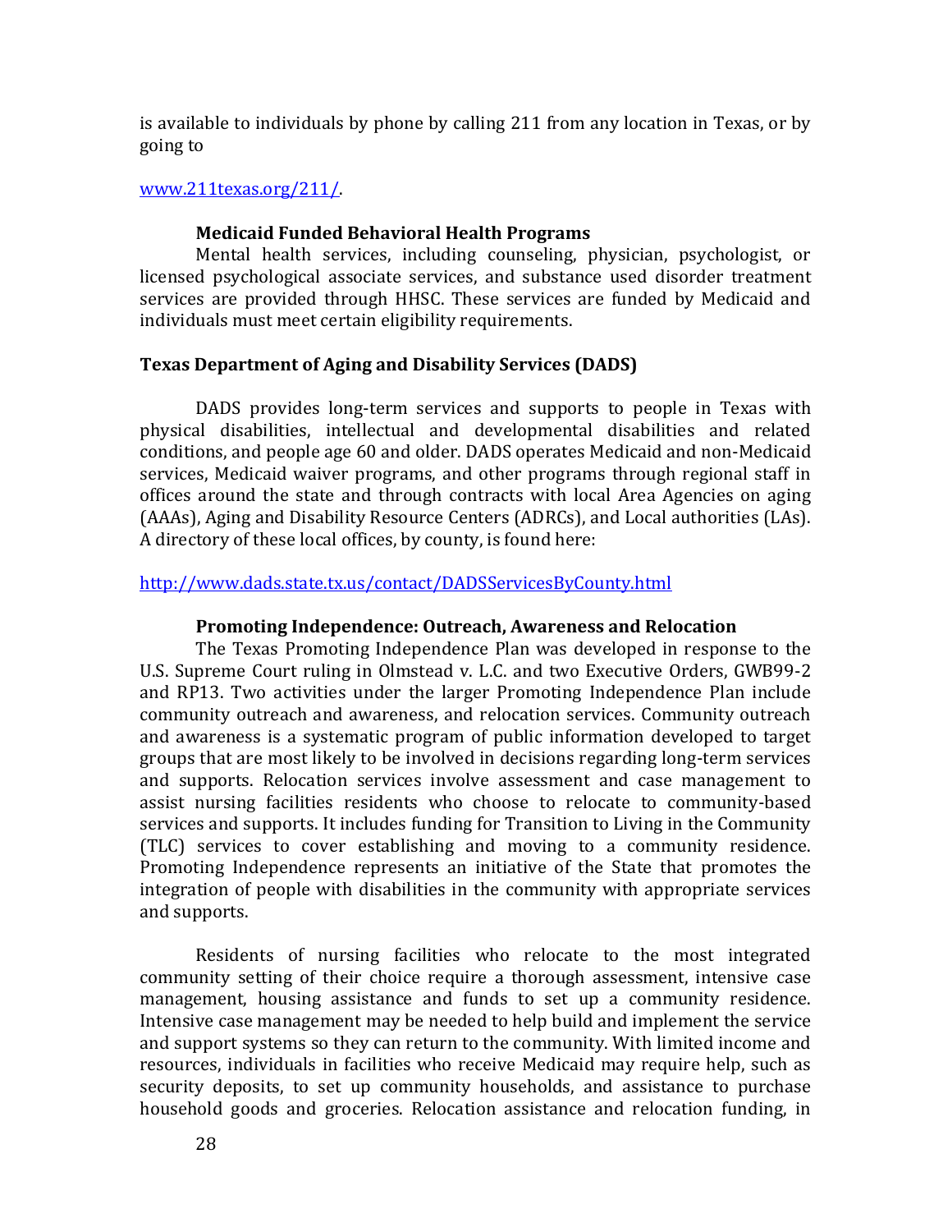is available to individuals by phone by calling 211 from any location in Texas, or by going to

[www.211texas.org/211/](www.211texas.org/211/).

### Medicaid Funded Behavioral Health Programs

Mental health services, including counseling, physician, psychologist, or licensed psychological associate services, and substance used disorder treatment services are provided through HHSC. These services are funded by Medicaid and individuals must meet certain eligibility requirements.

## Texas Department of Aging and Disability Services (DADS)

DADS provides long-term services and supports to people in Texas with physical disabilities, intellectual and developmental disabilities and related conditions, and people age 60 and older. DADS operates Medicaid and non-Medicaid services, Medicaid waiver programs, and other programs through regional staff in offices around the state and through contracts with local Area Agencies on aging (AAAs), Aging and Disability Resource Centers (ADRCs), and Local authorities (LAs). A directory of these local offices, by county, is found here:

[http://www.dads.state.tx.us/contact/DADSServicesByCounty.html](http://www.dads.state.tx.us/contact/DADSServicesByCounty.html)

### Promoting Independence: Outreach, Awareness and Relocation

The Texas Promoting Independence Plan was developed in response to the U.S. Supreme Court ruling in Olmstead v. L.C. and two Executive Orders, GWB99-2 and RP13. Two activities under the larger Promoting Independence Plan include community outreach and awareness, and relocation services. Community outreach and awareness is a systematic program of public information developed to target groups that are most likely to be involved in decisions regarding long-term services and supports. Relocation services involve assessment and case management to assist nursing facilities residents who choose to relocate to community-based services and supports. It includes funding for Transition to Living in the Community (TLC) services to cover establishing and moving to a community residence. Promoting Independence represents an initiative of the State that promotes the integration of people with disabilities in the community with appropriate services and supports.

Residents of nursing facilities who relocate to the most integrated community setting of their choice require a thorough assessment, intensive case management, housing assistance and funds to set up a community residence. Intensive case management may be needed to help build and implement the service and support systems so they can return to the community. With limited income and resources, individuals in facilities who receive Medicaid may require help, such as security deposits, to set up community households, and assistance to purchase household goods and groceries. Relocation assistance and relocation funding, in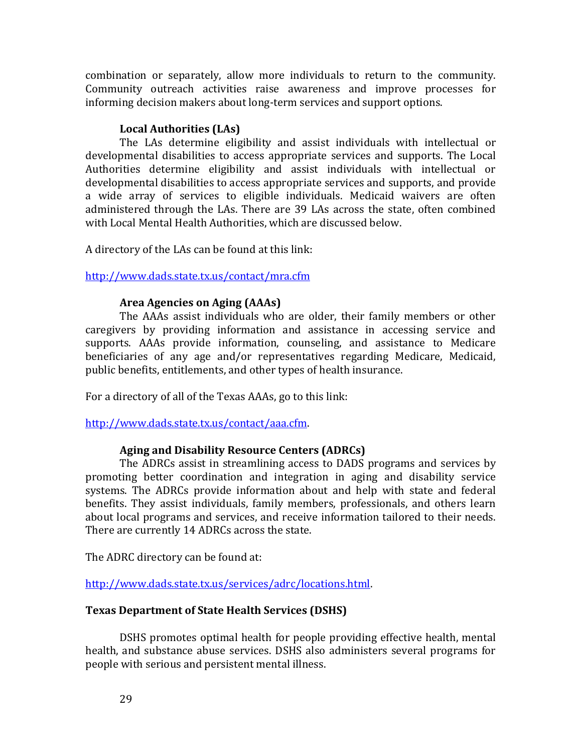combination or separately, allow more individuals to return to the community. Community outreach activities raise awareness and improve processes for informing decision makers about long-term services and support options.

### Local Authorities (LAs)

The LAs determine eligibility and assist individuals with intellectual or developmental disabilities to access appropriate services and supports. The Local Authorities determine eligibility and assist individuals with intellectual or developmental disabilities to access appropriate services and supports, and provide a wide array of services to eligible individuals. Medicaid waivers are often administered through the LAs. There are 39 LAs across the state, often combined with Local Mental Health Authorities, which are discussed below.

A directory of the LAs can be found at this link:

http://www.dads.state.tx.us/contact/mra.cfm

### Area Agencies on Aging (AAAs)

The AAAs assist individuals who are older, their family members or other caregivers by providing information and assistance in accessing service and supports. AAAs provide information, counseling, and assistance to Medicare beneficiaries of any age and/or representatives regarding Medicare, Medicaid, public benefits, entitlements, and other types of health insurance.

For a directory of all of the Texas AAAs, go to this link:

http://www.dads.state.tx.us/contact/aaa.cfm.

### Aging and Disability Resource Centers (ADRCs)

The ADRCs assist in streamlining access to DADS programs and services by promoting better coordination and integration in aging and disability service systems. The ADRCs provide information about and help with state and federal benefits. They assist individuals, family members, professionals, and others learn about local programs and services, and receive information tailored to their needs. There are currently 14 ADRCs across the state.

The ADRC directory can be found at:

http://www.dads.state.tx.us/services/adrc/locations.html.

## Texas Department of State Health Services (DSHS)

DSHS promotes optimal health for people providing effective health, mental health, and substance abuse services. DSHS also administers several programs for people with serious and persistent mental illness.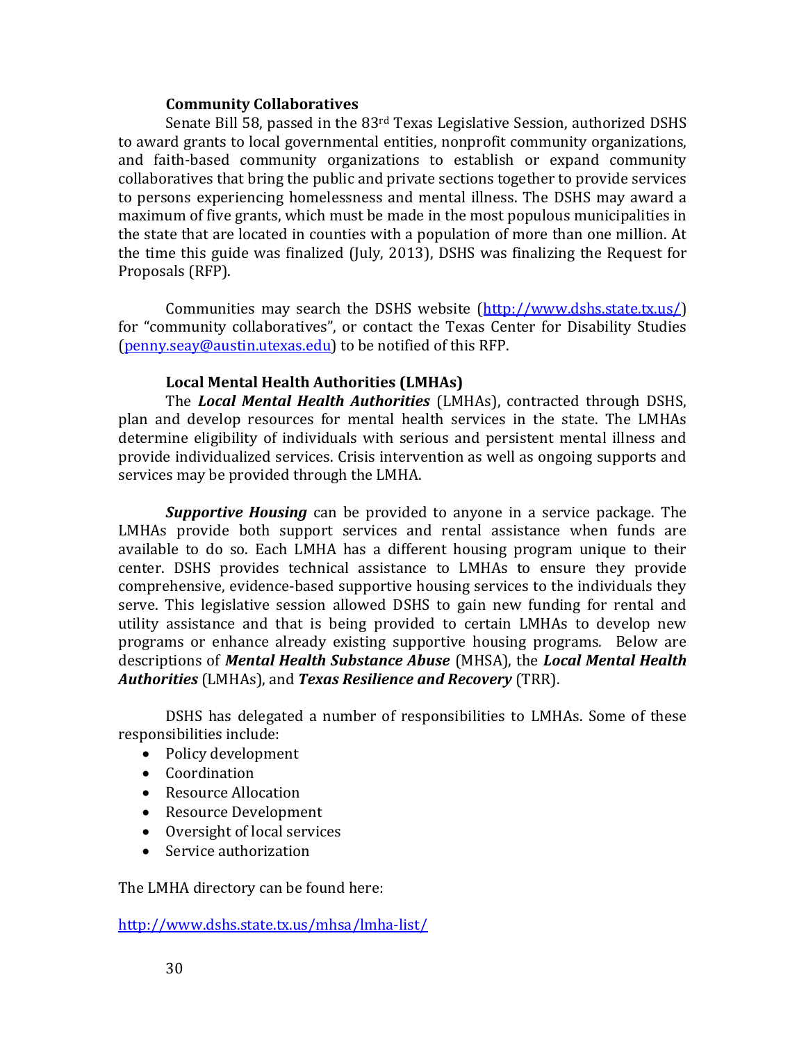### Community Collaboratives

Senate Bill 58, passed in the 83rd Texas Legislative Session, authorized DSHS to award grants to local governmental entities, nonprofit community organizations, and faith-based community organizations to establish or expand community collaboratives that bring the public and private sections together to provide services to persons experiencing homelessness and mental illness. The DSHS may award a maximum of five grants, which must be made in the most populous municipalities in the state that are located in counties with a population of more than one million. At the time this guide was finalized (July, 2013), DSHS was finalizing the Request for Proposals (RFP).

Communities may search the DSHS website (http://www.dshs.state.tx.us/) for "community collaboratives", or contact the Texas Center for Disability Studies (penny.seay@austin.utexas.edu) to be notified of this RFP.

### Local Mental Health Authorities (LMHAs)

The ***Local Mental Health Authorities*** (LMHAs), contracted through DSHS, plan and develop resources for mental health services in the state. The LMHAs determine eligibility of individuals with serious and persistent mental illness and provide individualized services. Crisis intervention as well as ongoing supports and services may be provided through the LMHA.

***Supportive Housing*** can be provided to anyone in a service package. The LMHAs provide both support services and rental assistance when funds are available to do so. Each LMHA has a different housing program unique to their center. DSHS provides technical assistance to LMHAs to ensure they provide comprehensive, evidence-based supportive housing services to the individuals they serve. This legislative session allowed DSHS to gain new funding for rental and utility assistance and that is being provided to certain LMHAs to develop new programs or enhance already existing supportive housing programs. Below are descriptions of ***Mental Health Substance Abuse*** (MHSA), the ***Local Mental Health Authorities*** (LMHAs), and ***Texas Resilience and Recovery*** (TRR).

DSHS has delegated a number of responsibilities to LMHAs. Some of these responsibilities include:

- Policy development
- Coordination
- Resource Allocation
- Resource Development
- Oversight of local services
- Service authorization

The LMHA directory can be found here:

http://www.dshs.state.tx.us/mhsa/lmha-list/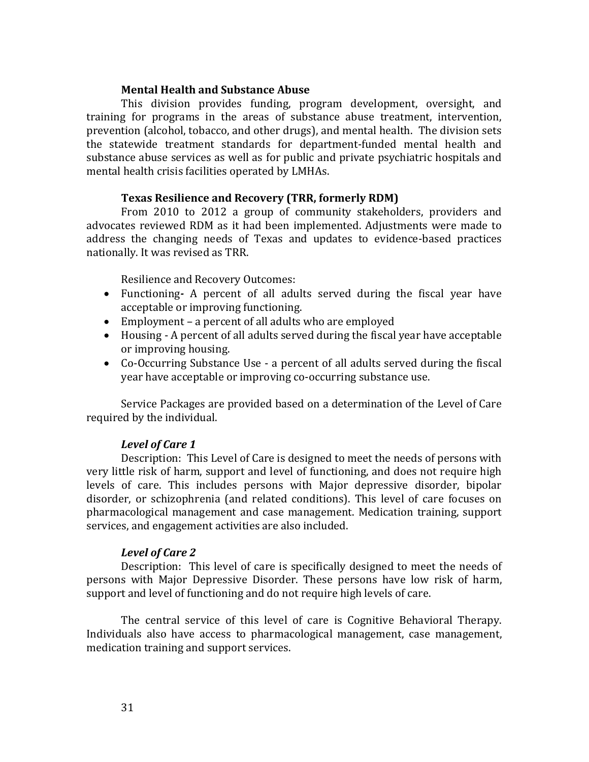### Mental Health and Substance Abuse

This division provides funding, program development, oversight, and training for programs in the areas of substance abuse treatment, intervention, prevention (alcohol, tobacco, and other drugs), and mental health. The division sets the statewide treatment standards for department-funded mental health and substance abuse services as well as for public and private psychiatric hospitals and mental health crisis facilities operated by LMHAs.

### Texas Resilience and Recovery (TRR, formerly RDM)

From 2010 to 2012 a group of community stakeholders, providers and advocates reviewed RDM as it had been implemented. Adjustments were made to address the changing needs of Texas and updates to evidence-based practices nationally. It was revised as TRR.

Resilience and Recovery Outcomes:

- Functioning**-** A percent of all adults served during the fiscal year have acceptable or improving functioning.
- Employment – a percent of all adults who are employed
- Housing - A percent of all adults served during the fiscal year have acceptable or improving housing.
- Co-Occurring Substance Use - a percent of all adults served during the fiscal year have acceptable or improving co-occurring substance use.

Service Packages are provided based on a determination of the Level of Care required by the individual.

#### *Level of Care 1*

Description: This Level of Care is designed to meet the needs of persons with very little risk of harm, support and level of functioning, and does not require high levels of care. This includes persons with Major depressive disorder, bipolar disorder, or schizophrenia (and related conditions). This level of care focuses on pharmacological management and case management. Medication training, support services, and engagement activities are also included.

#### *Level of Care 2*

Description: This level of care is specifically designed to meet the needs of persons with Major Depressive Disorder. These persons have low risk of harm, support and level of functioning and do not require high levels of care.

The central service of this level of care is Cognitive Behavioral Therapy. Individuals also have access to pharmacological management, case management, medication training and support services.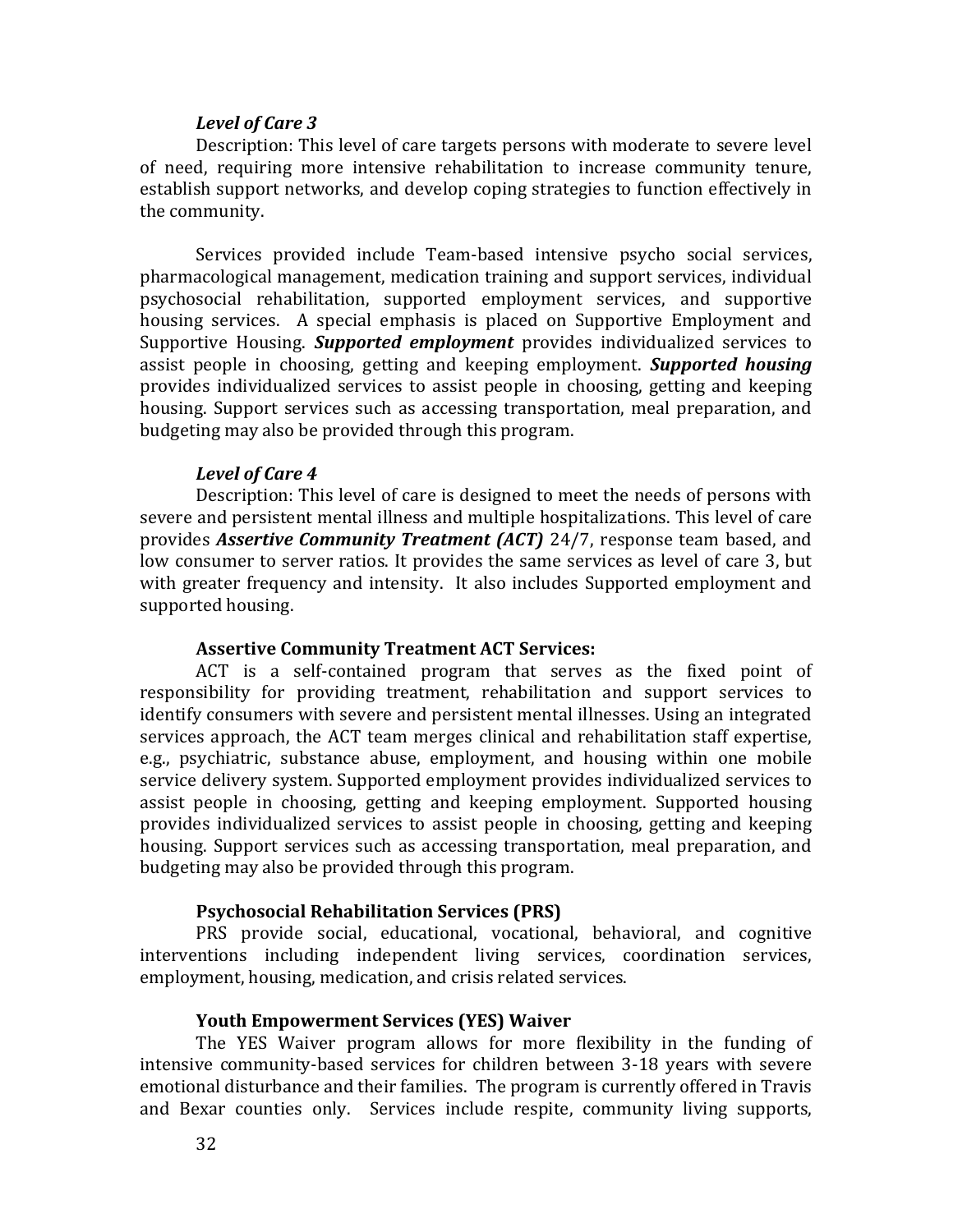***Level of Care 3***

Description: This level of care targets persons with moderate to severe level of need, requiring more intensive rehabilitation to increase community tenure, establish support networks, and develop coping strategies to function effectively in the community.

Services provided include Team-based intensive psycho social services, pharmacological management, medication training and support services, individual psychosocial rehabilitation, supported employment services, and supportive housing services. A special emphasis is placed on Supportive Employment and Supportive Housing. ***Supported employment*** provides individualized services to assist people in choosing, getting and keeping employment. ***Supported housing*** provides individualized services to assist people in choosing, getting and keeping housing. Support services such as accessing transportation, meal preparation, and budgeting may also be provided through this program.

***Level of Care 4***

Description: This level of care is designed to meet the needs of persons with severe and persistent mental illness and multiple hospitalizations. This level of care provides ***Assertive Community Treatment (ACT)*** 24/7, response team based, and low consumer to server ratios. It provides the same services as level of care 3, but with greater frequency and intensity. It also includes Supported employment and supported housing.

**Assertive Community Treatment ACT Services:**

ACT is a self-contained program that serves as the fixed point of responsibility for providing treatment, rehabilitation and support services to identify consumers with severe and persistent mental illnesses. Using an integrated services approach, the ACT team merges clinical and rehabilitation staff expertise, e.g., psychiatric, substance abuse, employment, and housing within one mobile service delivery system. Supported employment provides individualized services to assist people in choosing, getting and keeping employment. Supported housing provides individualized services to assist people in choosing, getting and keeping housing. Support services such as accessing transportation, meal preparation, and budgeting may also be provided through this program.

**Psychosocial Rehabilitation Services (PRS)**

PRS provide social, educational, vocational, behavioral, and cognitive interventions including independent living services, coordination services, employment, housing, medication, and crisis related services.

**Youth Empowerment Services (YES) Waiver**

The YES Waiver program allows for more flexibility in the funding of intensive community-based services for children between 3-18 years with severe emotional disturbance and their families. The program is currently offered in Travis and Bexar counties only. Services include respite, community living supports,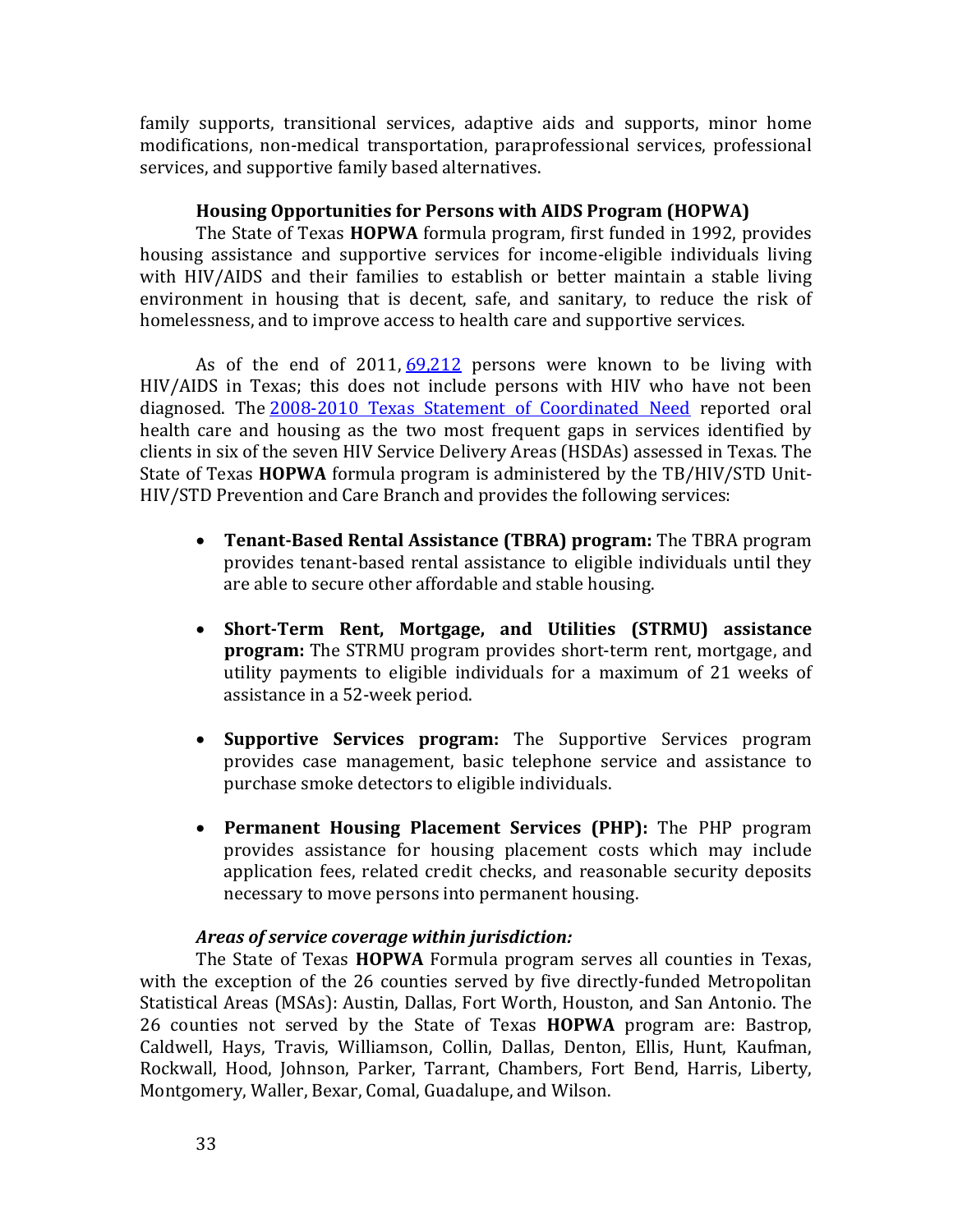family supports, transitional services, adaptive aids and supports, minor home modifications, non-medical transportation, paraprofessional services, professional services, and supportive family based alternatives.

### Housing Opportunities for Persons with AIDS Program (HOPWA)

The State of Texas **HOPWA** formula program, first funded in 1992, provides housing assistance and supportive services for income-eligible individuals living with HIV/AIDS and their families to establish or better maintain a stable living environment in housing that is decent, safe, and sanitary, to reduce the risk of homelessness, and to improve access to health care and supportive services.

As of the end of 2011, 69,212 persons were known to be living with HIV/AIDS in Texas; this does not include persons with HIV who have not been diagnosed. The 2008-2010 Texas Statement of Coordinated Need reported oral health care and housing as the two most frequent gaps in services identified by clients in six of the seven HIV Service Delivery Areas (HSDAs) assessed in Texas. The State of Texas **HOPWA** formula program is administered by the TB/HIV/STD Unit-HIV/STD Prevention and Care Branch and provides the following services:

- **Tenant-Based Rental Assistance (TBRA) program:** The TBRA program provides tenant-based rental assistance to eligible individuals until they are able to secure other affordable and stable housing.
- **Short-Term Rent, Mortgage, and Utilities (STRMU) assistance program:** The STRMU program provides short-term rent, mortgage, and utility payments to eligible individuals for a maximum of 21 weeks of assistance in a 52-week period.
- **Supportive Services program:** The Supportive Services program provides case management, basic telephone service and assistance to purchase smoke detectors to eligible individuals.
- **Permanent Housing Placement Services (PHP):** The PHP program provides assistance for housing placement costs which may include application fees, related credit checks, and reasonable security deposits necessary to move persons into permanent housing.

***Areas of service coverage within jurisdiction:***

The State of Texas **HOPWA** Formula program serves all counties in Texas, with the exception of the 26 counties served by five directly-funded Metropolitan Statistical Areas (MSAs): Austin, Dallas, Fort Worth, Houston, and San Antonio. The 26 counties not served by the State of Texas **HOPWA** program are: Bastrop, Caldwell, Hays, Travis, Williamson, Collin, Dallas, Denton, Ellis, Hunt, Kaufman, Rockwall, Hood, Johnson, Parker, Tarrant, Chambers, Fort Bend, Harris, Liberty, Montgomery, Waller, Bexar, Comal, Guadalupe, and Wilson.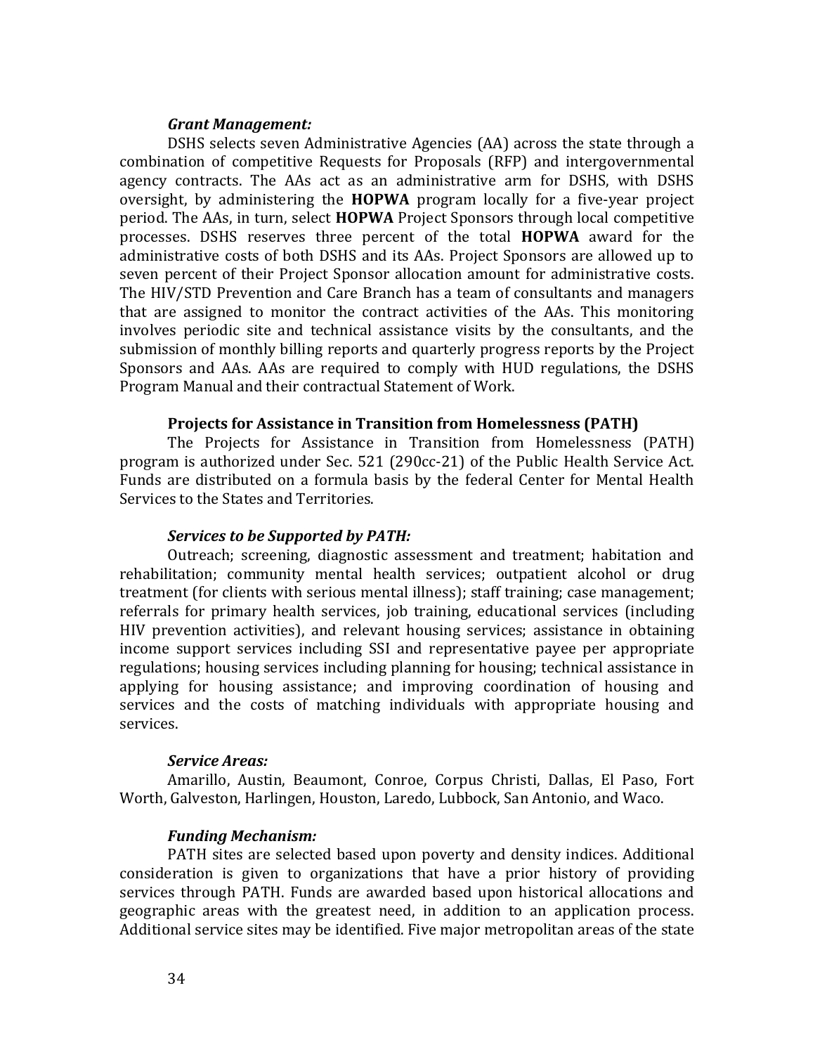***Grant Management:***

DSHS selects seven Administrative Agencies (AA) across the state through a combination of competitive Requests for Proposals (RFP) and intergovernmental agency contracts. The AAs act as an administrative arm for DSHS, with DSHS oversight, by administering the **HOPWA** program locally for a five-year project period. The AAs, in turn, select **HOPWA** Project Sponsors through local competitive processes. DSHS reserves three percent of the total **HOPWA** award for the administrative costs of both DSHS and its AAs. Project Sponsors are allowed up to seven percent of their Project Sponsor allocation amount for administrative costs. The HIV/STD Prevention and Care Branch has a team of consultants and managers that are assigned to monitor the contract activities of the AAs. This monitoring involves periodic site and technical assistance visits by the consultants, and the submission of monthly billing reports and quarterly progress reports by the Project Sponsors and AAs. AAs are required to comply with HUD regulations, the DSHS Program Manual and their contractual Statement of Work.

**Projects for Assistance in Transition from Homelessness (PATH)**

The Projects for Assistance in Transition from Homelessness (PATH) program is authorized under Sec. 521 (290cc-21) of the Public Health Service Act. Funds are distributed on a formula basis by the federal Center for Mental Health Services to the States and Territories.

***Services to be Supported by PATH:***

Outreach; screening, diagnostic assessment and treatment; habitation and rehabilitation; community mental health services; outpatient alcohol or drug treatment (for clients with serious mental illness); staff training; case management; referrals for primary health services, job training, educational services (including HIV prevention activities), and relevant housing services; assistance in obtaining income support services including SSI and representative payee per appropriate regulations; housing services including planning for housing; technical assistance in applying for housing assistance; and improving coordination of housing and services and the costs of matching individuals with appropriate housing and services.

***Service Areas:***

Amarillo, Austin, Beaumont, Conroe, Corpus Christi, Dallas, El Paso, Fort Worth, Galveston, Harlingen, Houston, Laredo, Lubbock, San Antonio, and Waco.

***Funding Mechanism:***

PATH sites are selected based upon poverty and density indices. Additional consideration is given to organizations that have a prior history of providing services through PATH. Funds are awarded based upon historical allocations and geographic areas with the greatest need, in addition to an application process. Additional service sites may be identified. Five major metropolitan areas of the state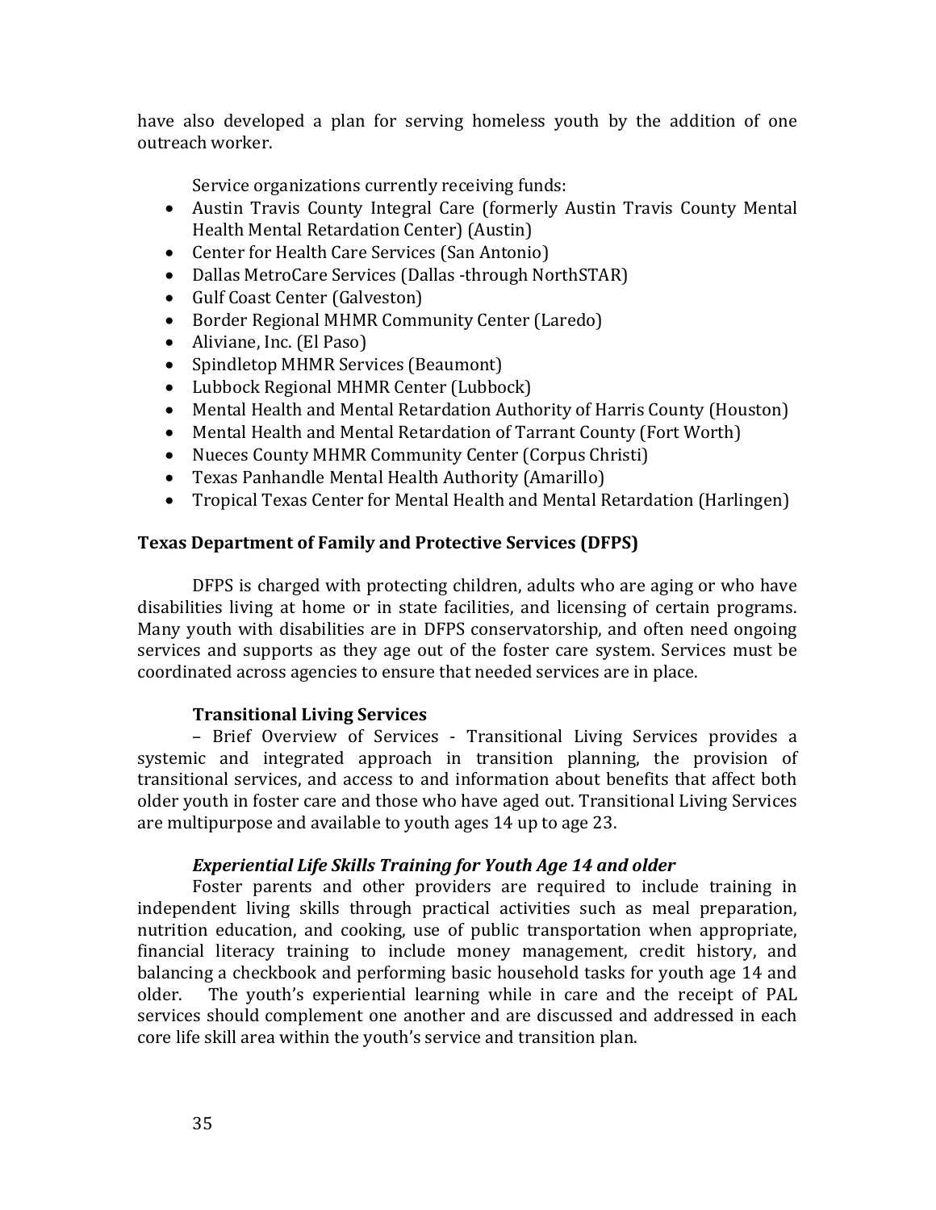have also developed a plan for serving homeless youth by the addition of one outreach worker.

Service organizations currently receiving funds:

- Austin Travis County Integral Care (formerly Austin Travis County Mental Health Mental Retardation Center) (Austin)
- Center for Health Care Services (San Antonio)
- Dallas MetroCare Services (Dallas -through NorthSTAR)
- Gulf Coast Center (Galveston)
- Border Regional MHMR Community Center (Laredo)
- Aliviane, Inc. (El Paso)
- Spindletop MHMR Services (Beaumont)
- Lubbock Regional MHMR Center (Lubbock)
- Mental Health and Mental Retardation Authority of Harris County (Houston)
- Mental Health and Mental Retardation of Tarrant County (Fort Worth)
- Nueces County MHMR Community Center (Corpus Christi)
- Texas Panhandle Mental Health Authority (Amarillo)
- Tropical Texas Center for Mental Health and Mental Retardation (Harlingen)

## Texas Department of Family and Protective Services (DFPS)

DFPS is charged with protecting children, adults who are aging or who have disabilities living at home or in state facilities, and licensing of certain programs. Many youth with disabilities are in DFPS conservatorship, and often need ongoing services and supports as they age out of the foster care system. Services must be coordinated across agencies to ensure that needed services are in place.

### Transitional Living Services

– Brief Overview of Services - Transitional Living Services provides a systemic and integrated approach in transition planning, the provision of transitional services, and access to and information about benefits that affect both older youth in foster care and those who have aged out. Transitional Living Services are multipurpose and available to youth ages 14 up to age 23.

#### *Experiential Life Skills Training for Youth Age 14 and older*

Foster parents and other providers are required to include training in independent living skills through practical activities such as meal preparation, nutrition education, and cooking, use of public transportation when appropriate, financial literacy training to include money management, credit history, and balancing a checkbook and performing basic household tasks for youth age 14 and older. The youth's experiential learning while in care and the receipt of PAL services should complement one another and are discussed and addressed in each core life skill area within the youth's service and transition plan.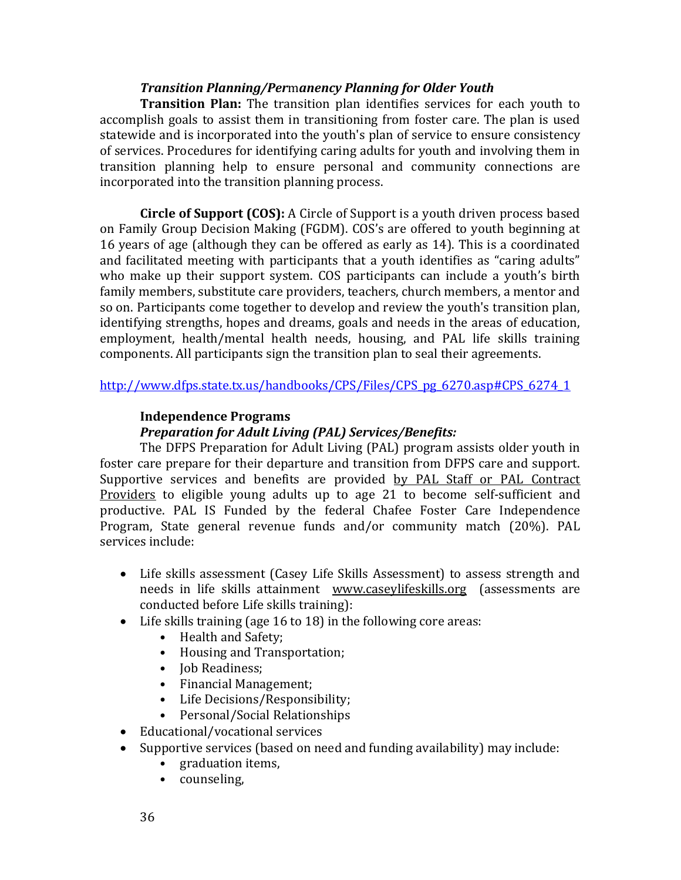***Transition Planning/Permanency Planning for Older Youth***

**Transition Plan:** The transition plan identifies services for each youth to accomplish goals to assist them in transitioning from foster care. The plan is used statewide and is incorporated into the youth's plan of service to ensure consistency of services. Procedures for identifying caring adults for youth and involving them in transition planning help to ensure personal and community connections are incorporated into the transition planning process.

**Circle of Support (COS):** A Circle of Support is a youth driven process based on Family Group Decision Making (FGDM). COS's are offered to youth beginning at 16 years of age (although they can be offered as early as 14). This is a coordinated and facilitated meeting with participants that a youth identifies as "caring adults" who make up their support system. COS participants can include a youth's birth family members, substitute care providers, teachers, church members, a mentor and so on. Participants come together to develop and review the youth's transition plan, identifying strengths, hopes and dreams, goals and needs in the areas of education, employment, health/mental health needs, housing, and PAL life skills training components. All participants sign the transition plan to seal their agreements.

http://www.dfps.state.tx.us/handbooks/CPS/Files/CPS_pg_6270.asp#CPS_6274_1

**Independence Programs**

***Preparation for Adult Living (PAL) Services/Benefits:***

The DFPS Preparation for Adult Living (PAL) program assists older youth in foster care prepare for their departure and transition from DFPS care and support. Supportive services and benefits are provided by PAL Staff or PAL Contract Providers to eligible young adults up to age 21 to become self-sufficient and productive. PAL IS Funded by the federal Chafee Foster Care Independence Program, State general revenue funds and/or community match (20%). PAL services include:

- Life skills assessment (Casey Life Skills Assessment) to assess strength and needs in life skills attainment www.caseylifeskills.org (assessments are conducted before Life skills training):
- Life skills training (age 16 to 18) in the following core areas:
  - Health and Safety;
  - Housing and Transportation;
  - Job Readiness;
  - Financial Management;
  - Life Decisions/Responsibility;
  - Personal/Social Relationships
- Educational/vocational services
- Supportive services (based on need and funding availability) may include:
  - graduation items,
  - counseling,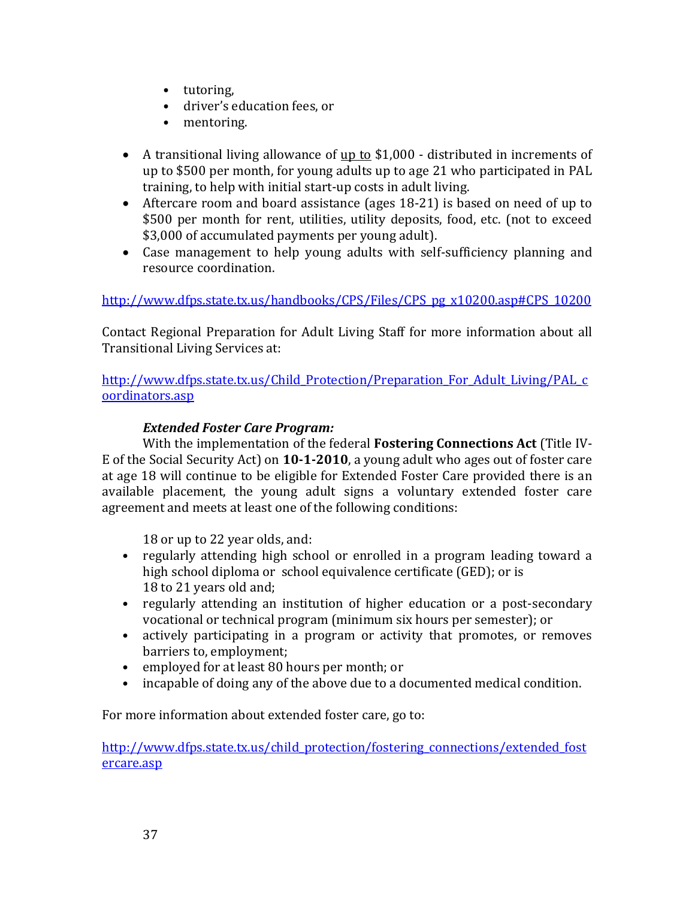- tutoring,
- driver's education fees, or
- mentoring.

- A transitional living allowance of <u>up to</u> $1,000 - distributed in increments of up to $500 per month, for young adults up to age 21 who participated in PAL training, to help with initial start-up costs in adult living.
- Aftercare room and board assistance (ages 18-21) is based on need of up to $500 per month for rent, utilities, utility deposits, food, etc. (not to exceed $3,000 of accumulated payments per young adult).
- Case management to help young adults with self-sufficiency planning and resource coordination.

http://www.dfps.state.tx.us/handbooks/CPS/Files/CPS_pg_x10200.asp#CPS_10200

Contact Regional Preparation for Adult Living Staff for more information about all Transitional Living Services at:

http://www.dfps.state.tx.us/Child_Protection/Preparation_For_Adult_Living/PAL_coordinators.asp

***Extended Foster Care Program:***

With the implementation of the federal **Fostering Connections Act** (Title IV-E of the Social Security Act) on **10-1-2010**, a young adult who ages out of foster care at age 18 will continue to be eligible for Extended Foster Care provided there is an available placement, the young adult signs a voluntary extended foster care agreement and meets at least one of the following conditions:

18 or up to 22 year olds, and:

- regularly attending high school or enrolled in a program leading toward a high school diploma or school equivalence certificate (GED); or is 18 to 21 years old and;
- regularly attending an institution of higher education or a post-secondary vocational or technical program (minimum six hours per semester); or
- actively participating in a program or activity that promotes, or removes barriers to, employment;
- employed for at least 80 hours per month; or
- incapable of doing any of the above due to a documented medical condition.

For more information about extended foster care, go to:

http://www.dfps.state.tx.us/child_protection/fostering_connections/extended_fostercare.asp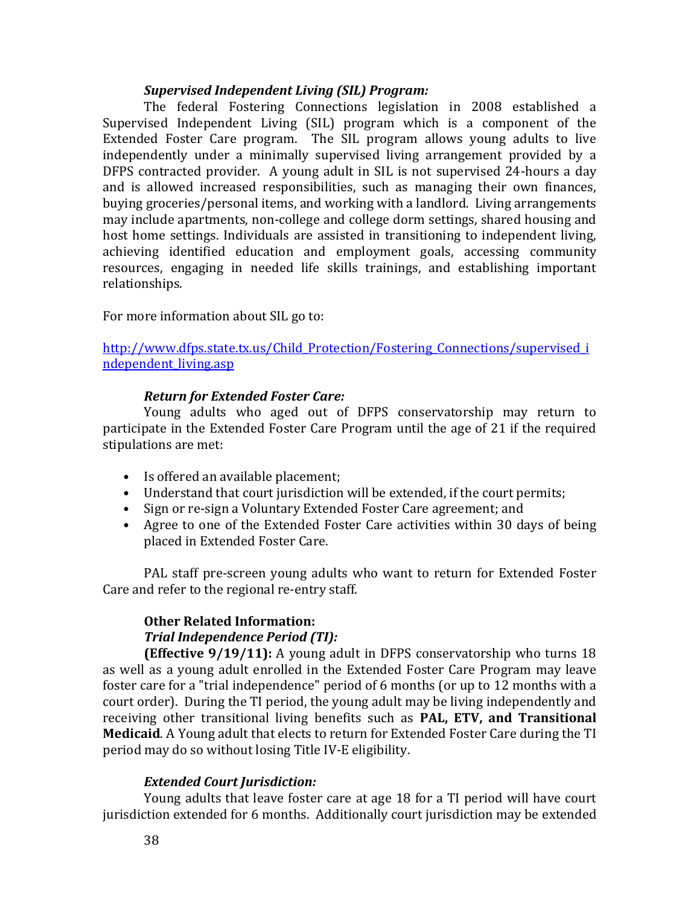### *Supervised Independent Living (SIL) Program:*

The federal Fostering Connections legislation in 2008 established a Supervised Independent Living (SIL) program which is a component of the Extended Foster Care program. The SIL program allows young adults to live independently under a minimally supervised living arrangement provided by a DFPS contracted provider. A young adult in SIL is not supervised 24-hours a day and is allowed increased responsibilities, such as managing their own finances, buying groceries/personal items, and working with a landlord. Living arrangements may include apartments, non-college and college dorm settings, shared housing and host home settings. Individuals are assisted in transitioning to independent living, achieving identified education and employment goals, accessing community resources, engaging in needed life skills trainings, and establishing important relationships.

For more information about SIL go to:

[http://www.dfps.state.tx.us/Child_Protection/Fostering_Connections/supervised_independent_living.asp](http://www.dfps.state.tx.us/Child_Protection/Fostering_Connections/supervised_independent_living.asp)

### *Return for Extended Foster Care:*

Young adults who aged out of DFPS conservatorship may return to participate in the Extended Foster Care Program until the age of 21 if the required stipulations are met:

- Is offered an available placement;
- Understand that court jurisdiction will be extended, if the court permits;
- Sign or re-sign a Voluntary Extended Foster Care agreement; and
- Agree to one of the Extended Foster Care activities within 30 days of being placed in Extended Foster Care.

PAL staff pre-screen young adults who want to return for Extended Foster Care and refer to the regional re-entry staff.

### **Other Related Information:**

### *Trial Independence Period (TI):*

**(Effective 9/19/11):** A young adult in DFPS conservatorship who turns 18 as well as a young adult enrolled in the Extended Foster Care Program may leave foster care for a "trial independence" period of 6 months (or up to 12 months with a court order). During the TI period, the young adult may be living independently and receiving other transitional living benefits such as **PAL, ETV, and Transitional Medicaid**. A Young adult that elects to return for Extended Foster Care during the TI period may do so without losing Title IV-E eligibility.

### *Extended Court Jurisdiction:*

Young adults that leave foster care at age 18 for a TI period will have court jurisdiction extended for 6 months. Additionally court jurisdiction may be extended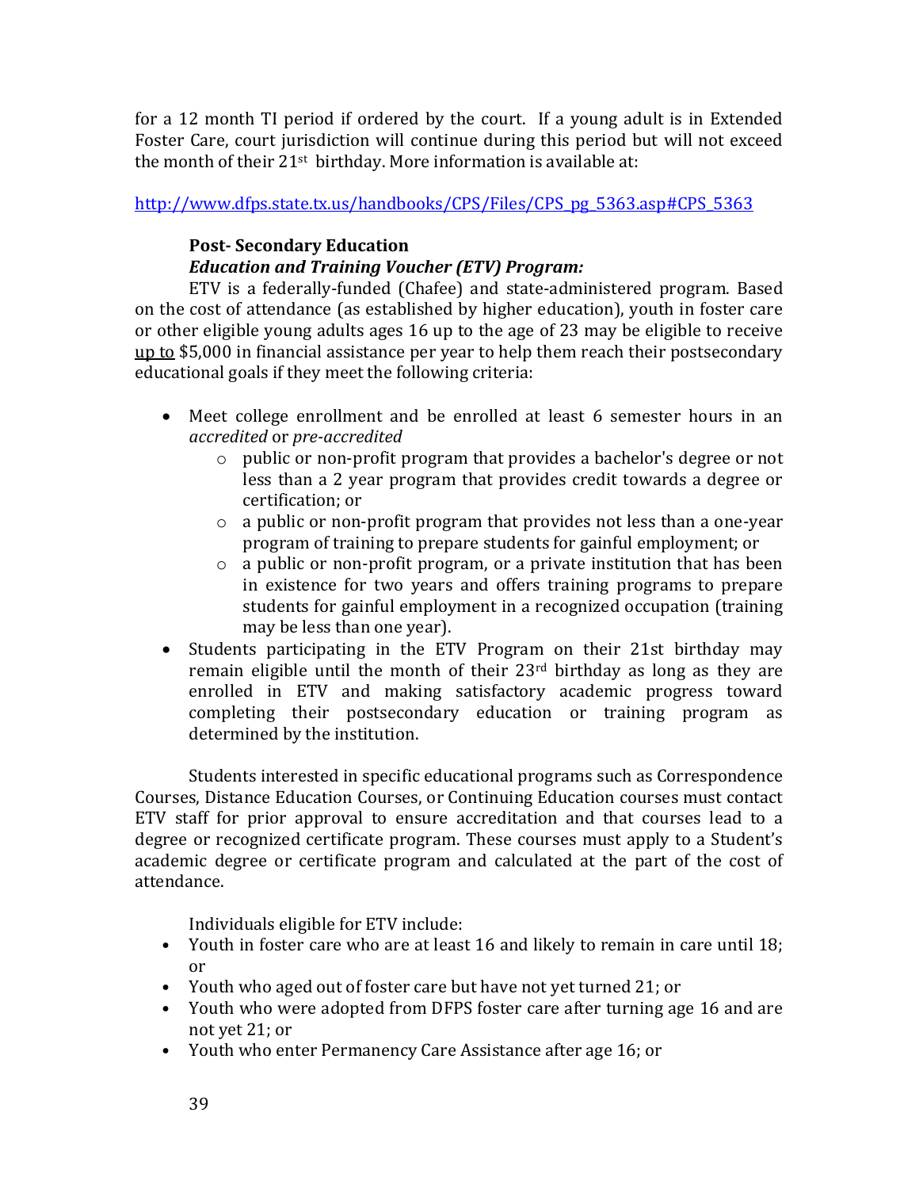for a 12 month TI period if ordered by the court. If a young adult is in Extended Foster Care, court jurisdiction will continue during this period but will not exceed the month of their 21st birthday. More information is available at:

http://www.dfps.state.tx.us/handbooks/CPS/Files/CPS_pg_5363.asp#CPS_5363

**Post- Secondary Education**

***Education and Training Voucher (ETV) Program:***

ETV is a federally-funded (Chafee) and state-administered program. Based on the cost of attendance (as established by higher education), youth in foster care or other eligible young adults ages 16 up to the age of 23 may be eligible to receive <u>up to</u> $5,000 in financial assistance per year to help them reach their postsecondary educational goals if they meet the following criteria:

- Meet college enrollment and be enrolled at least 6 semester hours in an *accredited* or *pre-accredited*
    - public or non-profit program that provides a bachelor's degree or not less than a 2 year program that provides credit towards a degree or certification; or
    - a public or non-profit program that provides not less than a one-year program of training to prepare students for gainful employment; or
    - a public or non-profit program, or a private institution that has been in existence for two years and offers training programs to prepare students for gainful employment in a recognized occupation (training may be less than one year).
- Students participating in the ETV Program on their 21st birthday may remain eligible until the month of their 23rd birthday as long as they are enrolled in ETV and making satisfactory academic progress toward completing their postsecondary education or training program as determined by the institution.

Students interested in specific educational programs such as Correspondence Courses, Distance Education Courses, or Continuing Education courses must contact ETV staff for prior approval to ensure accreditation and that courses lead to a degree or recognized certificate program. These courses must apply to a Student's academic degree or certificate program and calculated at the part of the cost of attendance.

Individuals eligible for ETV include:

- Youth in foster care who are at least 16 and likely to remain in care until 18; or
- Youth who aged out of foster care but have not yet turned 21; or
- Youth who were adopted from DFPS foster care after turning age 16 and are not yet 21; or
- Youth who enter Permanency Care Assistance after age 16; or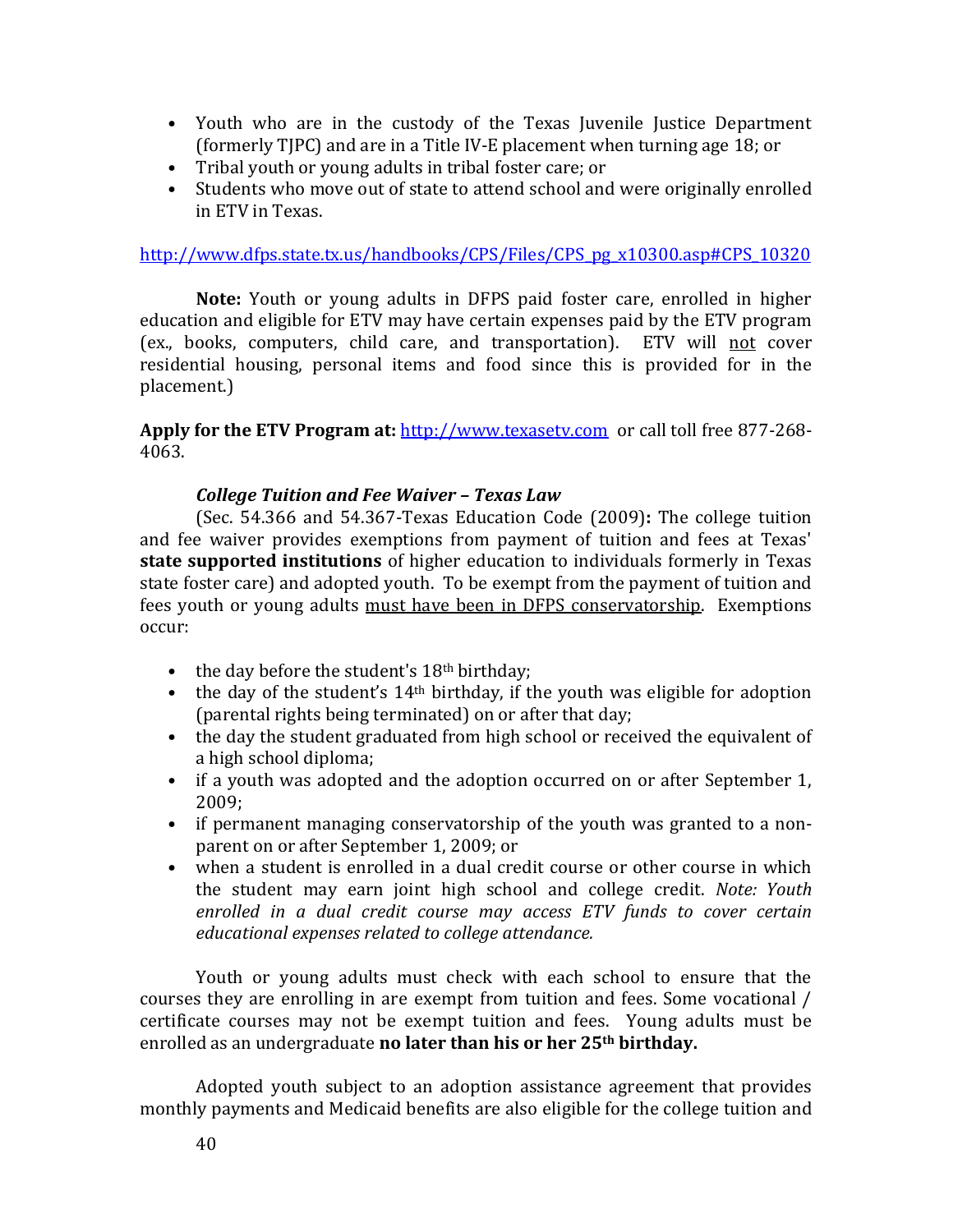- Youth who are in the custody of the Texas Juvenile Justice Department (formerly TJPC) and are in a Title IV-E placement when turning age 18; or
- Tribal youth or young adults in tribal foster care; or
- Students who move out of state to attend school and were originally enrolled in ETV in Texas.

http://www.dfps.state.tx.us/handbooks/CPS/Files/CPS_pg_x10300.asp#CPS_10320

**Note:** Youth or young adults in DFPS paid foster care, enrolled in higher education and eligible for ETV may have certain expenses paid by the ETV program (ex., books, computers, child care, and transportation). ETV will <u>not</u> cover residential housing, personal items and food since this is provided for in the placement.)

**Apply for the ETV Program at:** http://www.texasetv.com or call toll free 877-268-4063.

***College Tuition and Fee Waiver – Texas Law***

(Sec. 54.366 and 54.367-Texas Education Code (2009)**:** The college tuition and fee waiver provides exemptions from payment of tuition and fees at Texas' **state supported institutions** of higher education to individuals formerly in Texas state foster care) and adopted youth. To be exempt from the payment of tuition and fees youth or young adults <u>must have been in DFPS conservatorship</u>. Exemptions occur:

- the day before the student's 18th birthday;
- the day of the student's 14th birthday, if the youth was eligible for adoption (parental rights being terminated) on or after that day;
- the day the student graduated from high school or received the equivalent of a high school diploma;
- if a youth was adopted and the adoption occurred on or after September 1, 2009;
- if permanent managing conservatorship of the youth was granted to a non-parent on or after September 1, 2009; or
- when a student is enrolled in a dual credit course or other course in which the student may earn joint high school and college credit. *Note: Youth enrolled in a dual credit course may access ETV funds to cover certain educational expenses related to college attendance.*

Youth or young adults must check with each school to ensure that the courses they are enrolling in are exempt from tuition and fees. Some vocational / certificate courses may not be exempt tuition and fees. Young adults must be enrolled as an undergraduate **no later than his or her 25th birthday.**

Adopted youth subject to an adoption assistance agreement that provides monthly payments and Medicaid benefits are also eligible for the college tuition and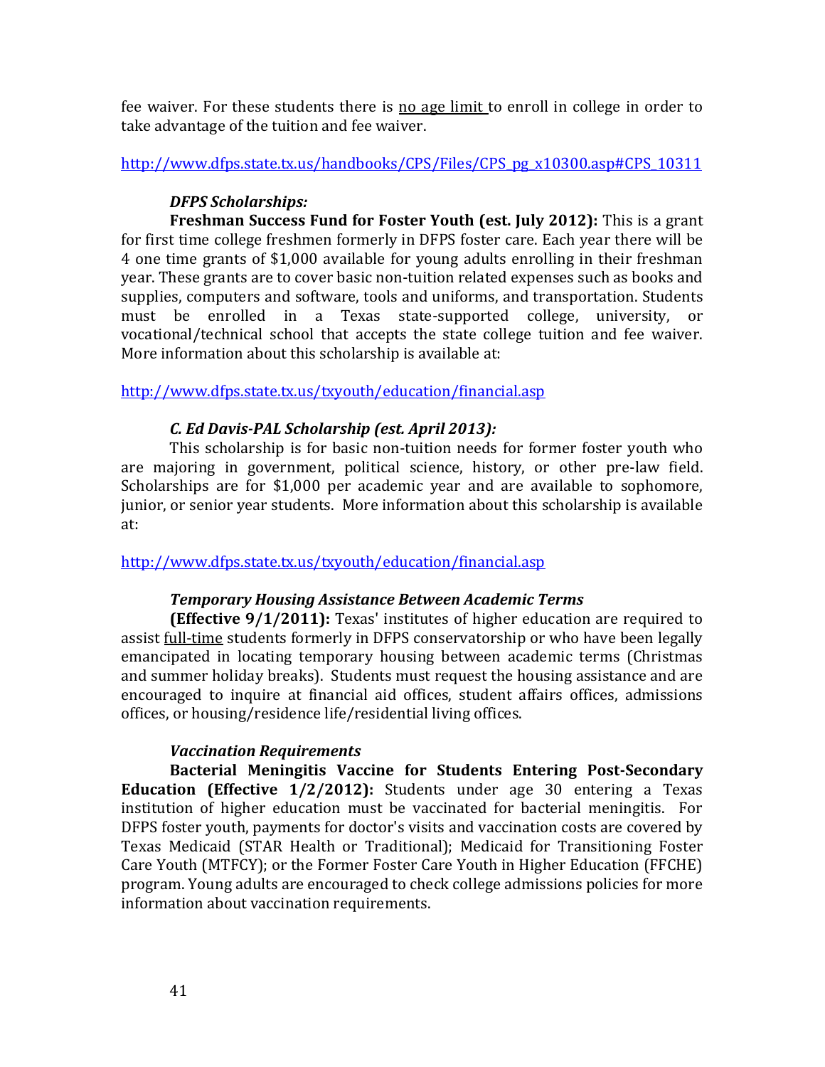fee waiver. For these students there is <u>no age limit</u> to enroll in college in order to take advantage of the tuition and fee waiver.

http://www.dfps.state.tx.us/handbooks/CPS/Files/CPS_pg_x10300.asp#CPS_10311

***DFPS Scholarships:***

**Freshman Success Fund for Foster Youth (est. July 2012):** This is a grant for first time college freshmen formerly in DFPS foster care. Each year there will be 4 one time grants of $1,000 available for young adults enrolling in their freshman year. These grants are to cover basic non-tuition related expenses such as books and supplies, computers and software, tools and uniforms, and transportation. Students must be enrolled in a Texas state-supported college, university, or vocational/technical school that accepts the state college tuition and fee waiver. More information about this scholarship is available at:

http://www.dfps.state.tx.us/txyouth/education/financial.asp

***C. Ed Davis-PAL Scholarship (est. April 2013):***

This scholarship is for basic non-tuition needs for former foster youth who are majoring in government, political science, history, or other pre-law field. Scholarships are for $1,000 per academic year and are available to sophomore, junior, or senior year students. More information about this scholarship is available at:

http://www.dfps.state.tx.us/txyouth/education/financial.asp

***Temporary Housing Assistance Between Academic Terms***

**(Effective 9/1/2011):** Texas' institutes of higher education are required to assist <u>full-time</u> students formerly in DFPS conservatorship or who have been legally emancipated in locating temporary housing between academic terms (Christmas and summer holiday breaks). Students must request the housing assistance and are encouraged to inquire at financial aid offices, student affairs offices, admissions offices, or housing/residence life/residential living offices.

***Vaccination Requirements***

**Bacterial Meningitis Vaccine for Students Entering Post-Secondary Education (Effective 1/2/2012):** Students under age 30 entering a Texas institution of higher education must be vaccinated for bacterial meningitis. For DFPS foster youth, payments for doctor's visits and vaccination costs are covered by Texas Medicaid (STAR Health or Traditional); Medicaid for Transitioning Foster Care Youth (MTFCY); or the Former Foster Care Youth in Higher Education (FFCHE) program. Young adults are encouraged to check college admissions policies for more information about vaccination requirements.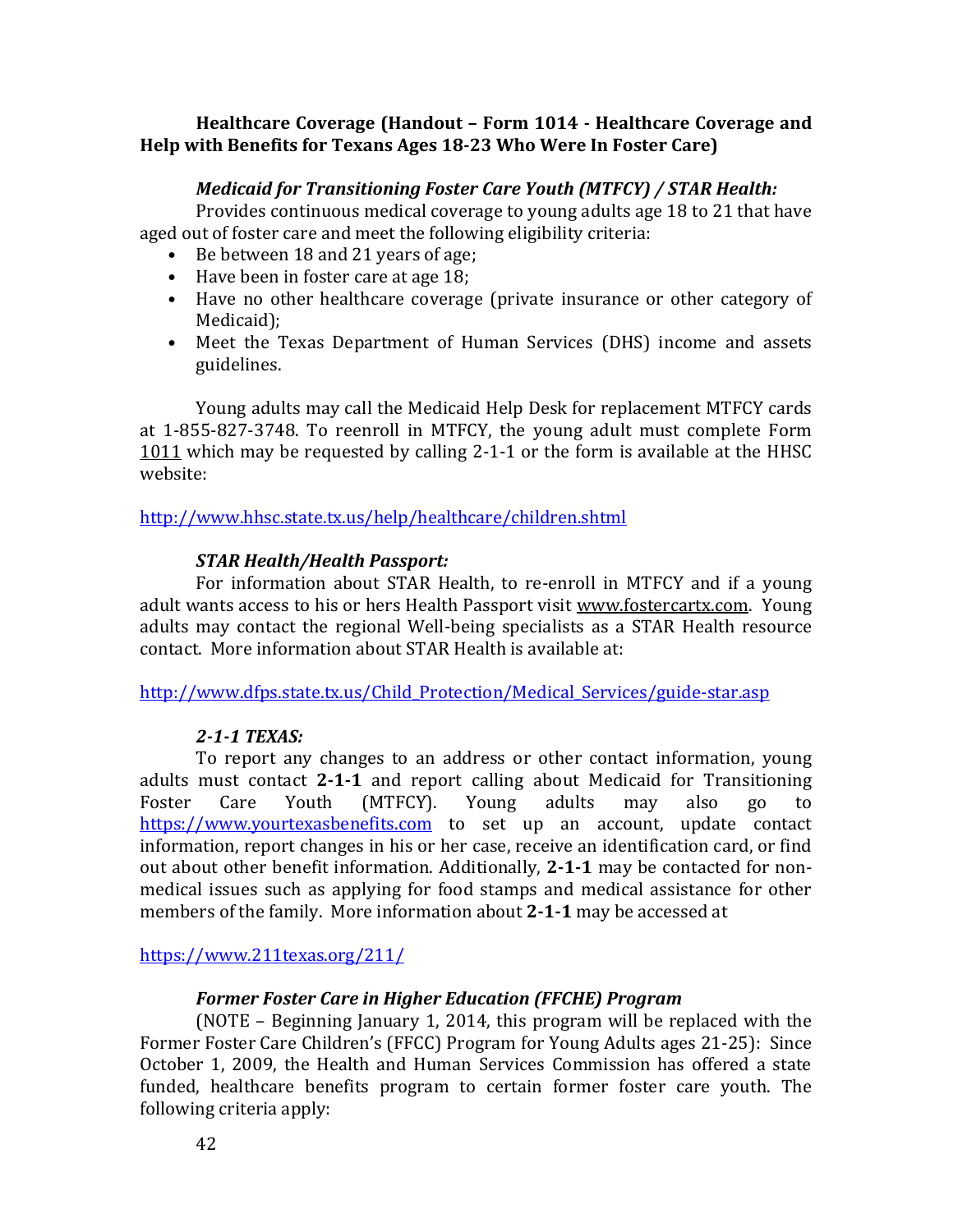**Healthcare Coverage (Handout – Form 1014 - Healthcare Coverage and Help with Benefits for Texans Ages 18-23 Who Were In Foster Care)**

***Medicaid for Transitioning Foster Care Youth (MTFCY) / STAR Health:***

Provides continuous medical coverage to young adults age 18 to 21 that have aged out of foster care and meet the following eligibility criteria:

- Be between 18 and 21 years of age;
- Have been in foster care at age 18;
- Have no other healthcare coverage (private insurance or other category of Medicaid);
- Meet the Texas Department of Human Services (DHS) income and assets guidelines.

Young adults may call the Medicaid Help Desk for replacement MTFCY cards at 1-855-827-3748. To reenroll in MTFCY, the young adult must complete Form 1011 which may be requested by calling 2-1-1 or the form is available at the HHSC website:

http://www.hhsc.state.tx.us/help/healthcare/children.shtml

***STAR Health/Health Passport:***

For information about STAR Health, to re-enroll in MTFCY and if a young adult wants access to his or hers Health Passport visit www.fostercartx.com. Young adults may contact the regional Well-being specialists as a STAR Health resource contact. More information about STAR Health is available at:

http://www.dfps.state.tx.us/Child_Protection/Medical_Services/guide-star.asp

***2-1-1 TEXAS:***

To report any changes to an address or other contact information, young adults must contact **2-1-1** and report calling about Medicaid for Transitioning Foster Care Youth (MTFCY). Young adults may also go to https://www.yourtexasbenefits.com to set up an account, update contact information, report changes in his or her case, receive an identification card, or find out about other benefit information. Additionally, **2-1-1** may be contacted for non-medical issues such as applying for food stamps and medical assistance for other members of the family. More information about **2-1-1** may be accessed at

https://www.211texas.org/211/

***Former Foster Care in Higher Education (FFCHE) Program***

(NOTE – Beginning January 1, 2014, this program will be replaced with the Former Foster Care Children's (FFCC) Program for Young Adults ages 21-25): Since October 1, 2009, the Health and Human Services Commission has offered a state funded, healthcare benefits program to certain former foster care youth. The following criteria apply: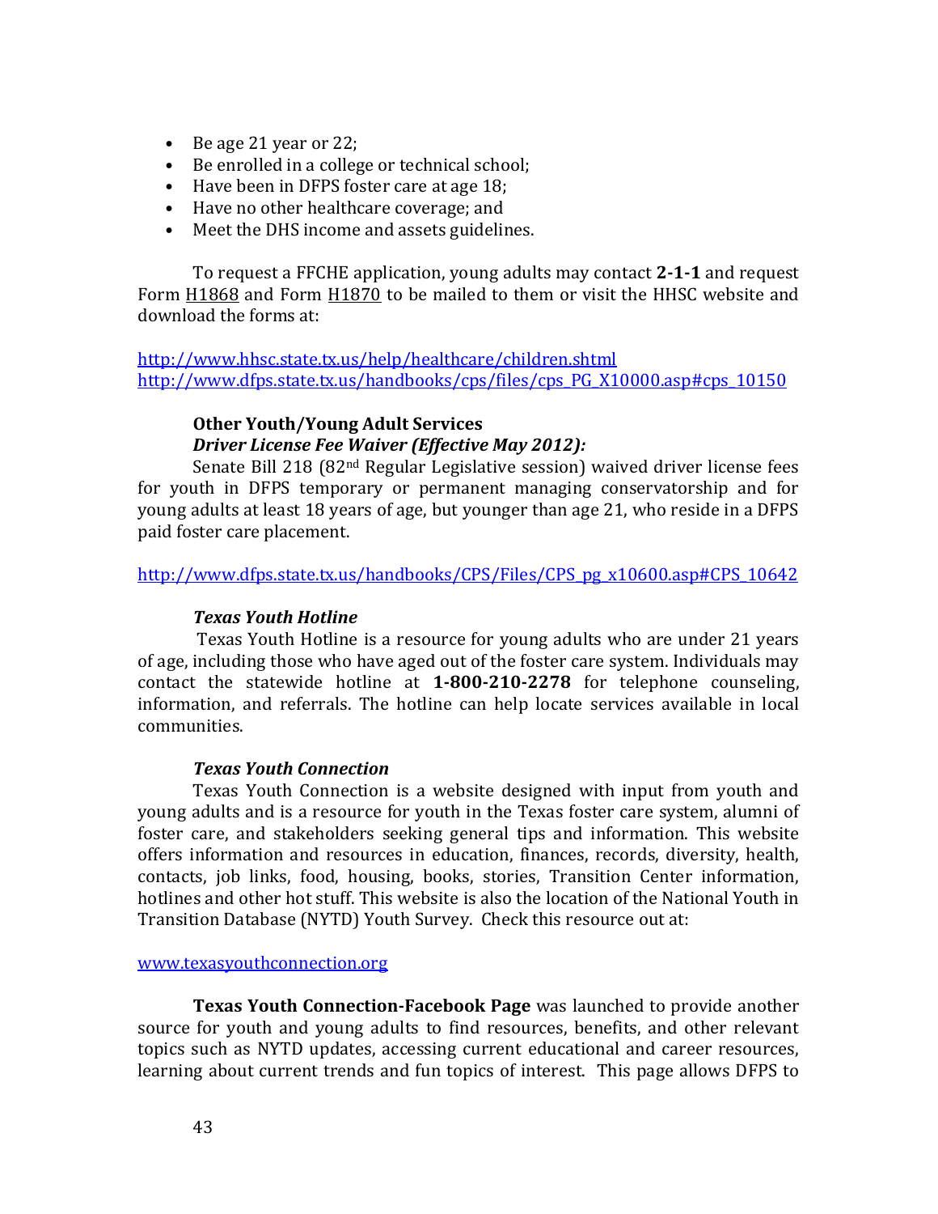- Be age 21 year or 22;
- Be enrolled in a college or technical school;
- Have been in DFPS foster care at age 18;
- Have no other healthcare coverage; and
- Meet the DHS income and assets guidelines.

To request a FFCHE application, young adults may contact **2-1-1** and request Form H1868 and Form H1870 to be mailed to them or visit the HHSC website and download the forms at:

http://www.hhsc.state.tx.us/help/healthcare/children.shtml
http://www.dfps.state.tx.us/handbooks/cps/files/cps_PG_X10000.asp#cps_10150

**Other Youth/Young Adult Services**

***Driver License Fee Waiver (Effective May 2012):***

Senate Bill 218 (82nd Regular Legislative session) waived driver license fees for youth in DFPS temporary or permanent managing conservatorship and for young adults at least 18 years of age, but younger than age 21, who reside in a DFPS paid foster care placement.

http://www.dfps.state.tx.us/handbooks/CPS/Files/CPS_pg_x10600.asp#CPS_10642

***Texas Youth Hotline***

Texas Youth Hotline is a resource for young adults who are under 21 years of age, including those who have aged out of the foster care system. Individuals may contact the statewide hotline at **1-800-210-2278** for telephone counseling, information, and referrals. The hotline can help locate services available in local communities.

***Texas Youth Connection***

Texas Youth Connection is a website designed with input from youth and young adults and is a resource for youth in the Texas foster care system, alumni of foster care, and stakeholders seeking general tips and information. This website offers information and resources in education, finances, records, diversity, health, contacts, job links, food, housing, books, stories, Transition Center information, hotlines and other hot stuff. This website is also the location of the National Youth in Transition Database (NYTD) Youth Survey. Check this resource out at:

www.texasyouthconnection.org

**Texas Youth Connection-Facebook Page** was launched to provide another source for youth and young adults to find resources, benefits, and other relevant topics such as NYTD updates, accessing current educational and career resources, learning about current trends and fun topics of interest. This page allows DFPS to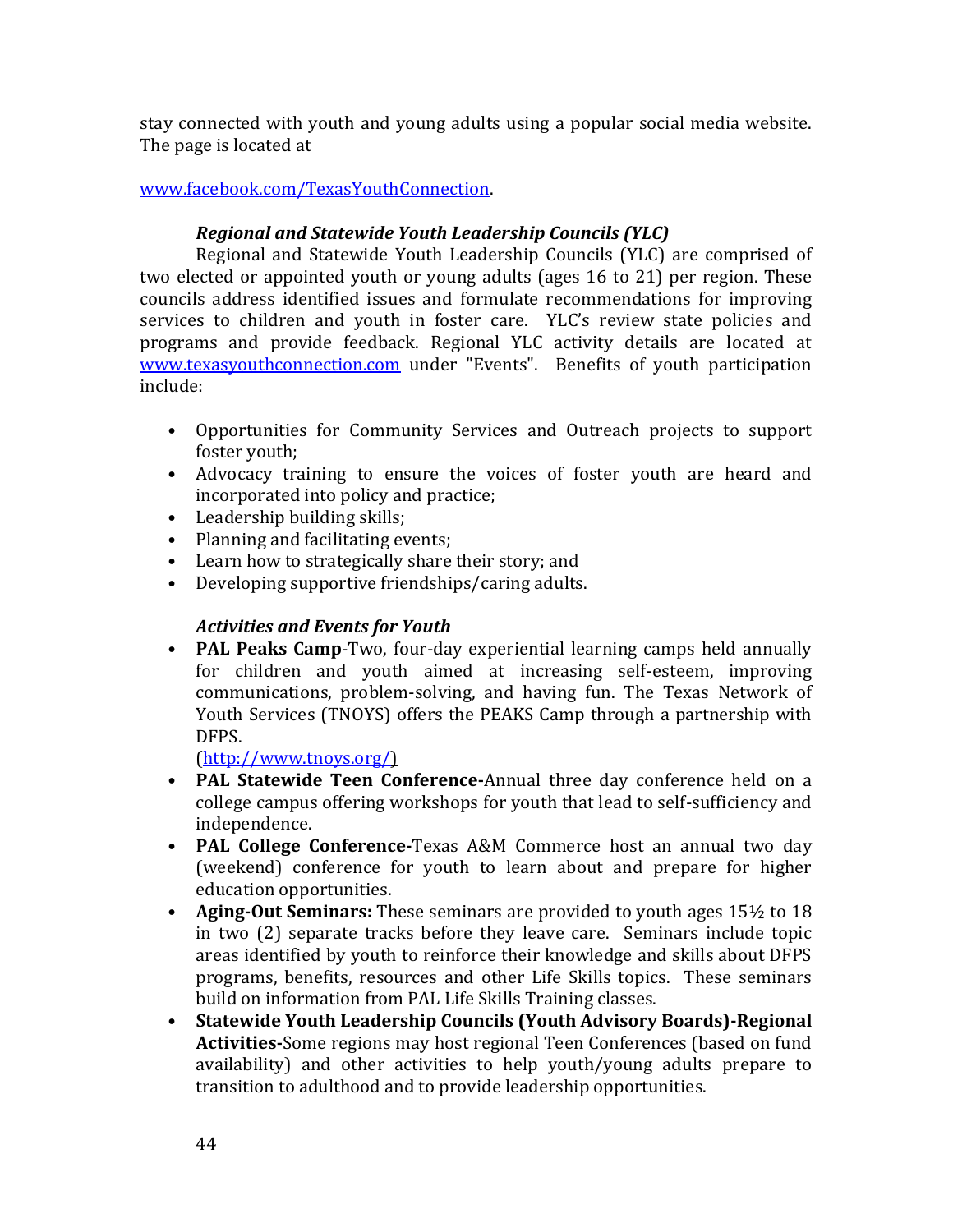stay connected with youth and young adults using a popular social media website. The page is located at

www.facebook.com/TexasYouthConnection.

### *Regional and Statewide Youth Leadership Councils (YLC)*

Regional and Statewide Youth Leadership Councils (YLC) are comprised of two elected or appointed youth or young adults (ages 16 to 21) per region. These councils address identified issues and formulate recommendations for improving services to children and youth in foster care. YLC's review state policies and programs and provide feedback. Regional YLC activity details are located at www.texasyouthconnection.com under "Events". Benefits of youth participation include:

- Opportunities for Community Services and Outreach projects to support foster youth;
- Advocacy training to ensure the voices of foster youth are heard and incorporated into policy and practice;
- Leadership building skills;
- Planning and facilitating events;
- Learn how to strategically share their story; and
- Developing supportive friendships/caring adults.

### *Activities and Events for Youth*

- **PAL Peaks Camp**-Two, four-day experiential learning camps held annually for children and youth aimed at increasing self-esteem, improving communications, problem-solving, and having fun. The Texas Network of Youth Services (TNOYS) offers the PEAKS Camp through a partnership with DFPS. (http://www.tnoys.org/)
- **PAL Statewide Teen Conference-**Annual three day conference held on a college campus offering workshops for youth that lead to self-sufficiency and independence.
- **PAL College Conference-**Texas A&M Commerce host an annual two day (weekend) conference for youth to learn about and prepare for higher education opportunities.
- **Aging-Out Seminars:** These seminars are provided to youth ages 15½ to 18 in two (2) separate tracks before they leave care. Seminars include topic areas identified by youth to reinforce their knowledge and skills about DFPS programs, benefits, resources and other Life Skills topics. These seminars build on information from PAL Life Skills Training classes.
- **Statewide Youth Leadership Councils (Youth Advisory Boards)-Regional Activities-**Some regions may host regional Teen Conferences (based on fund availability) and other activities to help youth/young adults prepare to transition to adulthood and to provide leadership opportunities.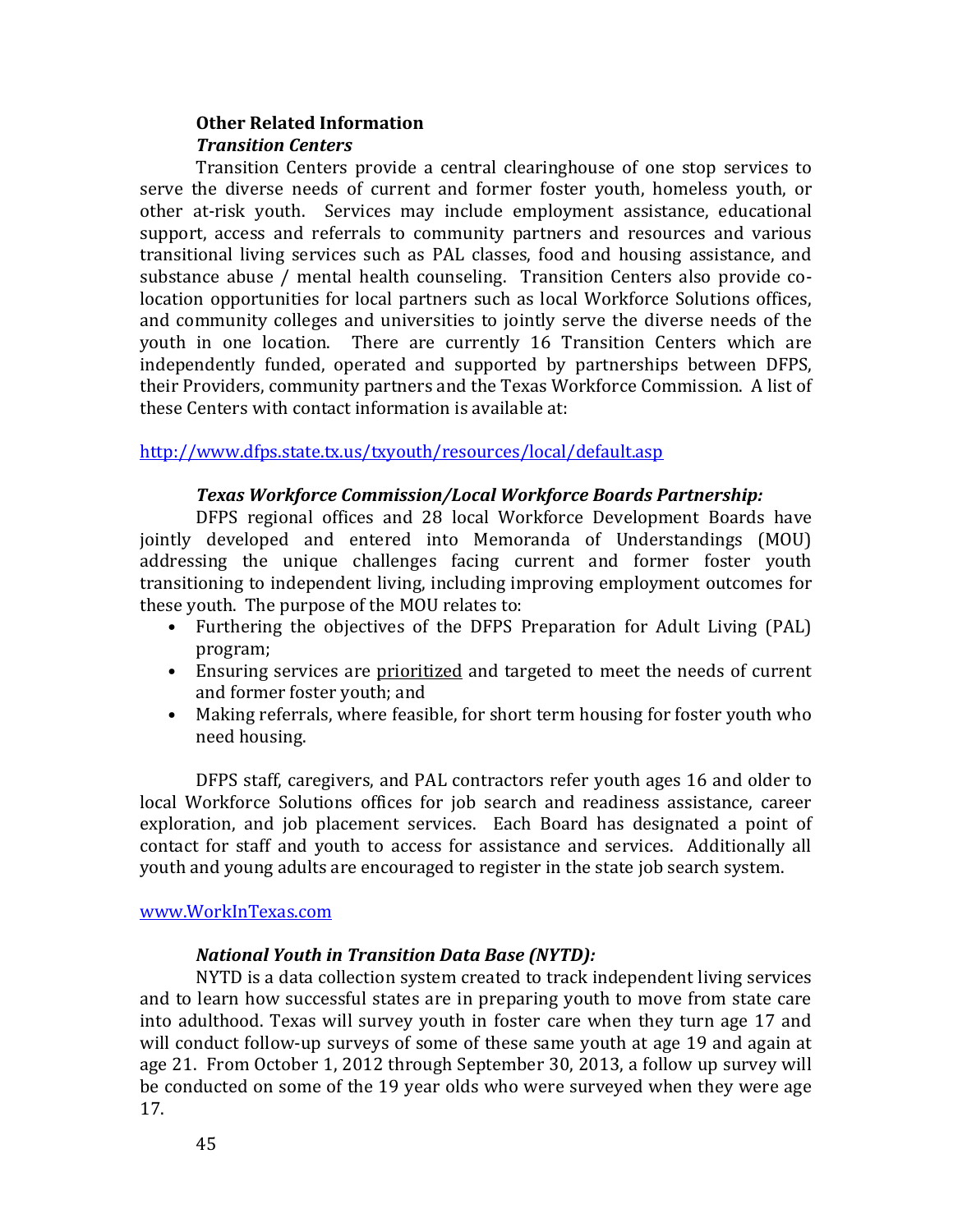**Other Related Information**

***Transition Centers***

Transition Centers provide a central clearinghouse of one stop services to serve the diverse needs of current and former foster youth, homeless youth, or other at-risk youth. Services may include employment assistance, educational support, access and referrals to community partners and resources and various transitional living services such as PAL classes, food and housing assistance, and substance abuse / mental health counseling. Transition Centers also provide co-location opportunities for local partners such as local Workforce Solutions offices, and community colleges and universities to jointly serve the diverse needs of the youth in one location. There are currently 16 Transition Centers which are independently funded, operated and supported by partnerships between DFPS, their Providers, community partners and the Texas Workforce Commission. A list of these Centers with contact information is available at:

http://www.dfps.state.tx.us/txyouth/resources/local/default.asp

***Texas Workforce Commission/Local Workforce Boards Partnership:***

DFPS regional offices and 28 local Workforce Development Boards have jointly developed and entered into Memoranda of Understandings (MOU) addressing the unique challenges facing current and former foster youth transitioning to independent living, including improving employment outcomes for these youth. The purpose of the MOU relates to:

- Furthering the objectives of the DFPS Preparation for Adult Living (PAL) program;
- Ensuring services are <u>prioritized</u> and targeted to meet the needs of current and former foster youth; and
- Making referrals, where feasible, for short term housing for foster youth who need housing.

DFPS staff, caregivers, and PAL contractors refer youth ages 16 and older to local Workforce Solutions offices for job search and readiness assistance, career exploration, and job placement services. Each Board has designated a point of contact for staff and youth to access for assistance and services. Additionally all youth and young adults are encouraged to register in the state job search system.

www.WorkInTexas.com

***National Youth in Transition Data Base (NYTD):***

NYTD is a data collection system created to track independent living services and to learn how successful states are in preparing youth to move from state care into adulthood. Texas will survey youth in foster care when they turn age 17 and will conduct follow-up surveys of some of these same youth at age 19 and again at age 21. From October 1, 2012 through September 30, 2013, a follow up survey will be conducted on some of the 19 year olds who were surveyed when they were age 17.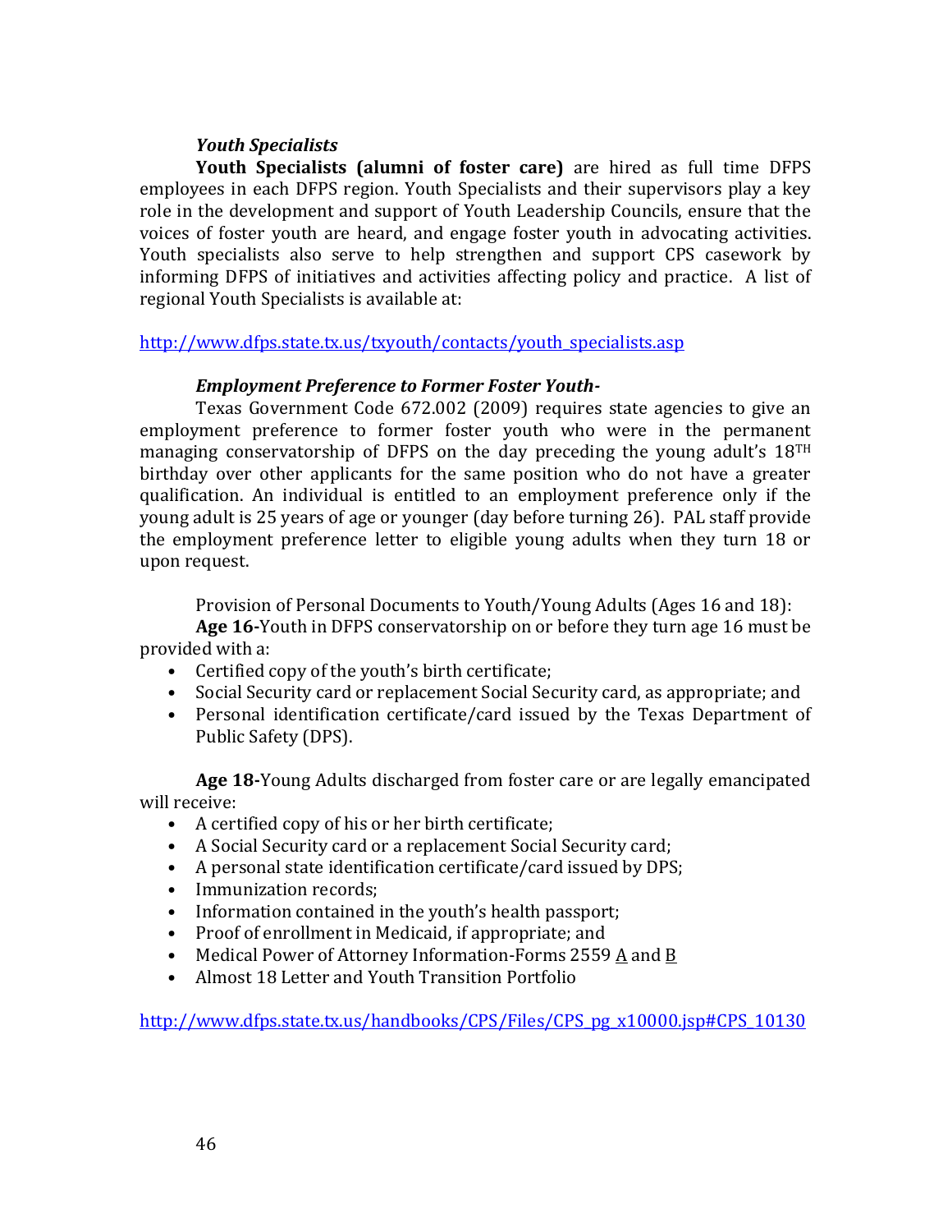### *Youth Specialists*

**Youth Specialists (alumni of foster care)** are hired as full time DFPS employees in each DFPS region. Youth Specialists and their supervisors play a key role in the development and support of Youth Leadership Councils, ensure that the voices of foster youth are heard, and engage foster youth in advocating activities. Youth specialists also serve to help strengthen and support CPS casework by informing DFPS of initiatives and activities affecting policy and practice. A list of regional Youth Specialists is available at:

http://www.dfps.state.tx.us/txyouth/contacts/youth_specialists.asp

### *Employment Preference to Former Foster Youth-*

Texas Government Code 672.002 (2009) requires state agencies to give an employment preference to former foster youth who were in the permanent managing conservatorship of DFPS on the day preceding the young adult's 18[TH] birthday over other applicants for the same position who do not have a greater qualification. An individual is entitled to an employment preference only if the young adult is 25 years of age or younger (day before turning 26). PAL staff provide the employment preference letter to eligible young adults when they turn 18 or upon request.

Provision of Personal Documents to Youth/Young Adults (Ages 16 and 18):

**Age 16-**Youth in DFPS conservatorship on or before they turn age 16 must be provided with a:

- Certified copy of the youth's birth certificate;
- Social Security card or replacement Social Security card, as appropriate; and
- Personal identification certificate/card issued by the Texas Department of Public Safety (DPS).

**Age 18-**Young Adults discharged from foster care or are legally emancipated will receive:

- A certified copy of his or her birth certificate;
- A Social Security card or a replacement Social Security card;
- A personal state identification certificate/card issued by DPS;
- Immunization records;
- Information contained in the youth's health passport;
- Proof of enrollment in Medicaid, if appropriate; and
- Medical Power of Attorney Information-Forms 2559 A and B
- Almost 18 Letter and Youth Transition Portfolio

http://www.dfps.state.tx.us/handbooks/CPS/Files/CPS_pg_x10000.jsp#CPS_10130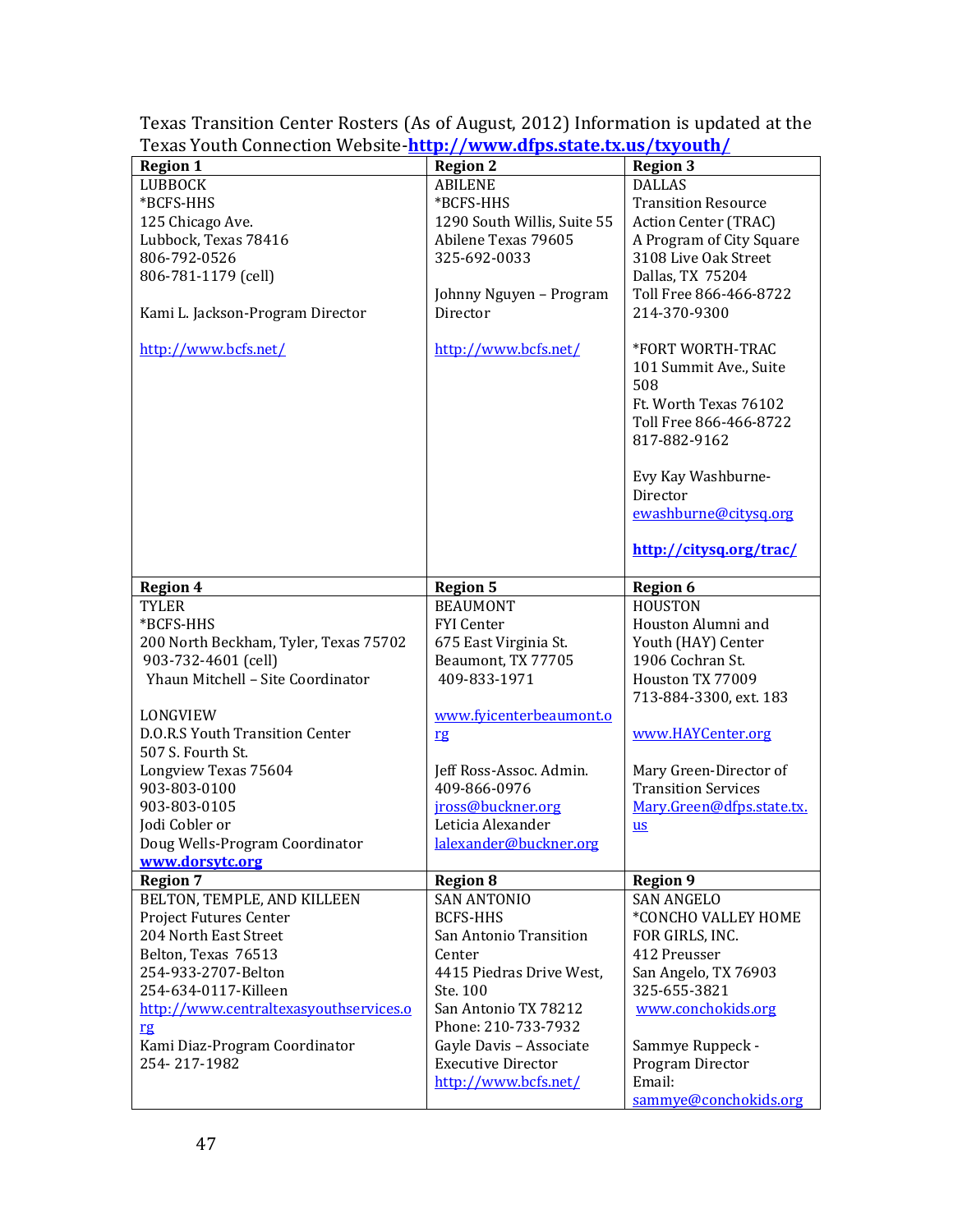Texas Transition Center Rosters (As of August, 2012) Information is updated at the Texas Youth Connection Website-**http://www.dfps.state.tx.us/txyouth/**

| **Region 1** | **Region 2** | **Region 3** |
|---|---|---|
| LUBBOCK<br>*BCFS-HHS<br>125 Chicago Ave.<br>Lubbock, Texas 78416<br>806-792-0526<br>806-781-1179 (cell)<br><br>Kami L. Jackson-Program Director<br><br>http://www.bcfs.net/ | ABILENE<br>*BCFS-HHS<br>1290 South Willis, Suite 55<br>Abilene Texas 79605<br>325-692-0033<br><br>Johnny Nguyen – Program Director<br><br>http://www.bcfs.net/ | DALLAS<br>Transition Resource Action Center (TRAC)<br>A Program of City Square<br>3108 Live Oak Street<br>Dallas, TX 75204<br>Toll Free 866-466-8722<br>214-370-9300<br><br>*FORT WORTH-TRAC<br>101 Summit Ave., Suite 508<br>Ft. Worth Texas 76102<br>Toll Free 866-466-8722<br>817-882-9162<br><br>Evy Kay Washburne-Director<br>ewashburne@citysq.org<br><br>**http://citysq.org/trac/** |
| **Region 4** | **Region 5** | **Region 6** |
| TYLER<br>*BCFS-HHS<br>200 North Beckham, Tyler, Texas 75702<br>903-732-4601 (cell)<br>Yhaun Mitchell – Site Coordinator<br><br>LONGVIEW<br>D.O.R.S Youth Transition Center<br>507 S. Fourth St.<br>Longview Texas 75604<br>903-803-0100<br>903-803-0105<br>Jodi Cobler or<br>Doug Wells-Program Coordinator<br>**www.dorsytc.org** | BEAUMONT<br>FYI Center<br>675 East Virginia St.<br>Beaumont, TX 77705<br>409-833-1971<br><br>www.fyicenterbeaumont.org<br><br>Jeff Ross-Assoc. Admin.<br>409-866-0976<br>jross@buckner.org<br>Leticia Alexander<br>lalexander@buckner.org | HOUSTON<br>Houston Alumni and Youth (HAY) Center<br>1906 Cochran St.<br>Houston TX 77009<br>713-884-3300, ext. 183<br><br>www.HAYCenter.org<br><br>Mary Green-Director of Transition Services<br>Mary.Green@dfps.state.tx.us |
| **Region 7** | **Region 8** | **Region 9** |
| BELTON, TEMPLE, AND KILLEEN<br>Project Futures Center<br>204 North East Street<br>Belton, Texas 76513<br>254-933-2707-Belton<br>254-634-0117-Killeen<br>http://www.centraltexasyouthservices.org<br>Kami Diaz-Program Coordinator<br>254- 217-1982 | SAN ANTONIO<br>BCFS-HHS<br>San Antonio Transition Center<br>4415 Piedras Drive West, Ste. 100<br>San Antonio TX 78212<br>Phone: 210-733-7932<br>Gayle Davis – Associate Executive Director<br>http://www.bcfs.net/ | SAN ANGELO<br>*CONCHO VALLEY HOME FOR GIRLS, INC.<br>412 Preusser<br>San Angelo, TX 76903<br>325-655-3821<br>www.conchokids.org<br><br>Sammye Ruppeck - Program Director<br>Email:<br>sammye@conchokids.org |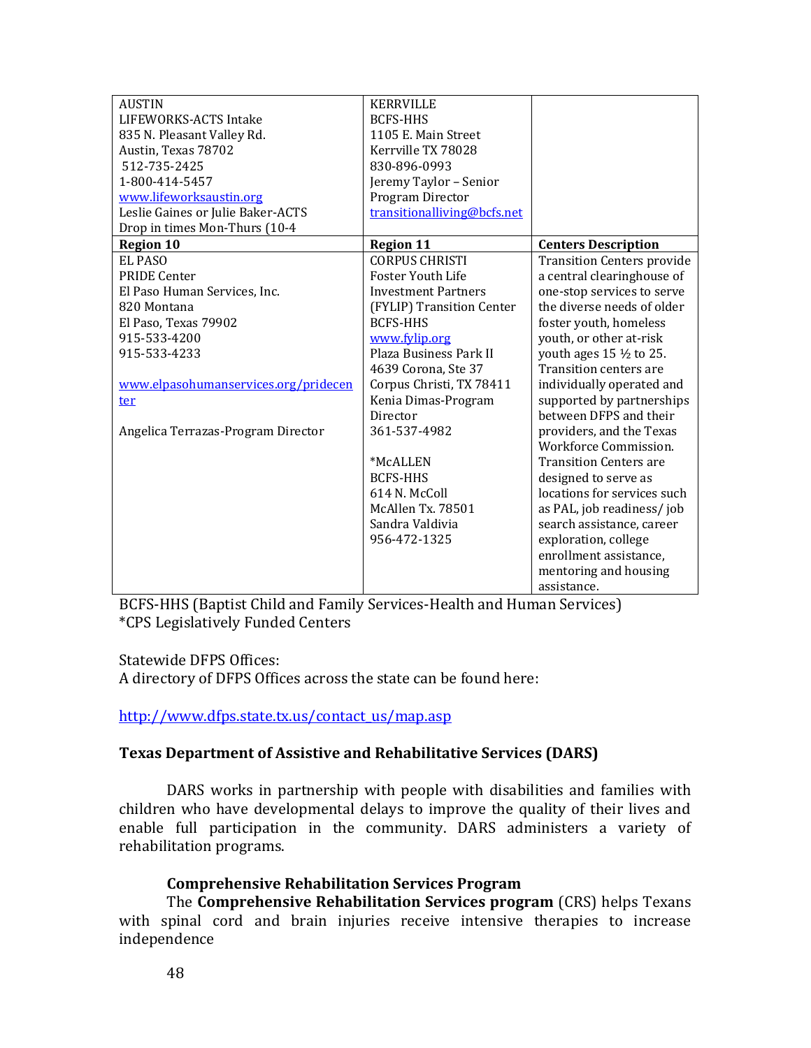| AUSTIN<br>LIFEWORKS-ACTS Intake<br>835 N. Pleasant Valley Rd.<br>Austin, Texas 78702<br>512-735-2425<br>1-800-414-5457<br>www.lifeworksaustin.org<br>Leslie Gaines or Julie Baker-ACTS<br>Drop in times Mon-Thurs (10-4 | KERRVILLE<br>BCFS-HHS<br>1105 E. Main Street<br>Kerrville TX 78028<br>830-896-0993<br>Jeremy Taylor – Senior Program Director<br>transitionalliving@bcfs.net | |
|---|---|---|
| **Region 10** | **Region 11** | **Centers Description** |
| EL PASO<br>PRIDE Center<br>El Paso Human Services, Inc.<br>820 Montana<br>El Paso, Texas 79902<br>915-533-4200<br>915-533-4233<br><br>www.elpasohumanservices.org/pridecenter<br><br>Angelica Terrazas-Program Director | CORPUS CHRISTI<br>Foster Youth Life Investment Partners (FYLIP) Transition Center<br>BCFS-HHS<br>www.fylip.org<br>Plaza Business Park II<br>4639 Corona, Ste 37<br>Corpus Christi, TX 78411<br>Kenia Dimas-Program Director<br>361-537-4982<br><br>*McALLEN<br>BCFS-HHS<br>614 N. McColl<br>McAllen Tx. 78501<br>Sandra Valdivia<br>956-472-1325 | Transition Centers provide a central clearinghouse of one-stop services to serve the diverse needs of older foster youth, homeless youth, or other at-risk youth ages 15 ½ to 25. Transition centers are individually operated and supported by partnerships between DFPS and their providers, and the Texas Workforce Commission. Transition Centers are designed to serve as locations for services such as PAL, job readiness/ job search assistance, career exploration, college enrollment assistance, mentoring and housing assistance. |

BCFS-HHS (Baptist Child and Family Services-Health and Human Services)
*CPS Legislatively Funded Centers

Statewide DFPS Offices:
A directory of DFPS Offices across the state can be found here:

http://www.dfps.state.tx.us/contact_us/map.asp

### Texas Department of Assistive and Rehabilitative Services (DARS)

DARS works in partnership with people with disabilities and families with children who have developmental delays to improve the quality of their lives and enable full participation in the community. DARS administers a variety of rehabilitation programs.

#### Comprehensive Rehabilitation Services Program

The **Comprehensive Rehabilitation Services program** (CRS) helps Texans with spinal cord and brain injuries receive intensive therapies to increase independence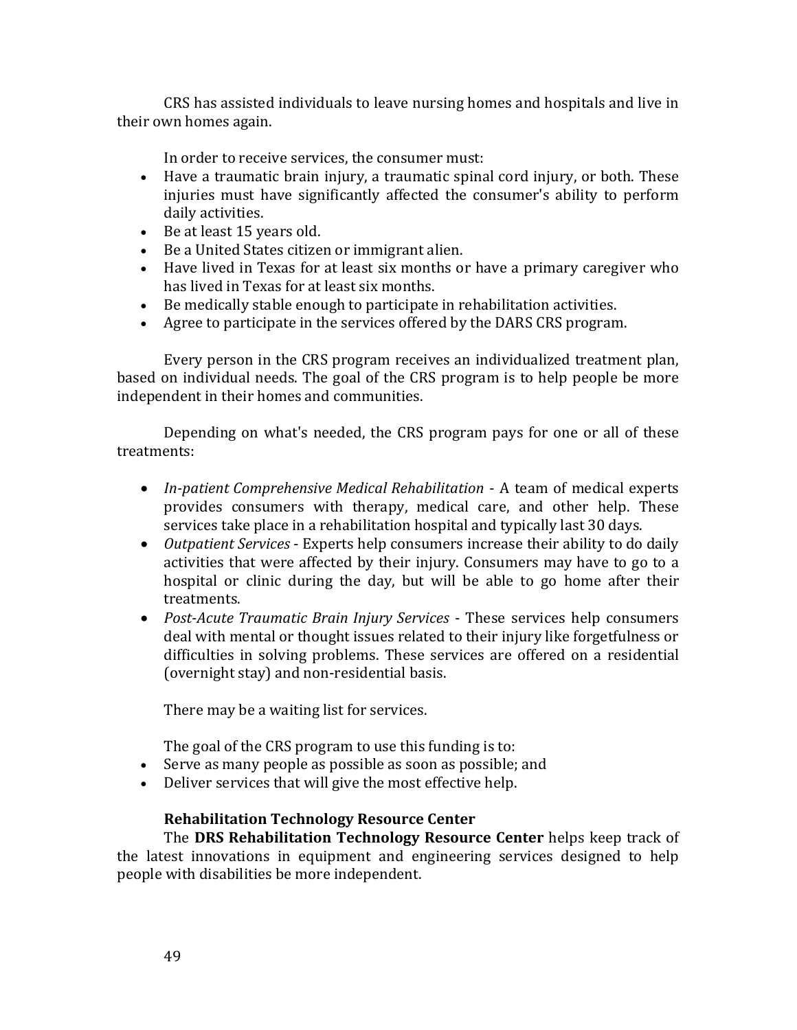CRS has assisted individuals to leave nursing homes and hospitals and live in their own homes again.

In order to receive services, the consumer must:

- Have a traumatic brain injury, a traumatic spinal cord injury, or both. These injuries must have significantly affected the consumer's ability to perform daily activities.
- Be at least 15 years old.
- Be a United States citizen or immigrant alien.
- Have lived in Texas for at least six months or have a primary caregiver who has lived in Texas for at least six months.
- Be medically stable enough to participate in rehabilitation activities.
- Agree to participate in the services offered by the DARS CRS program.

Every person in the CRS program receives an individualized treatment plan, based on individual needs. The goal of the CRS program is to help people be more independent in their homes and communities.

Depending on what's needed, the CRS program pays for one or all of these treatments:

- *In-patient Comprehensive Medical Rehabilitation* - A team of medical experts provides consumers with therapy, medical care, and other help. These services take place in a rehabilitation hospital and typically last 30 days.
- *Outpatient Services* - Experts help consumers increase their ability to do daily activities that were affected by their injury. Consumers may have to go to a hospital or clinic during the day, but will be able to go home after their treatments.
- *Post-Acute Traumatic Brain Injury Services* - These services help consumers deal with mental or thought issues related to their injury like forgetfulness or difficulties in solving problems. These services are offered on a residential (overnight stay) and non-residential basis.

There may be a waiting list for services.

The goal of the CRS program to use this funding is to:

- Serve as many people as possible as soon as possible; and
- Deliver services that will give the most effective help.

**Rehabilitation Technology Resource Center**

The **DRS Rehabilitation Technology Resource Center** helps keep track of the latest innovations in equipment and engineering services designed to help people with disabilities be more independent.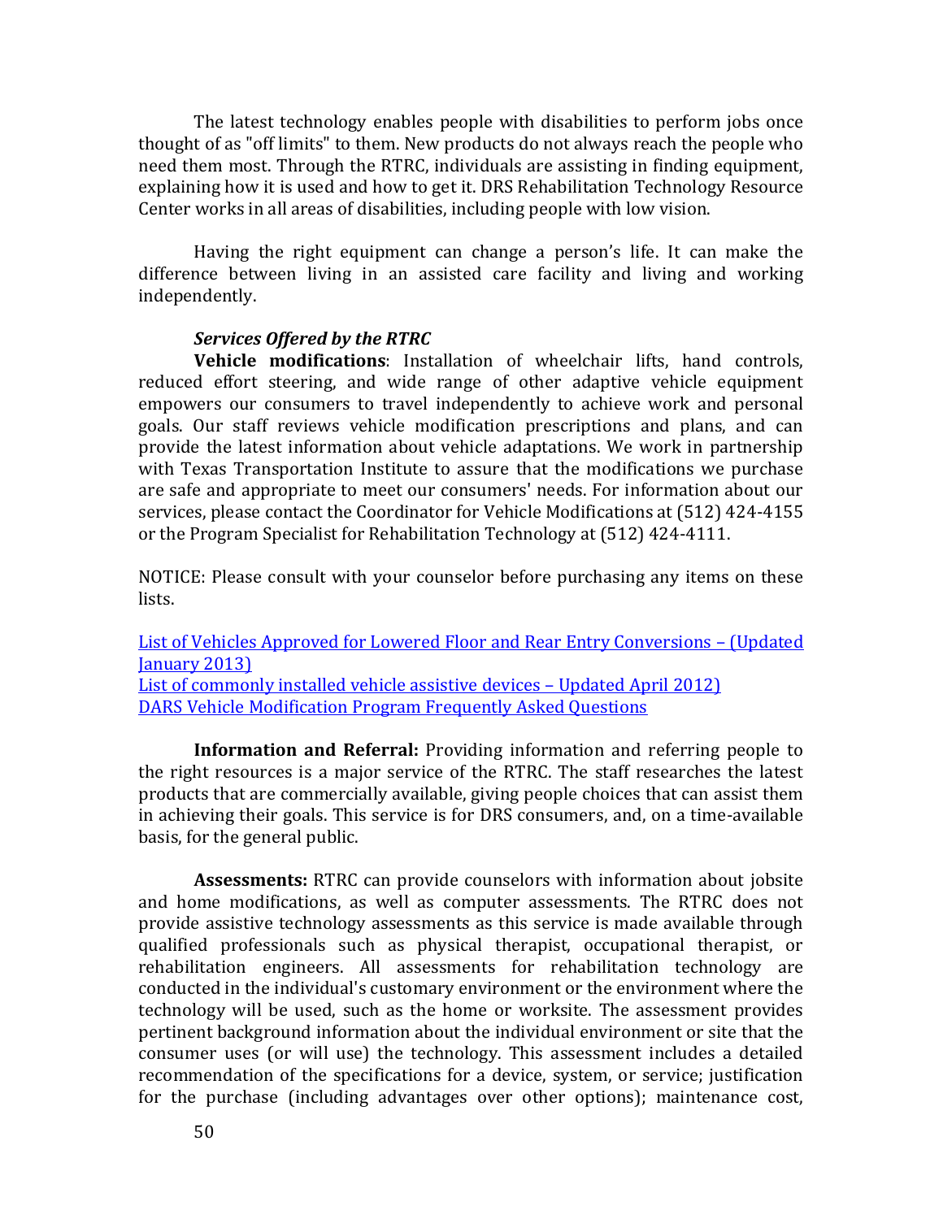The latest technology enables people with disabilities to perform jobs once thought of as "off limits" to them. New products do not always reach the people who need them most. Through the RTRC, individuals are assisting in finding equipment, explaining how it is used and how to get it. DRS Rehabilitation Technology Resource Center works in all areas of disabilities, including people with low vision.

Having the right equipment can change a person's life. It can make the difference between living in an assisted care facility and living and working independently.

***Services Offered by the RTRC***

**Vehicle modifications**: Installation of wheelchair lifts, hand controls, reduced effort steering, and wide range of other adaptive vehicle equipment empowers our consumers to travel independently to achieve work and personal goals. Our staff reviews vehicle modification prescriptions and plans, and can provide the latest information about vehicle adaptations. We work in partnership with Texas Transportation Institute to assure that the modifications we purchase are safe and appropriate to meet our consumers' needs. For information about our services, please contact the Coordinator for Vehicle Modifications at (512) 424-4155 or the Program Specialist for Rehabilitation Technology at (512) 424-4111.

NOTICE: Please consult with your counselor before purchasing any items on these lists.

List of Vehicles Approved for Lowered Floor and Rear Entry Conversions – (Updated January 2013)
List of commonly installed vehicle assistive devices – Updated April 2012)
DARS Vehicle Modification Program Frequently Asked Questions

**Information and Referral:** Providing information and referring people to the right resources is a major service of the RTRC. The staff researches the latest products that are commercially available, giving people choices that can assist them in achieving their goals. This service is for DRS consumers, and, on a time-available basis, for the general public.

**Assessments:** RTRC can provide counselors with information about jobsite and home modifications, as well as computer assessments. The RTRC does not provide assistive technology assessments as this service is made available through qualified professionals such as physical therapist, occupational therapist, or rehabilitation engineers. All assessments for rehabilitation technology are conducted in the individual's customary environment or the environment where the technology will be used, such as the home or worksite. The assessment provides pertinent background information about the individual environment or site that the consumer uses (or will use) the technology. This assessment includes a detailed recommendation of the specifications for a device, system, or service; justification for the purchase (including advantages over other options); maintenance cost,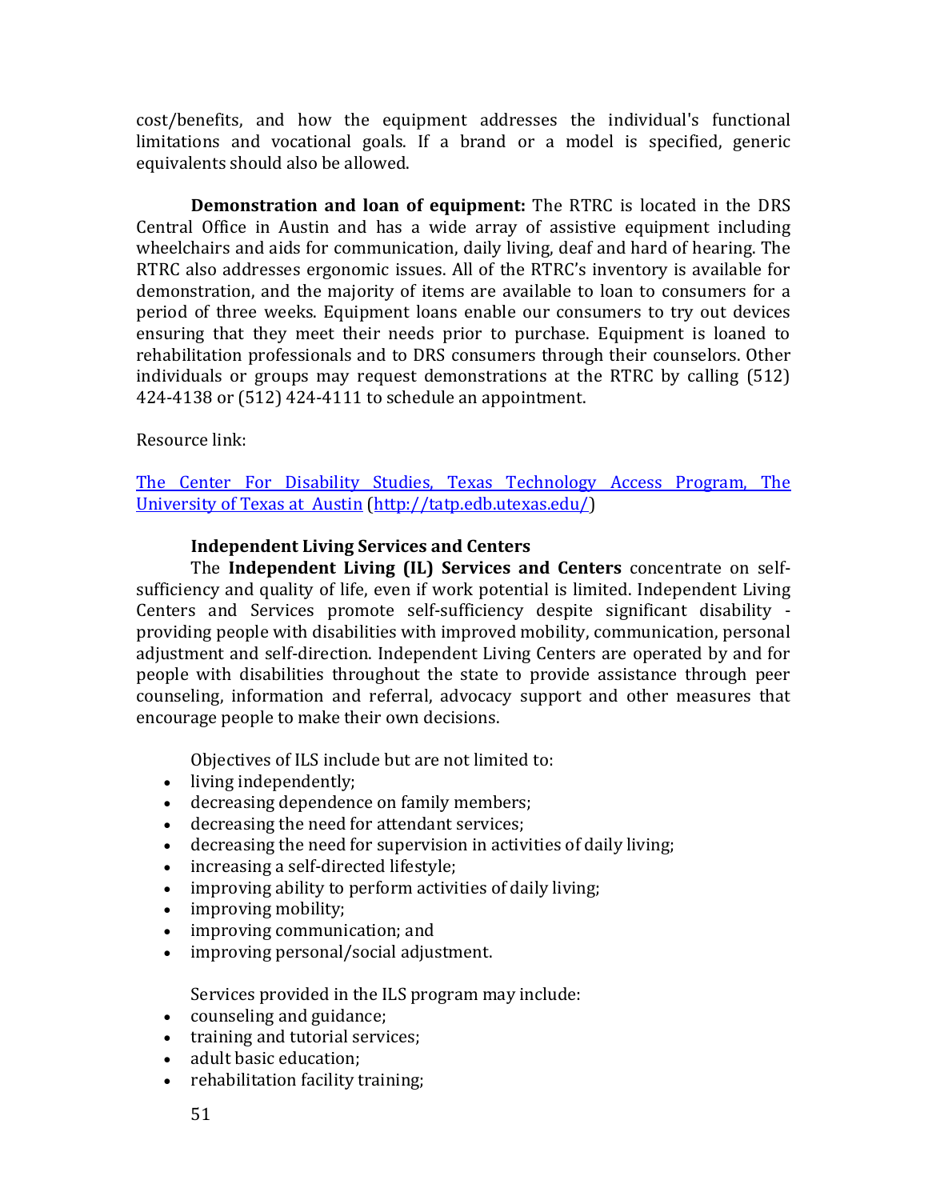cost/benefits, and how the equipment addresses the individual's functional limitations and vocational goals. If a brand or a model is specified, generic equivalents should also be allowed.

**Demonstration and loan of equipment:** The RTRC is located in the DRS Central Office in Austin and has a wide array of assistive equipment including wheelchairs and aids for communication, daily living, deaf and hard of hearing. The RTRC also addresses ergonomic issues. All of the RTRC's inventory is available for demonstration, and the majority of items are available to loan to consumers for a period of three weeks. Equipment loans enable our consumers to try out devices ensuring that they meet their needs prior to purchase. Equipment is loaned to rehabilitation professionals and to DRS consumers through their counselors. Other individuals or groups may request demonstrations at the RTRC by calling (512) 424-4138 or (512) 424-4111 to schedule an appointment.

Resource link:

[The Center For Disability Studies, Texas Technology Access Program, The University of Texas at Austin](http://tatp.edb.utexas.edu/) (http://tatp.edb.utexas.edu/)

**Independent Living Services and Centers**

The **Independent Living (IL) Services and Centers** concentrate on self-sufficiency and quality of life, even if work potential is limited. Independent Living Centers and Services promote self-sufficiency despite significant disability - providing people with disabilities with improved mobility, communication, personal adjustment and self-direction. Independent Living Centers are operated by and for people with disabilities throughout the state to provide assistance through peer counseling, information and referral, advocacy support and other measures that encourage people to make their own decisions.

Objectives of ILS include but are not limited to:

- living independently;
- decreasing dependence on family members;
- decreasing the need for attendant services;
- decreasing the need for supervision in activities of daily living;
- increasing a self-directed lifestyle;
- improving ability to perform activities of daily living;
- improving mobility;
- improving communication; and
- improving personal/social adjustment.

Services provided in the ILS program may include:

- counseling and guidance;
- training and tutorial services;
- adult basic education;
- rehabilitation facility training;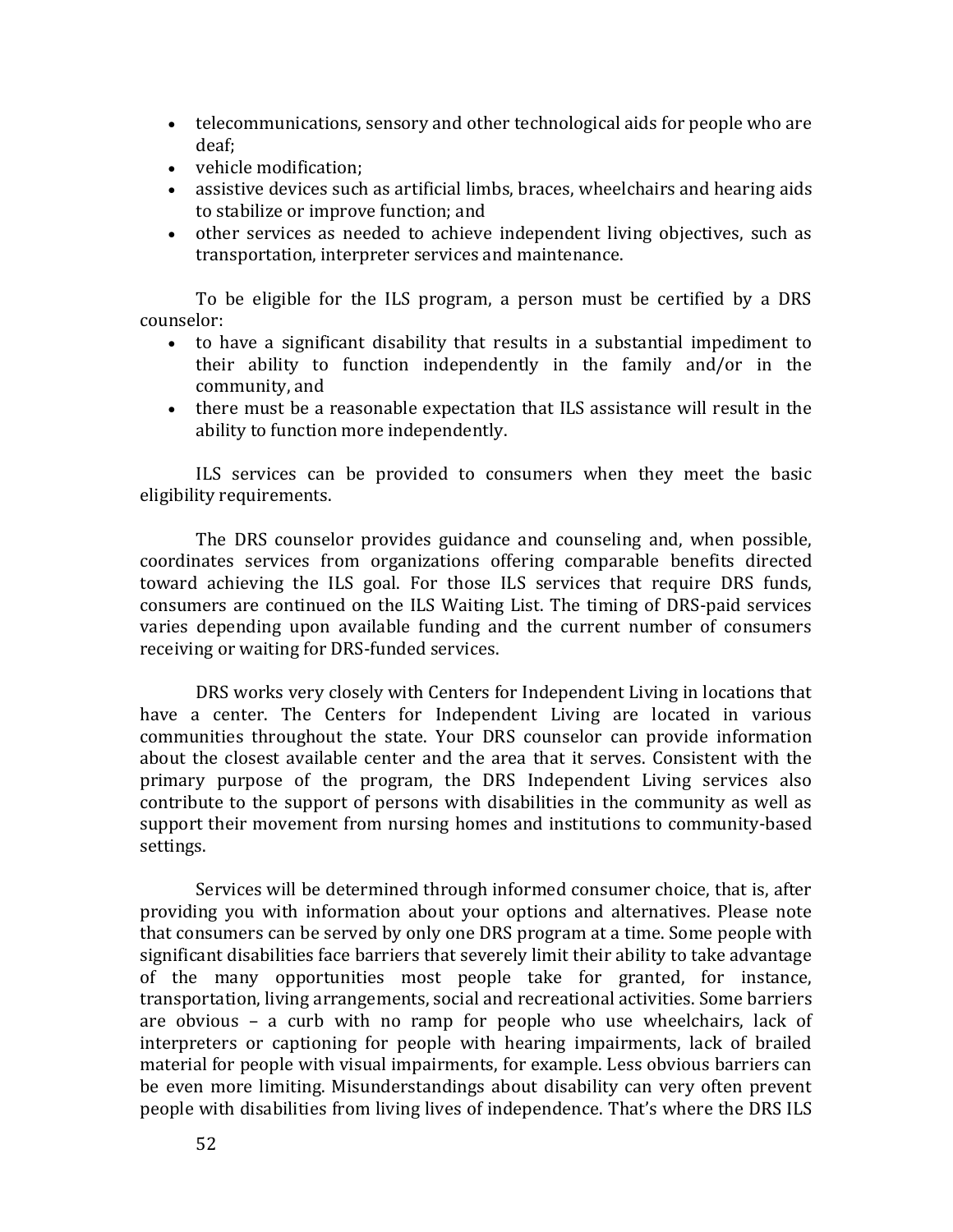- telecommunications, sensory and other technological aids for people who are deaf;
- vehicle modification;
- assistive devices such as artificial limbs, braces, wheelchairs and hearing aids to stabilize or improve function; and
- other services as needed to achieve independent living objectives, such as transportation, interpreter services and maintenance.

To be eligible for the ILS program, a person must be certified by a DRS counselor:

- to have a significant disability that results in a substantial impediment to their ability to function independently in the family and/or in the community, and
- there must be a reasonable expectation that ILS assistance will result in the ability to function more independently.

ILS services can be provided to consumers when they meet the basic eligibility requirements.

The DRS counselor provides guidance and counseling and, when possible, coordinates services from organizations offering comparable benefits directed toward achieving the ILS goal. For those ILS services that require DRS funds, consumers are continued on the ILS Waiting List. The timing of DRS-paid services varies depending upon available funding and the current number of consumers receiving or waiting for DRS-funded services.

DRS works very closely with Centers for Independent Living in locations that have a center. The Centers for Independent Living are located in various communities throughout the state. Your DRS counselor can provide information about the closest available center and the area that it serves. Consistent with the primary purpose of the program, the DRS Independent Living services also contribute to the support of persons with disabilities in the community as well as support their movement from nursing homes and institutions to community-based settings.

Services will be determined through informed consumer choice, that is, after providing you with information about your options and alternatives. Please note that consumers can be served by only one DRS program at a time. Some people with significant disabilities face barriers that severely limit their ability to take advantage of the many opportunities most people take for granted, for instance, transportation, living arrangements, social and recreational activities. Some barriers are obvious – a curb with no ramp for people who use wheelchairs, lack of interpreters or captioning for people with hearing impairments, lack of brailed material for people with visual impairments, for example. Less obvious barriers can be even more limiting. Misunderstandings about disability can very often prevent people with disabilities from living lives of independence. That's where the DRS ILS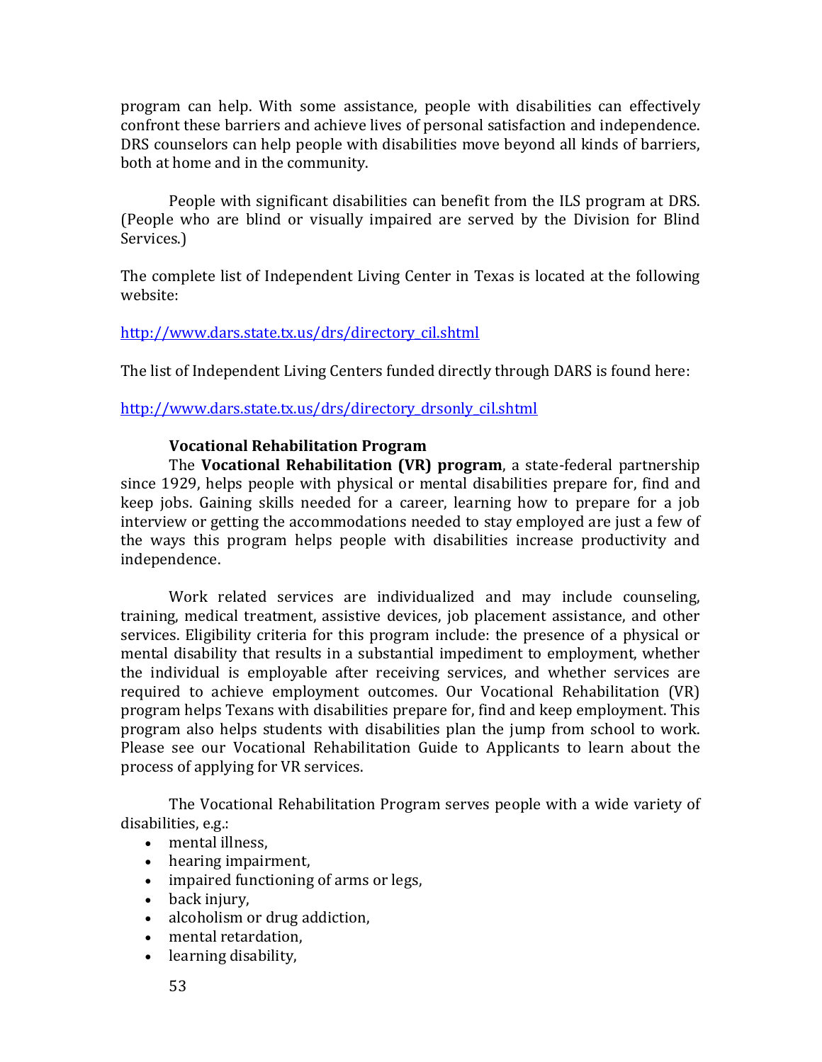program can help. With some assistance, people with disabilities can effectively confront these barriers and achieve lives of personal satisfaction and independence. DRS counselors can help people with disabilities move beyond all kinds of barriers, both at home and in the community.

People with significant disabilities can benefit from the ILS program at DRS. (People who are blind or visually impaired are served by the Division for Blind Services.)

The complete list of Independent Living Center in Texas is located at the following website:

http://www.dars.state.tx.us/drs/directory_cil.shtml

The list of Independent Living Centers funded directly through DARS is found here:

http://www.dars.state.tx.us/drs/directory_drsonly_cil.shtml

**Vocational Rehabilitation Program**

The **Vocational Rehabilitation (VR) program**, a state-federal partnership since 1929, helps people with physical or mental disabilities prepare for, find and keep jobs. Gaining skills needed for a career, learning how to prepare for a job interview or getting the accommodations needed to stay employed are just a few of the ways this program helps people with disabilities increase productivity and independence.

Work related services are individualized and may include counseling, training, medical treatment, assistive devices, job placement assistance, and other services. Eligibility criteria for this program include: the presence of a physical or mental disability that results in a substantial impediment to employment, whether the individual is employable after receiving services, and whether services are required to achieve employment outcomes. Our Vocational Rehabilitation (VR) program helps Texans with disabilities prepare for, find and keep employment. This program also helps students with disabilities plan the jump from school to work. Please see our Vocational Rehabilitation Guide to Applicants to learn about the process of applying for VR services.

The Vocational Rehabilitation Program serves people with a wide variety of disabilities, e.g.:

- mental illness,
- hearing impairment,
- impaired functioning of arms or legs,
- back injury,
- alcoholism or drug addiction,
- mental retardation,
- learning disability,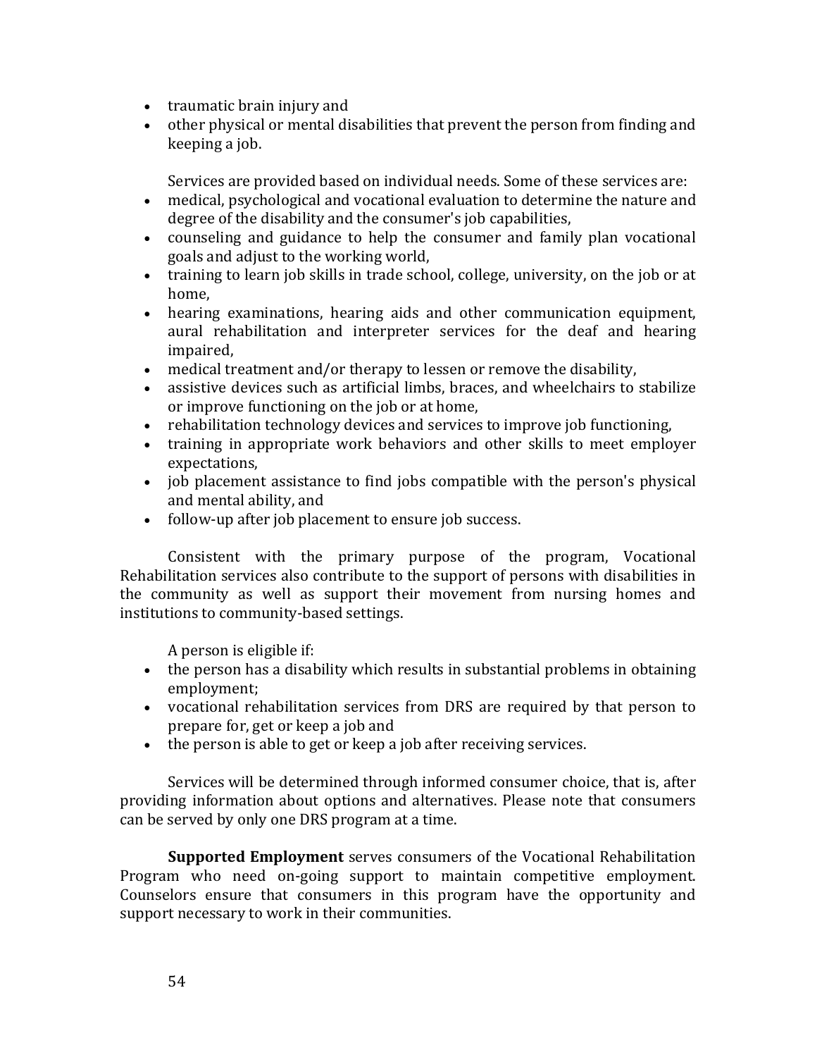- traumatic brain injury and
- other physical or mental disabilities that prevent the person from finding and keeping a job.

Services are provided based on individual needs. Some of these services are:

- medical, psychological and vocational evaluation to determine the nature and degree of the disability and the consumer's job capabilities,
- counseling and guidance to help the consumer and family plan vocational goals and adjust to the working world,
- training to learn job skills in trade school, college, university, on the job or at home,
- hearing examinations, hearing aids and other communication equipment, aural rehabilitation and interpreter services for the deaf and hearing impaired,
- medical treatment and/or therapy to lessen or remove the disability,
- assistive devices such as artificial limbs, braces, and wheelchairs to stabilize or improve functioning on the job or at home,
- rehabilitation technology devices and services to improve job functioning,
- training in appropriate work behaviors and other skills to meet employer expectations,
- job placement assistance to find jobs compatible with the person's physical and mental ability, and
- follow-up after job placement to ensure job success.

Consistent with the primary purpose of the program, Vocational Rehabilitation services also contribute to the support of persons with disabilities in the community as well as support their movement from nursing homes and institutions to community-based settings.

A person is eligible if:

- the person has a disability which results in substantial problems in obtaining employment;
- vocational rehabilitation services from DRS are required by that person to prepare for, get or keep a job and
- the person is able to get or keep a job after receiving services.

Services will be determined through informed consumer choice, that is, after providing information about options and alternatives. Please note that consumers can be served by only one DRS program at a time.

**Supported Employment** serves consumers of the Vocational Rehabilitation Program who need on-going support to maintain competitive employment. Counselors ensure that consumers in this program have the opportunity and support necessary to work in their communities.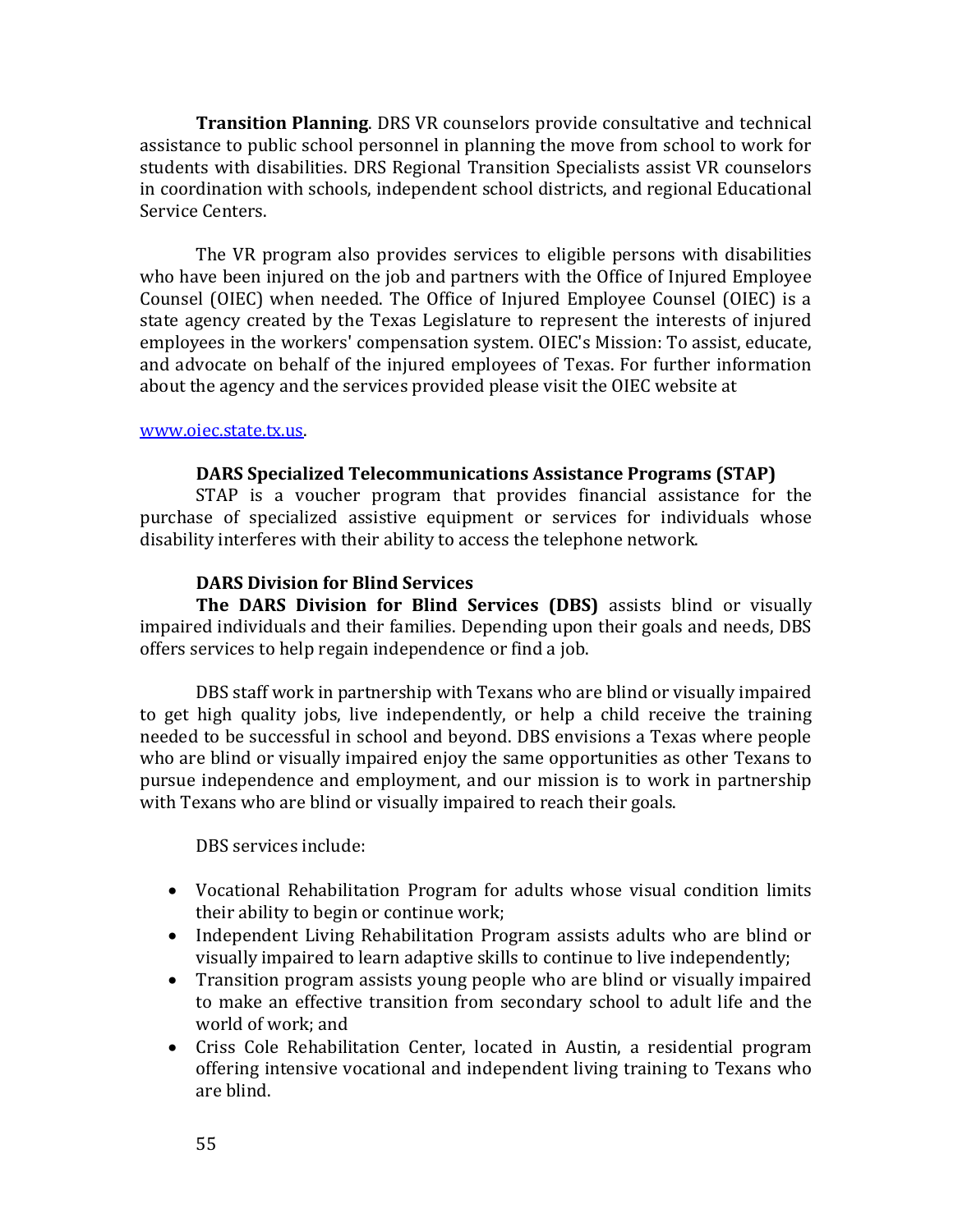**Transition Planning**. DRS VR counselors provide consultative and technical assistance to public school personnel in planning the move from school to work for students with disabilities. DRS Regional Transition Specialists assist VR counselors in coordination with schools, independent school districts, and regional Educational Service Centers.

The VR program also provides services to eligible persons with disabilities who have been injured on the job and partners with the Office of Injured Employee Counsel (OIEC) when needed. The Office of Injured Employee Counsel (OIEC) is a state agency created by the Texas Legislature to represent the interests of injured employees in the workers' compensation system. OIEC's Mission: To assist, educate, and advocate on behalf of the injured employees of Texas. For further information about the agency and the services provided please visit the OIEC website at

www.oiec.state.tx.us.

### DARS Specialized Telecommunications Assistance Programs (STAP)

STAP is a voucher program that provides financial assistance for the purchase of specialized assistive equipment or services for individuals whose disability interferes with their ability to access the telephone network.

### DARS Division for Blind Services

**The DARS Division for Blind Services (DBS)** assists blind or visually impaired individuals and their families. Depending upon their goals and needs, DBS offers services to help regain independence or find a job.

DBS staff work in partnership with Texans who are blind or visually impaired to get high quality jobs, live independently, or help a child receive the training needed to be successful in school and beyond. DBS envisions a Texas where people who are blind or visually impaired enjoy the same opportunities as other Texans to pursue independence and employment, and our mission is to work in partnership with Texans who are blind or visually impaired to reach their goals.

DBS services include:

- Vocational Rehabilitation Program for adults whose visual condition limits their ability to begin or continue work;
- Independent Living Rehabilitation Program assists adults who are blind or visually impaired to learn adaptive skills to continue to live independently;
- Transition program assists young people who are blind or visually impaired to make an effective transition from secondary school to adult life and the world of work; and
- Criss Cole Rehabilitation Center, located in Austin, a residential program offering intensive vocational and independent living training to Texans who are blind.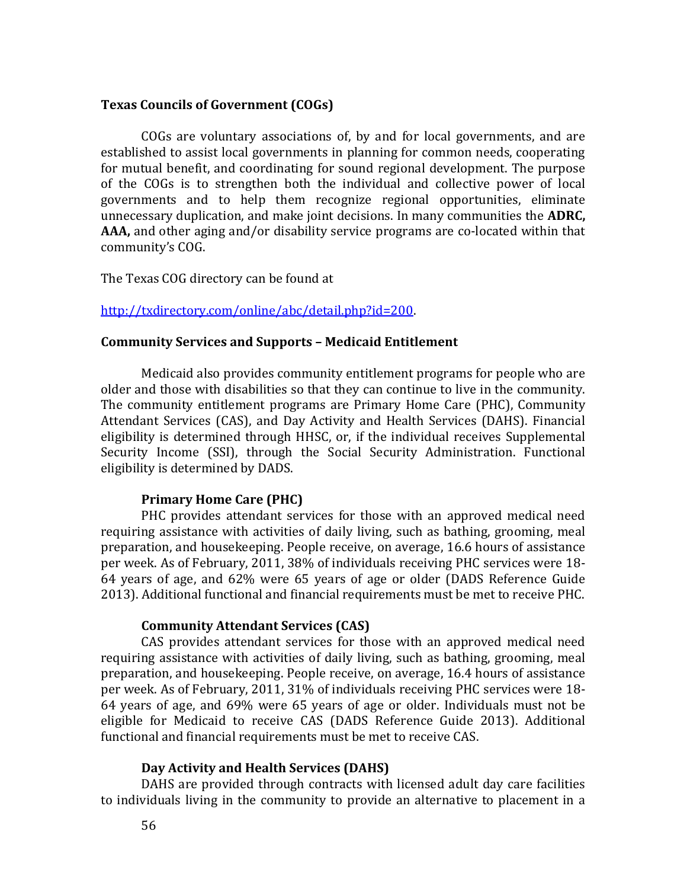## Texas Councils of Government (COGs)

COGs are voluntary associations of, by and for local governments, and are established to assist local governments in planning for common needs, cooperating for mutual benefit, and coordinating for sound regional development. The purpose of the COGs is to strengthen both the individual and collective power of local governments and to help them recognize regional opportunities, eliminate unnecessary duplication, and make joint decisions. In many communities the **ADRC, AAA,** and other aging and/or disability service programs are co-located within that community's COG.

The Texas COG directory can be found at

http://txdirectory.com/online/abc/detail.php?id=200.

## Community Services and Supports – Medicaid Entitlement

Medicaid also provides community entitlement programs for people who are older and those with disabilities so that they can continue to live in the community. The community entitlement programs are Primary Home Care (PHC), Community Attendant Services (CAS), and Day Activity and Health Services (DAHS). Financial eligibility is determined through HHSC, or, if the individual receives Supplemental Security Income (SSI), through the Social Security Administration. Functional eligibility is determined by DADS.

### Primary Home Care (PHC)

PHC provides attendant services for those with an approved medical need requiring assistance with activities of daily living, such as bathing, grooming, meal preparation, and housekeeping. People receive, on average, 16.6 hours of assistance per week. As of February, 2011, 38% of individuals receiving PHC services were 18-64 years of age, and 62% were 65 years of age or older (DADS Reference Guide 2013). Additional functional and financial requirements must be met to receive PHC.

### Community Attendant Services (CAS)

CAS provides attendant services for those with an approved medical need requiring assistance with activities of daily living, such as bathing, grooming, meal preparation, and housekeeping. People receive, on average, 16.4 hours of assistance per week. As of February, 2011, 31% of individuals receiving PHC services were 18-64 years of age, and 69% were 65 years of age or older. Individuals must not be eligible for Medicaid to receive CAS (DADS Reference Guide 2013). Additional functional and financial requirements must be met to receive CAS.

### Day Activity and Health Services (DAHS)

DAHS are provided through contracts with licensed adult day care facilities to individuals living in the community to provide an alternative to placement in a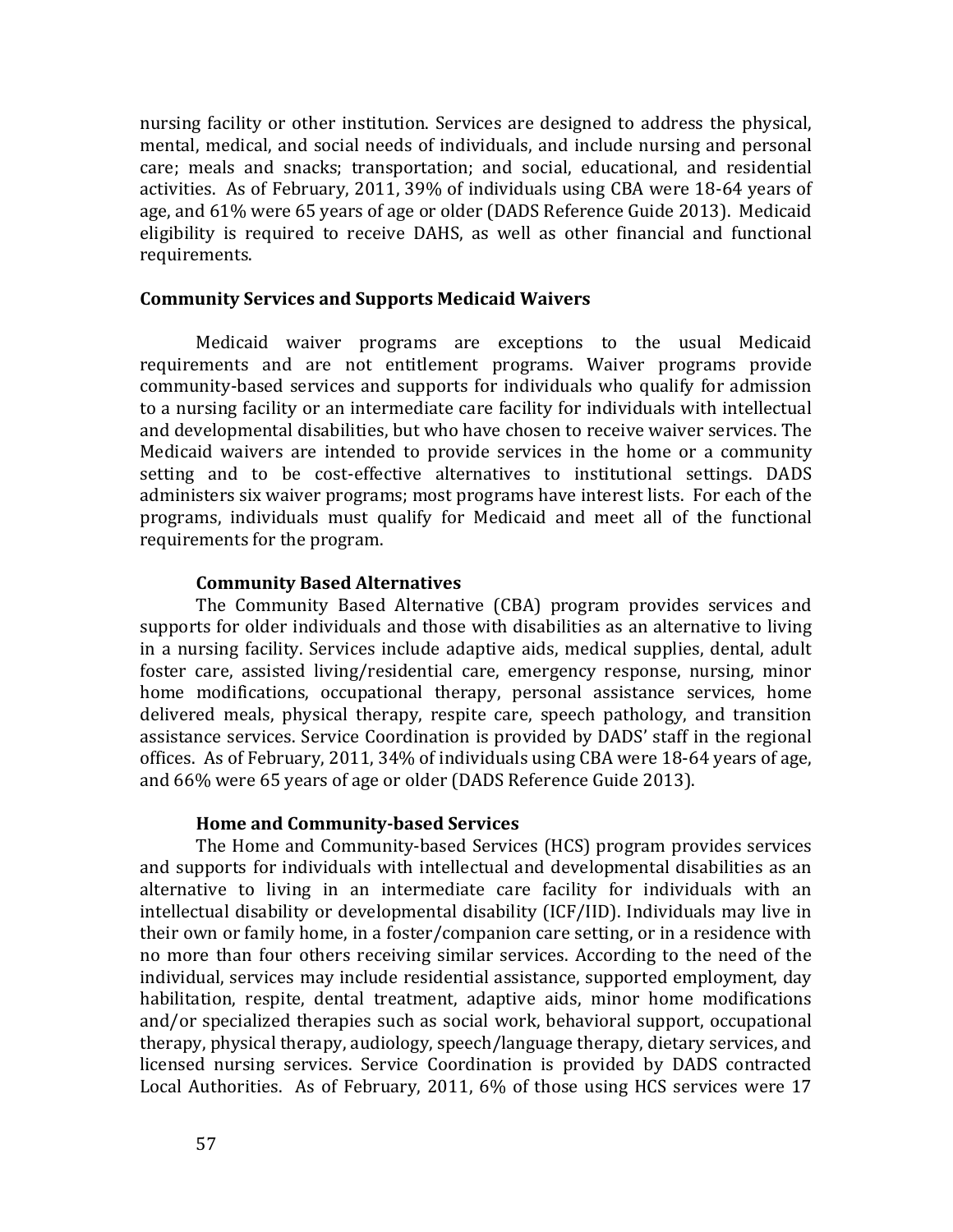nursing facility or other institution. Services are designed to address the physical, mental, medical, and social needs of individuals, and include nursing and personal care; meals and snacks; transportation; and social, educational, and residential activities. As of February, 2011, 39% of individuals using CBA were 18-64 years of age, and 61% were 65 years of age or older (DADS Reference Guide 2013). Medicaid eligibility is required to receive DAHS, as well as other financial and functional requirements.

### Community Services and Supports Medicaid Waivers

Medicaid waiver programs are exceptions to the usual Medicaid requirements and are not entitlement programs. Waiver programs provide community-based services and supports for individuals who qualify for admission to a nursing facility or an intermediate care facility for individuals with intellectual and developmental disabilities, but who have chosen to receive waiver services. The Medicaid waivers are intended to provide services in the home or a community setting and to be cost-effective alternatives to institutional settings. DADS administers six waiver programs; most programs have interest lists. For each of the programs, individuals must qualify for Medicaid and meet all of the functional requirements for the program.

#### Community Based Alternatives

The Community Based Alternative (CBA) program provides services and supports for older individuals and those with disabilities as an alternative to living in a nursing facility. Services include adaptive aids, medical supplies, dental, adult foster care, assisted living/residential care, emergency response, nursing, minor home modifications, occupational therapy, personal assistance services, home delivered meals, physical therapy, respite care, speech pathology, and transition assistance services. Service Coordination is provided by DADS' staff in the regional offices. As of February, 2011, 34% of individuals using CBA were 18-64 years of age, and 66% were 65 years of age or older (DADS Reference Guide 2013).

#### Home and Community-based Services

The Home and Community-based Services (HCS) program provides services and supports for individuals with intellectual and developmental disabilities as an alternative to living in an intermediate care facility for individuals with an intellectual disability or developmental disability (ICF/IID). Individuals may live in their own or family home, in a foster/companion care setting, or in a residence with no more than four others receiving similar services. According to the need of the individual, services may include residential assistance, supported employment, day habilitation, respite, dental treatment, adaptive aids, minor home modifications and/or specialized therapies such as social work, behavioral support, occupational therapy, physical therapy, audiology, speech/language therapy, dietary services, and licensed nursing services. Service Coordination is provided by DADS contracted Local Authorities. As of February, 2011, 6% of those using HCS services were 17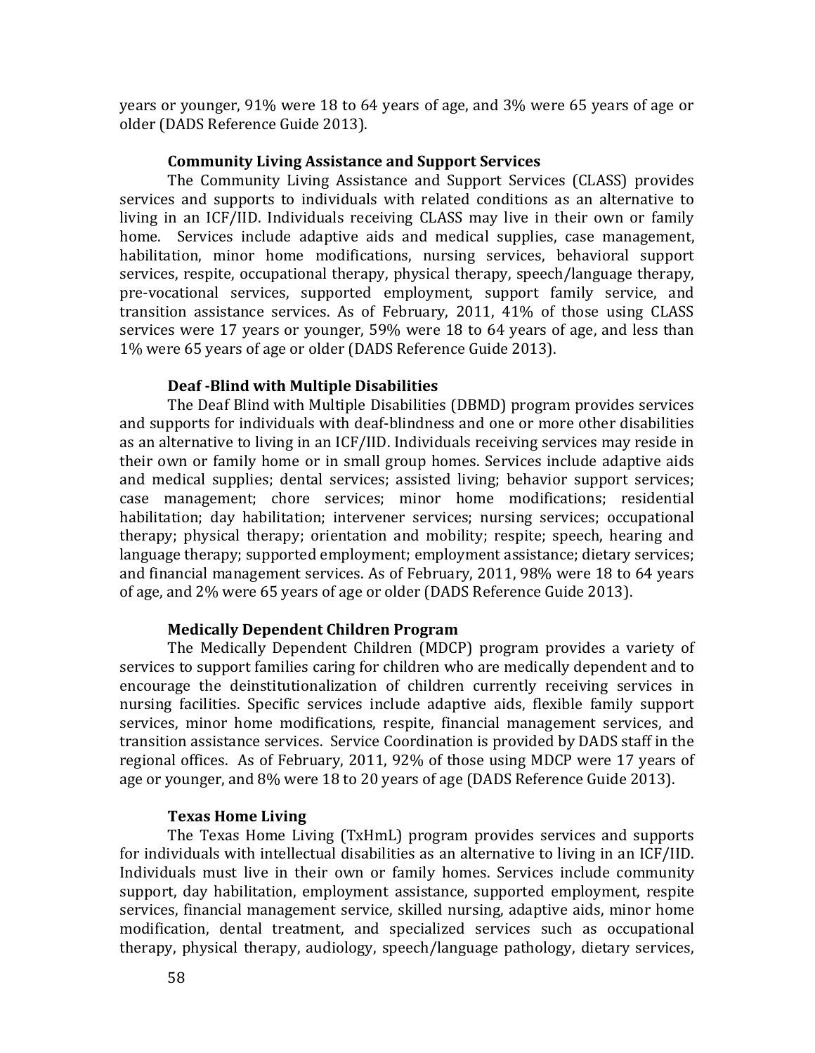years or younger, 91% were 18 to 64 years of age, and 3% were 65 years of age or older (DADS Reference Guide 2013).

### Community Living Assistance and Support Services

The Community Living Assistance and Support Services (CLASS) provides services and supports to individuals with related conditions as an alternative to living in an ICF/IID. Individuals receiving CLASS may live in their own or family home. Services include adaptive aids and medical supplies, case management, habilitation, minor home modifications, nursing services, behavioral support services, respite, occupational therapy, physical therapy, speech/language therapy, pre-vocational services, supported employment, support family service, and transition assistance services. As of February, 2011, 41% of those using CLASS services were 17 years or younger, 59% were 18 to 64 years of age, and less than 1% were 65 years of age or older (DADS Reference Guide 2013).

### Deaf -Blind with Multiple Disabilities

The Deaf Blind with Multiple Disabilities (DBMD) program provides services and supports for individuals with deaf-blindness and one or more other disabilities as an alternative to living in an ICF/IID. Individuals receiving services may reside in their own or family home or in small group homes. Services include adaptive aids and medical supplies; dental services; assisted living; behavior support services; case management; chore services; minor home modifications; residential habilitation; day habilitation; intervener services; nursing services; occupational therapy; physical therapy; orientation and mobility; respite; speech, hearing and language therapy; supported employment; employment assistance; dietary services; and financial management services. As of February, 2011, 98% were 18 to 64 years of age, and 2% were 65 years of age or older (DADS Reference Guide 2013).

### Medically Dependent Children Program

The Medically Dependent Children (MDCP) program provides a variety of services to support families caring for children who are medically dependent and to encourage the deinstitutionalization of children currently receiving services in nursing facilities. Specific services include adaptive aids, flexible family support services, minor home modifications, respite, financial management services, and transition assistance services. Service Coordination is provided by DADS staff in the regional offices. As of February, 2011, 92% of those using MDCP were 17 years of age or younger, and 8% were 18 to 20 years of age (DADS Reference Guide 2013).

### Texas Home Living

The Texas Home Living (TxHmL) program provides services and supports for individuals with intellectual disabilities as an alternative to living in an ICF/IID. Individuals must live in their own or family homes. Services include community support, day habilitation, employment assistance, supported employment, respite services, financial management service, skilled nursing, adaptive aids, minor home modification, dental treatment, and specialized services such as occupational therapy, physical therapy, audiology, speech/language pathology, dietary services,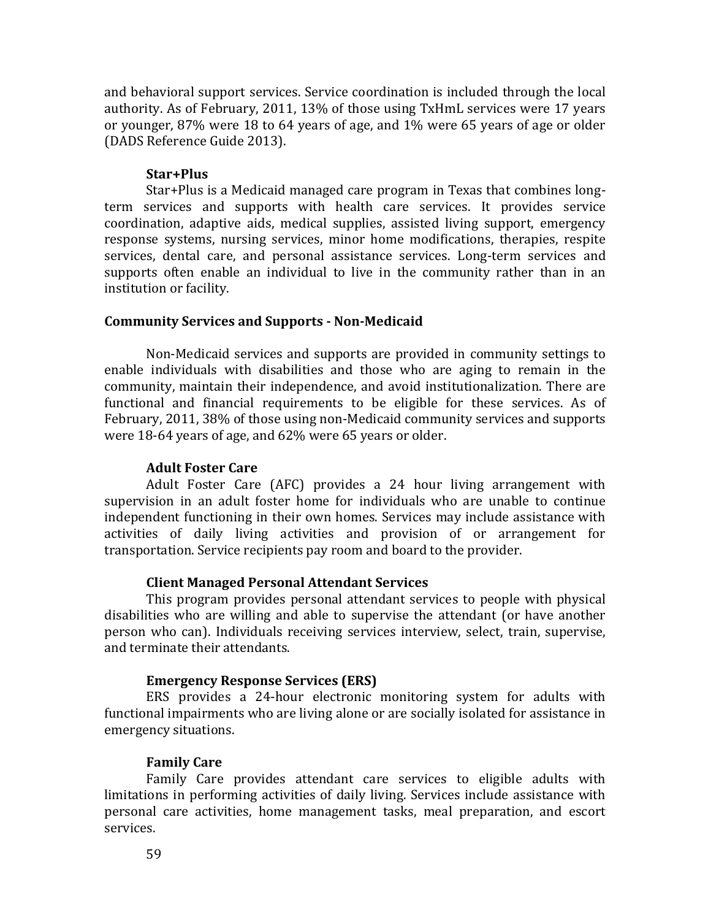and behavioral support services. Service coordination is included through the local authority. As of February, 2011, 13% of those using TxHmL services were 17 years or younger, 87% were 18 to 64 years of age, and 1% were 65 years of age or older (DADS Reference Guide 2013).

#### Star+Plus

Star+Plus is a Medicaid managed care program in Texas that combines long-term services and supports with health care services. It provides service coordination, adaptive aids, medical supplies, assisted living support, emergency response systems, nursing services, minor home modifications, therapies, respite services, dental care, and personal assistance services. Long-term services and supports often enable an individual to live in the community rather than in an institution or facility.

### Community Services and Supports - Non-Medicaid

Non-Medicaid services and supports are provided in community settings to enable individuals with disabilities and those who are aging to remain in the community, maintain their independence, and avoid institutionalization. There are functional and financial requirements to be eligible for these services. As of February, 2011, 38% of those using non-Medicaid community services and supports were 18-64 years of age, and 62% were 65 years or older.

#### Adult Foster Care

Adult Foster Care (AFC) provides a 24 hour living arrangement with supervision in an adult foster home for individuals who are unable to continue independent functioning in their own homes. Services may include assistance with activities of daily living activities and provision of or arrangement for transportation. Service recipients pay room and board to the provider.

#### Client Managed Personal Attendant Services

This program provides personal attendant services to people with physical disabilities who are willing and able to supervise the attendant (or have another person who can). Individuals receiving services interview, select, train, supervise, and terminate their attendants.

#### Emergency Response Services (ERS)

ERS provides a 24-hour electronic monitoring system for adults with functional impairments who are living alone or are socially isolated for assistance in emergency situations.

#### Family Care

Family Care provides attendant care services to eligible adults with limitations in performing activities of daily living. Services include assistance with personal care activities, home management tasks, meal preparation, and escort services.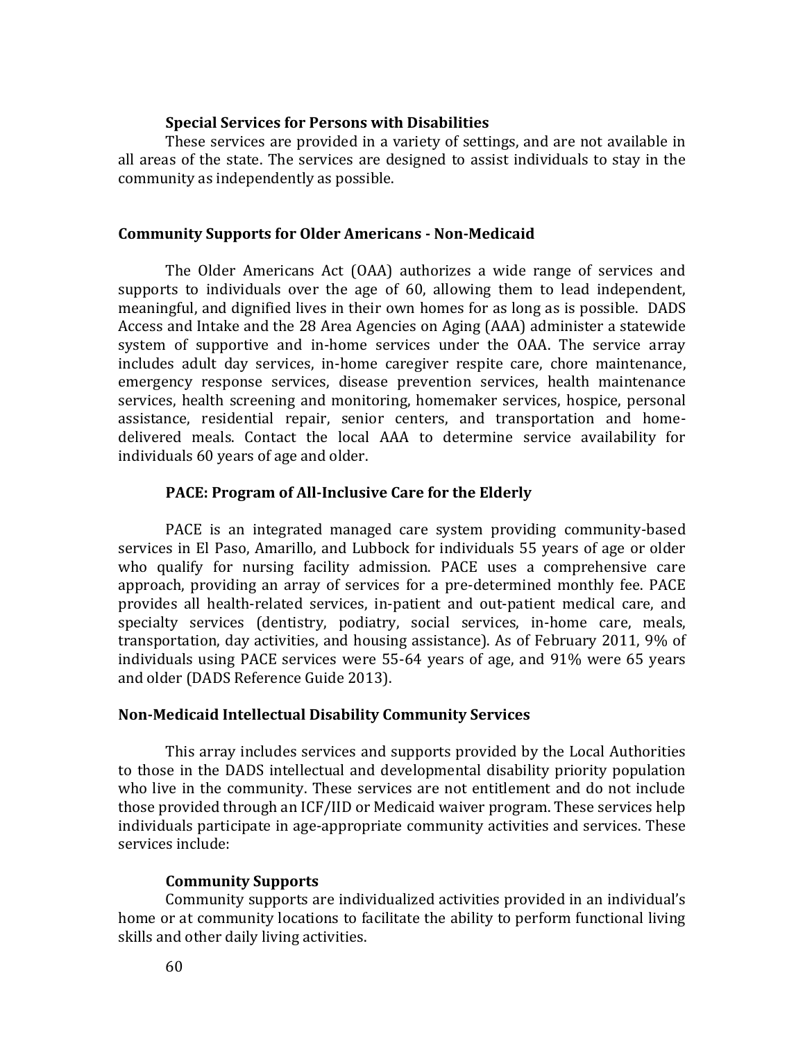### Special Services for Persons with Disabilities

These services are provided in a variety of settings, and are not available in all areas of the state. The services are designed to assist individuals to stay in the community as independently as possible.

## Community Supports for Older Americans - Non-Medicaid

The Older Americans Act (OAA) authorizes a wide range of services and supports to individuals over the age of 60, allowing them to lead independent, meaningful, and dignified lives in their own homes for as long as is possible. DADS Access and Intake and the 28 Area Agencies on Aging (AAA) administer a statewide system of supportive and in-home services under the OAA. The service array includes adult day services, in-home caregiver respite care, chore maintenance, emergency response services, disease prevention services, health maintenance services, health screening and monitoring, homemaker services, hospice, personal assistance, residential repair, senior centers, and transportation and home-delivered meals. Contact the local AAA to determine service availability for individuals 60 years of age and older.

### PACE: Program of All-Inclusive Care for the Elderly

PACE is an integrated managed care system providing community-based services in El Paso, Amarillo, and Lubbock for individuals 55 years of age or older who qualify for nursing facility admission. PACE uses a comprehensive care approach, providing an array of services for a pre-determined monthly fee. PACE provides all health-related services, in-patient and out-patient medical care, and specialty services (dentistry, podiatry, social services, in-home care, meals, transportation, day activities, and housing assistance). As of February 2011, 9% of individuals using PACE services were 55-64 years of age, and 91% were 65 years and older (DADS Reference Guide 2013).

## Non-Medicaid Intellectual Disability Community Services

This array includes services and supports provided by the Local Authorities to those in the DADS intellectual and developmental disability priority population who live in the community. These services are not entitlement and do not include those provided through an ICF/IID or Medicaid waiver program. These services help individuals participate in age-appropriate community activities and services. These services include:

### Community Supports

Community supports are individualized activities provided in an individual's home or at community locations to facilitate the ability to perform functional living skills and other daily living activities.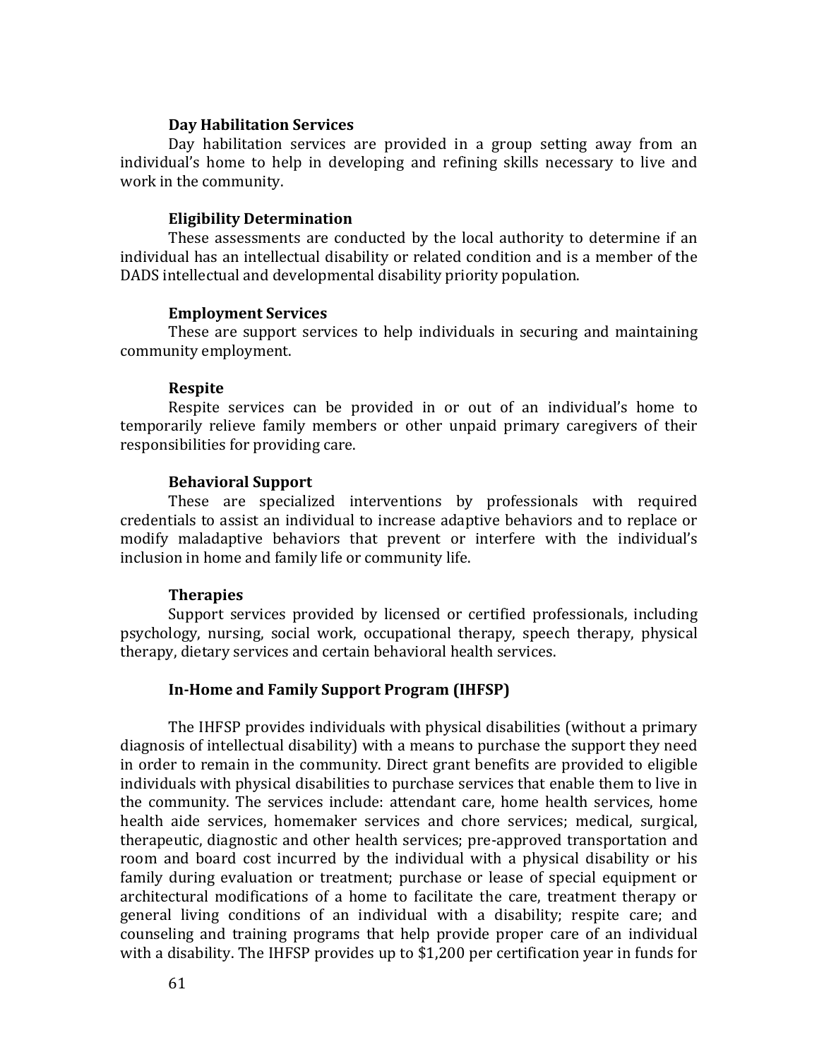**Day Habilitation Services**

Day habilitation services are provided in a group setting away from an individual's home to help in developing and refining skills necessary to live and work in the community.

**Eligibility Determination**

These assessments are conducted by the local authority to determine if an individual has an intellectual disability or related condition and is a member of the DADS intellectual and developmental disability priority population.

**Employment Services**

These are support services to help individuals in securing and maintaining community employment.

**Respite**

Respite services can be provided in or out of an individual's home to temporarily relieve family members or other unpaid primary caregivers of their responsibilities for providing care.

**Behavioral Support**

These are specialized interventions by professionals with required credentials to assist an individual to increase adaptive behaviors and to replace or modify maladaptive behaviors that prevent or interfere with the individual's inclusion in home and family life or community life.

**Therapies**

Support services provided by licensed or certified professionals, including psychology, nursing, social work, occupational therapy, speech therapy, physical therapy, dietary services and certain behavioral health services.

**In-Home and Family Support Program (IHFSP)**

The IHFSP provides individuals with physical disabilities (without a primary diagnosis of intellectual disability) with a means to purchase the support they need in order to remain in the community. Direct grant benefits are provided to eligible individuals with physical disabilities to purchase services that enable them to live in the community. The services include: attendant care, home health services, home health aide services, homemaker services and chore services; medical, surgical, therapeutic, diagnostic and other health services; pre-approved transportation and room and board cost incurred by the individual with a physical disability or his family during evaluation or treatment; purchase or lease of special equipment or architectural modifications of a home to facilitate the care, treatment therapy or general living conditions of an individual with a disability; respite care; and counseling and training programs that help provide proper care of an individual with a disability. The IHFSP provides up to $1,200 per certification year in funds for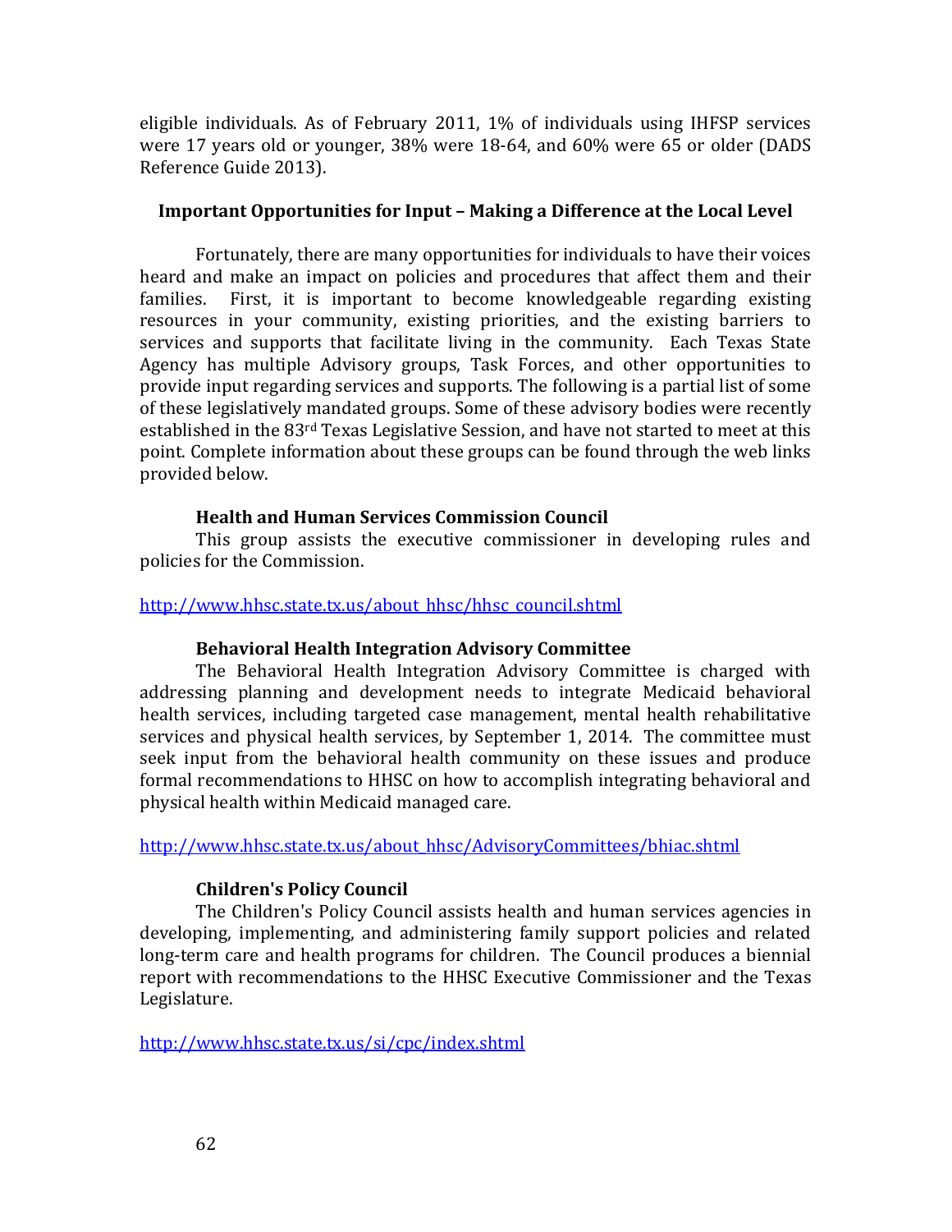eligible individuals. As of February 2011, 1% of individuals using IHFSP services were 17 years old or younger, 38% were 18-64, and 60% were 65 or older (DADS Reference Guide 2013).

## Important Opportunities for Input – Making a Difference at the Local Level

Fortunately, there are many opportunities for individuals to have their voices heard and make an impact on policies and procedures that affect them and their families. First, it is important to become knowledgeable regarding existing resources in your community, existing priorities, and the existing barriers to services and supports that facilitate living in the community. Each Texas State Agency has multiple Advisory groups, Task Forces, and other opportunities to provide input regarding services and supports. The following is a partial list of some of these legislatively mandated groups. Some of these advisory bodies were recently established in the 83rd Texas Legislative Session, and have not started to meet at this point. Complete information about these groups can be found through the web links provided below.

### Health and Human Services Commission Council

This group assists the executive commissioner in developing rules and policies for the Commission.

http://www.hhsc.state.tx.us/about_hhsc/hhsc_council.shtml

### Behavioral Health Integration Advisory Committee

The Behavioral Health Integration Advisory Committee is charged with addressing planning and development needs to integrate Medicaid behavioral health services, including targeted case management, mental health rehabilitative services and physical health services, by September 1, 2014. The committee must seek input from the behavioral health community on these issues and produce formal recommendations to HHSC on how to accomplish integrating behavioral and physical health within Medicaid managed care.

http://www.hhsc.state.tx.us/about_hhsc/AdvisoryCommittees/bhiac.shtml

### Children's Policy Council

The Children's Policy Council assists health and human services agencies in developing, implementing, and administering family support policies and related long-term care and health programs for children. The Council produces a biennial report with recommendations to the HHSC Executive Commissioner and the Texas Legislature.

http://www.hhsc.state.tx.us/si/cpc/index.shtml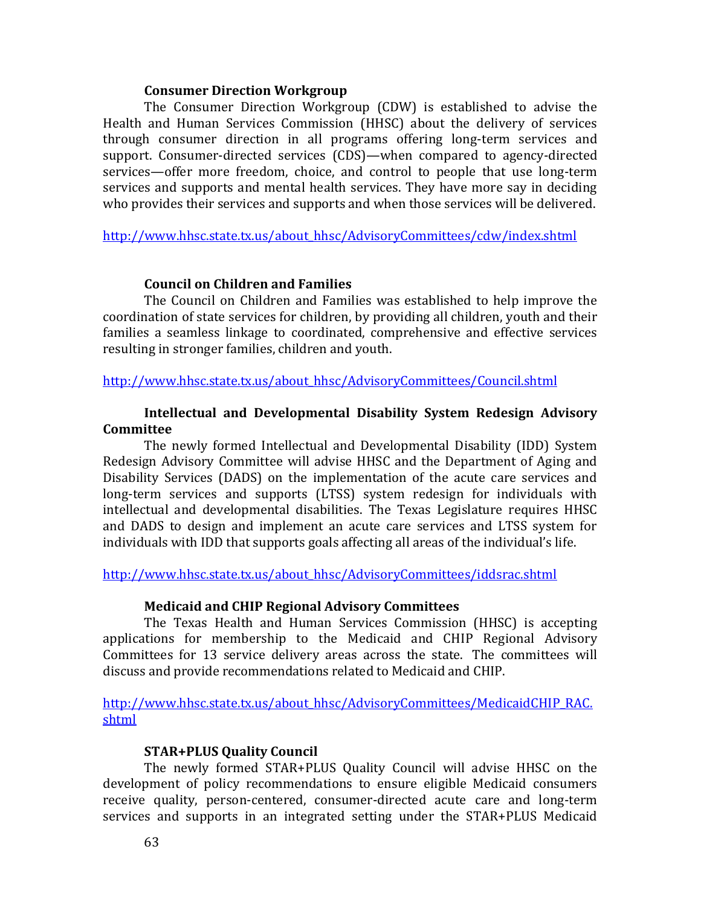### Consumer Direction Workgroup

The Consumer Direction Workgroup (CDW) is established to advise the Health and Human Services Commission (HHSC) about the delivery of services through consumer direction in all programs offering long-term services and support. Consumer-directed services (CDS)—when compared to agency-directed services—offer more freedom, choice, and control to people that use long-term services and supports and mental health services. They have more say in deciding who provides their services and supports and when those services will be delivered.

http://www.hhsc.state.tx.us/about_hhsc/AdvisoryCommittees/cdw/index.shtml

### Council on Children and Families

The Council on Children and Families was established to help improve the coordination of state services for children, by providing all children, youth and their families a seamless linkage to coordinated, comprehensive and effective services resulting in stronger families, children and youth.

http://www.hhsc.state.tx.us/about_hhsc/AdvisoryCommittees/Council.shtml

### Intellectual and Developmental Disability System Redesign Advisory Committee

The newly formed Intellectual and Developmental Disability (IDD) System Redesign Advisory Committee will advise HHSC and the Department of Aging and Disability Services (DADS) on the implementation of the acute care services and long-term services and supports (LTSS) system redesign for individuals with intellectual and developmental disabilities. The Texas Legislature requires HHSC and DADS to design and implement an acute care services and LTSS system for individuals with IDD that supports goals affecting all areas of the individual's life.

http://www.hhsc.state.tx.us/about_hhsc/AdvisoryCommittees/iddsrac.shtml

### Medicaid and CHIP Regional Advisory Committees

The Texas Health and Human Services Commission (HHSC) is accepting applications for membership to the Medicaid and CHIP Regional Advisory Committees for 13 service delivery areas across the state. The committees will discuss and provide recommendations related to Medicaid and CHIP.

http://www.hhsc.state.tx.us/about_hhsc/AdvisoryCommittees/MedicaidCHIP_RAC.shtml

### STAR+PLUS Quality Council

The newly formed STAR+PLUS Quality Council will advise HHSC on the development of policy recommendations to ensure eligible Medicaid consumers receive quality, person-centered, consumer-directed acute care and long-term services and supports in an integrated setting under the STAR+PLUS Medicaid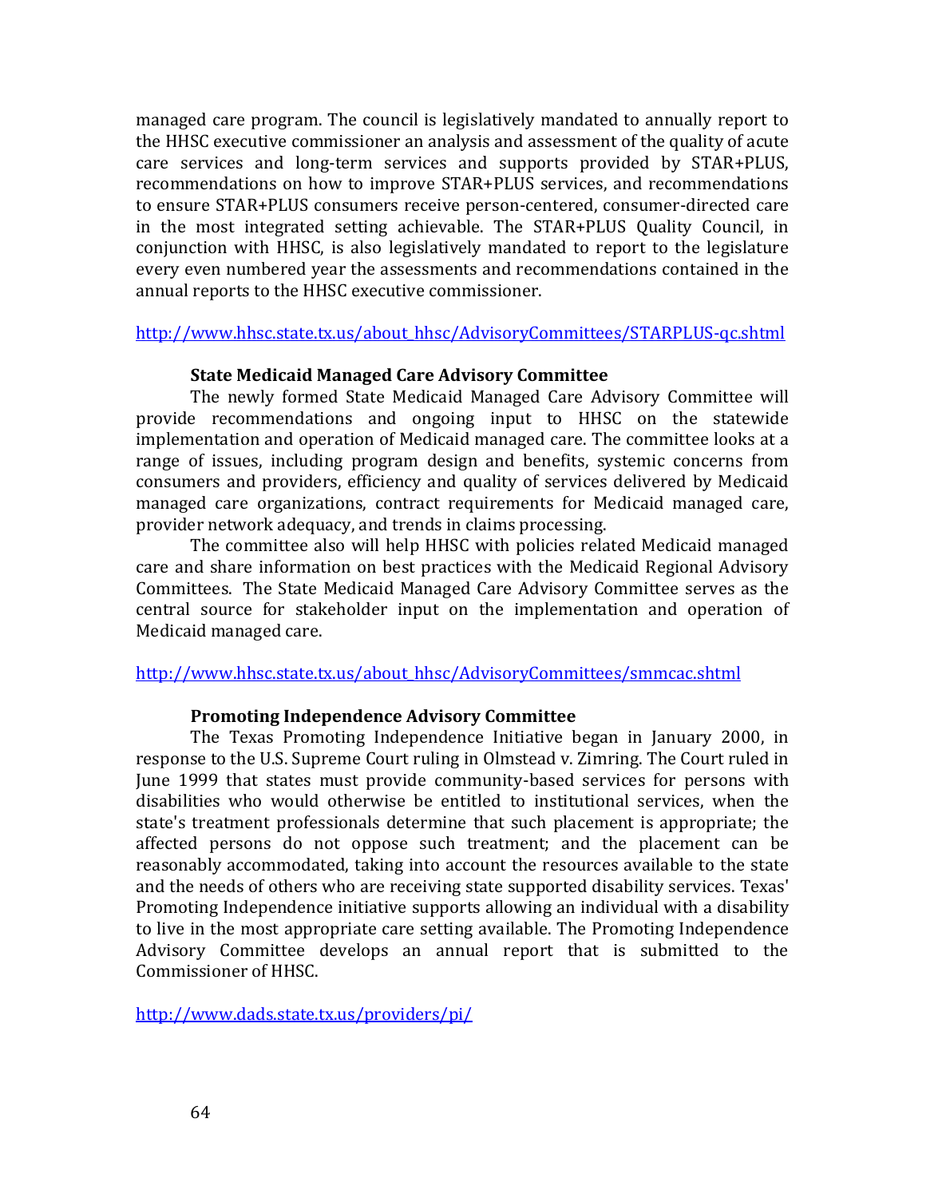managed care program. The council is legislatively mandated to annually report to the HHSC executive commissioner an analysis and assessment of the quality of acute care services and long-term services and supports provided by STAR+PLUS, recommendations on how to improve STAR+PLUS services, and recommendations to ensure STAR+PLUS consumers receive person-centered, consumer-directed care in the most integrated setting achievable. The STAR+PLUS Quality Council, in conjunction with HHSC, is also legislatively mandated to report to the legislature every even numbered year the assessments and recommendations contained in the annual reports to the HHSC executive commissioner.

http://www.hhsc.state.tx.us/about_hhsc/AdvisoryCommittees/STARPLUS-qc.shtml

### State Medicaid Managed Care Advisory Committee

The newly formed State Medicaid Managed Care Advisory Committee will provide recommendations and ongoing input to HHSC on the statewide implementation and operation of Medicaid managed care. The committee looks at a range of issues, including program design and benefits, systemic concerns from consumers and providers, efficiency and quality of services delivered by Medicaid managed care organizations, contract requirements for Medicaid managed care, provider network adequacy, and trends in claims processing.

The committee also will help HHSC with policies related Medicaid managed care and share information on best practices with the Medicaid Regional Advisory Committees. The State Medicaid Managed Care Advisory Committee serves as the central source for stakeholder input on the implementation and operation of Medicaid managed care.

http://www.hhsc.state.tx.us/about_hhsc/AdvisoryCommittees/smmcac.shtml

### Promoting Independence Advisory Committee

The Texas Promoting Independence Initiative began in January 2000, in response to the U.S. Supreme Court ruling in Olmstead v. Zimring. The Court ruled in June 1999 that states must provide community-based services for persons with disabilities who would otherwise be entitled to institutional services, when the state's treatment professionals determine that such placement is appropriate; the affected persons do not oppose such treatment; and the placement can be reasonably accommodated, taking into account the resources available to the state and the needs of others who are receiving state supported disability services. Texas' Promoting Independence initiative supports allowing an individual with a disability to live in the most appropriate care setting available. The Promoting Independence Advisory Committee develops an annual report that is submitted to the Commissioner of HHSC.

http://www.dads.state.tx.us/providers/pi/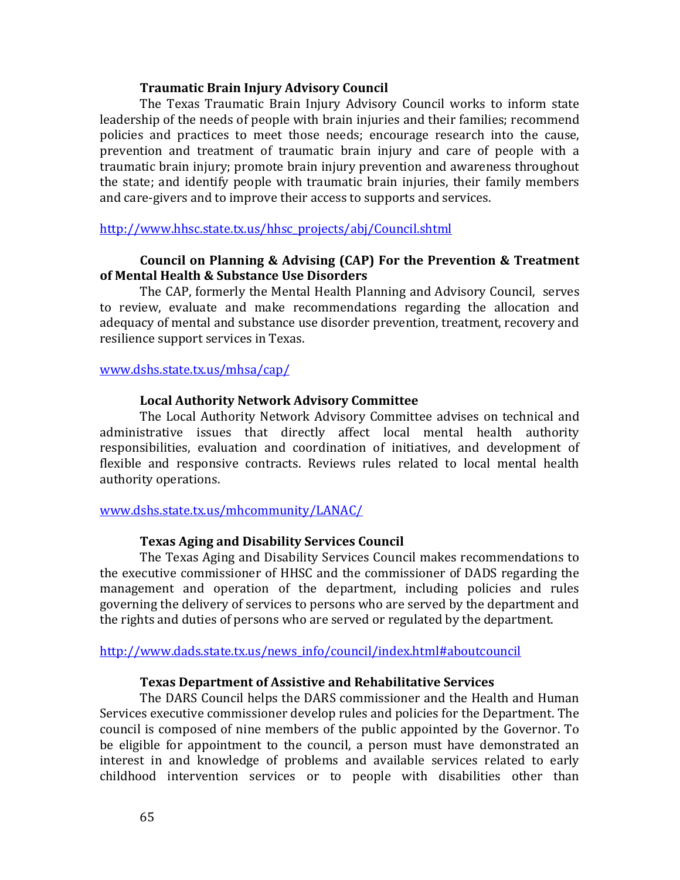### Traumatic Brain Injury Advisory Council

The Texas Traumatic Brain Injury Advisory Council works to inform state leadership of the needs of people with brain injuries and their families; recommend policies and practices to meet those needs; encourage research into the cause, prevention and treatment of traumatic brain injury and care of people with a traumatic brain injury; promote brain injury prevention and awareness throughout the state; and identify people with traumatic brain injuries, their family members and care-givers and to improve their access to supports and services.

http://www.hhsc.state.tx.us/hhsc_projects/abj/Council.shtml

### Council on Planning & Advising (CAP) For the Prevention & Treatment of Mental Health & Substance Use Disorders

The CAP, formerly the Mental Health Planning and Advisory Council, serves to review, evaluate and make recommendations regarding the allocation and adequacy of mental and substance use disorder prevention, treatment, recovery and resilience support services in Texas.

www.dshs.state.tx.us/mhsa/cap/

### Local Authority Network Advisory Committee

The Local Authority Network Advisory Committee advises on technical and administrative issues that directly affect local mental health authority responsibilities, evaluation and coordination of initiatives, and development of flexible and responsive contracts. Reviews rules related to local mental health authority operations.

www.dshs.state.tx.us/mhcommunity/LANAC/

### Texas Aging and Disability Services Council

The Texas Aging and Disability Services Council makes recommendations to the executive commissioner of HHSC and the commissioner of DADS regarding the management and operation of the department, including policies and rules governing the delivery of services to persons who are served by the department and the rights and duties of persons who are served or regulated by the department.

http://www.dads.state.tx.us/news_info/council/index.html#aboutcouncil

### Texas Department of Assistive and Rehabilitative Services

The DARS Council helps the DARS commissioner and the Health and Human Services executive commissioner develop rules and policies for the Department. The council is composed of nine members of the public appointed by the Governor. To be eligible for appointment to the council, a person must have demonstrated an interest in and knowledge of problems and available services related to early childhood intervention services or to people with disabilities other than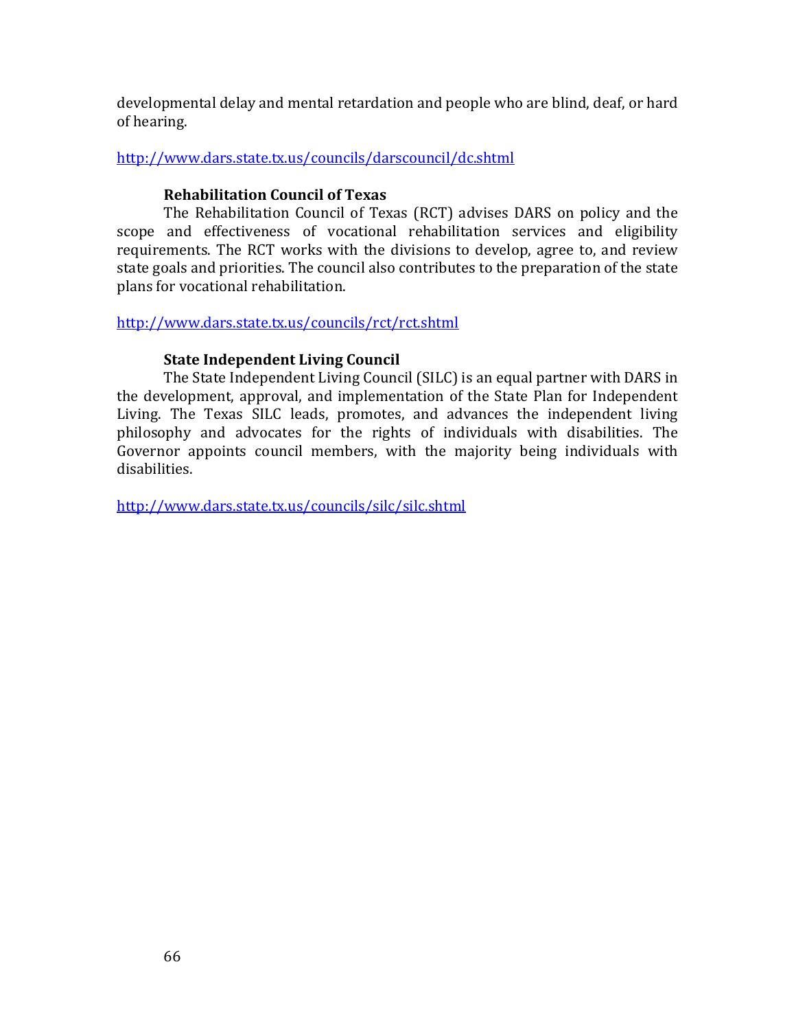developmental delay and mental retardation and people who are blind, deaf, or hard of hearing.

http://www.dars.state.tx.us/councils/darscouncil/dc.shtml

### Rehabilitation Council of Texas

The Rehabilitation Council of Texas (RCT) advises DARS on policy and the scope and effectiveness of vocational rehabilitation services and eligibility requirements. The RCT works with the divisions to develop, agree to, and review state goals and priorities. The council also contributes to the preparation of the state plans for vocational rehabilitation.

http://www.dars.state.tx.us/councils/rct/rct.shtml

### State Independent Living Council

The State Independent Living Council (SILC) is an equal partner with DARS in the development, approval, and implementation of the State Plan for Independent Living. The Texas SILC leads, promotes, and advances the independent living philosophy and advocates for the rights of individuals with disabilities. The Governor appoints council members, with the majority being individuals with disabilities.

http://www.dars.state.tx.us/councils/silc/silc.shtml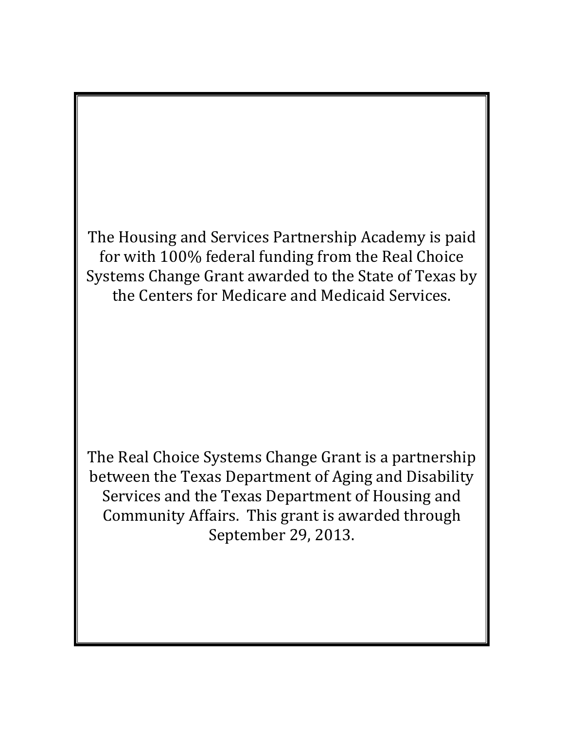The Housing and Services Partnership Academy is paid for with 100% federal funding from the Real Choice Systems Change Grant awarded to the State of Texas by the Centers for Medicare and Medicaid Services.

The Real Choice Systems Change Grant is a partnership between the Texas Department of Aging and Disability Services and the Texas Department of Housing and Community Affairs. This grant is awarded through September 29, 2013.